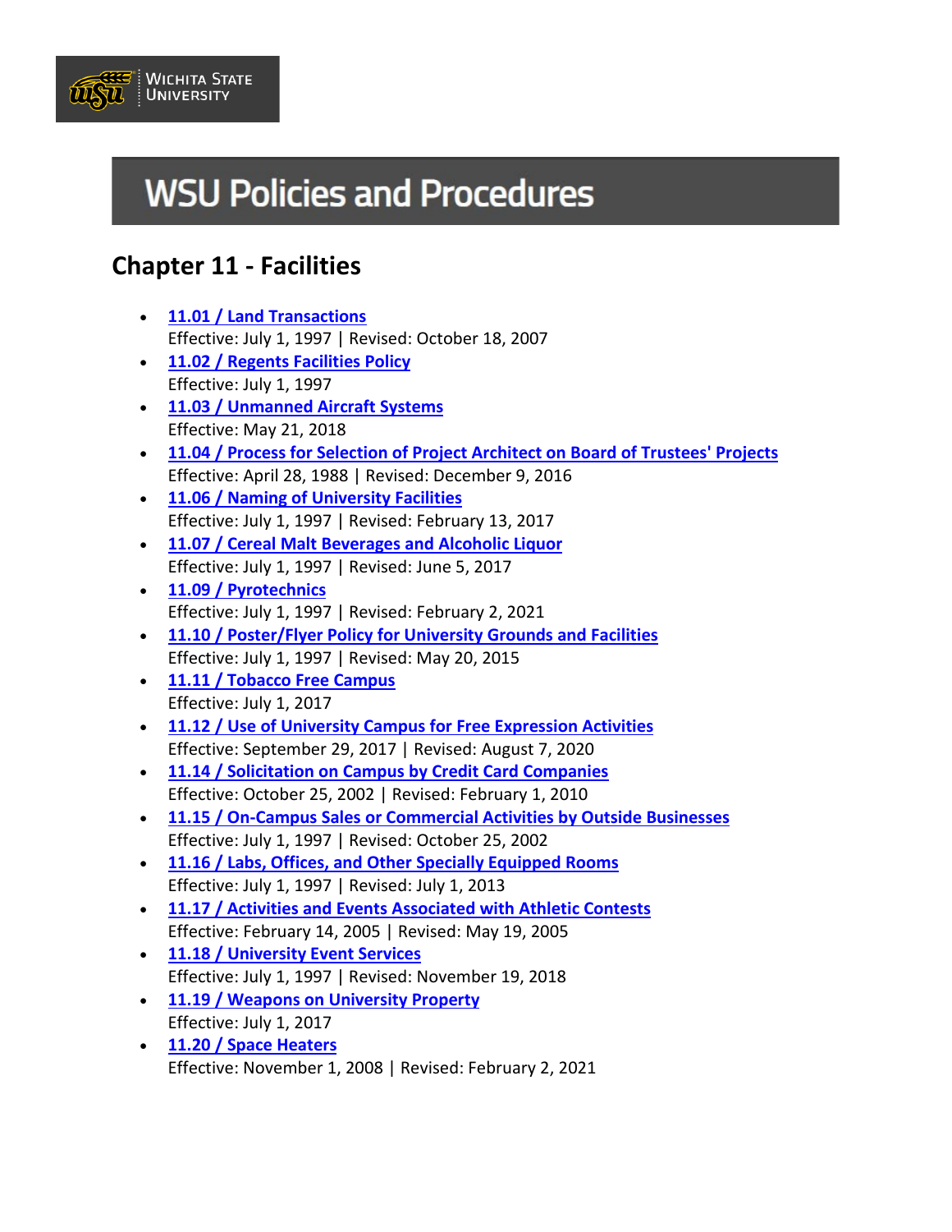Wichita State University

# WSU Policies and Procedures

## Chapter 11 - Facilities

- **11.01 / Land Transactions**
  Effective: July 1, 1997 | Revised: October 18, 2007
- **11.02 / Regents Facilities Policy**
  Effective: July 1, 1997
- **11.03 / Unmanned Aircraft Systems**
  Effective: May 21, 2018
- **11.04 / Process for Selection of Project Architect on Board of Trustees' Projects**
  Effective: April 28, 1988 | Revised: December 9, 2016
- **11.06 / Naming of University Facilities**
  Effective: July 1, 1997 | Revised: February 13, 2017
- **11.07 / Cereal Malt Beverages and Alcoholic Liquor**
  Effective: July 1, 1997 | Revised: June 5, 2017
- **11.09 / Pyrotechnics**
  Effective: July 1, 1997 | Revised: February 2, 2021
- **11.10 / Poster/Flyer Policy for University Grounds and Facilities**
  Effective: July 1, 1997 | Revised: May 20, 2015
- **11.11 / Tobacco Free Campus**
  Effective: July 1, 2017
- **11.12 / Use of University Campus for Free Expression Activities**
  Effective: September 29, 2017 | Revised: August 7, 2020
- **11.14 / Solicitation on Campus by Credit Card Companies**
  Effective: October 25, 2002 | Revised: February 1, 2010
- **11.15 / On-Campus Sales or Commercial Activities by Outside Businesses**
  Effective: July 1, 1997 | Revised: October 25, 2002
- **11.16 / Labs, Offices, and Other Specially Equipped Rooms**
  Effective: July 1, 1997 | Revised: July 1, 2013
- **11.17 / Activities and Events Associated with Athletic Contests**
  Effective: February 14, 2005 | Revised: May 19, 2005
- **11.18 / University Event Services**
  Effective: July 1, 1997 | Revised: November 19, 2018
- **11.19 / Weapons on University Property**
  Effective: July 1, 2017
- **11.20 / Space Heaters**
  Effective: November 1, 2008 | Revised: February 2, 2021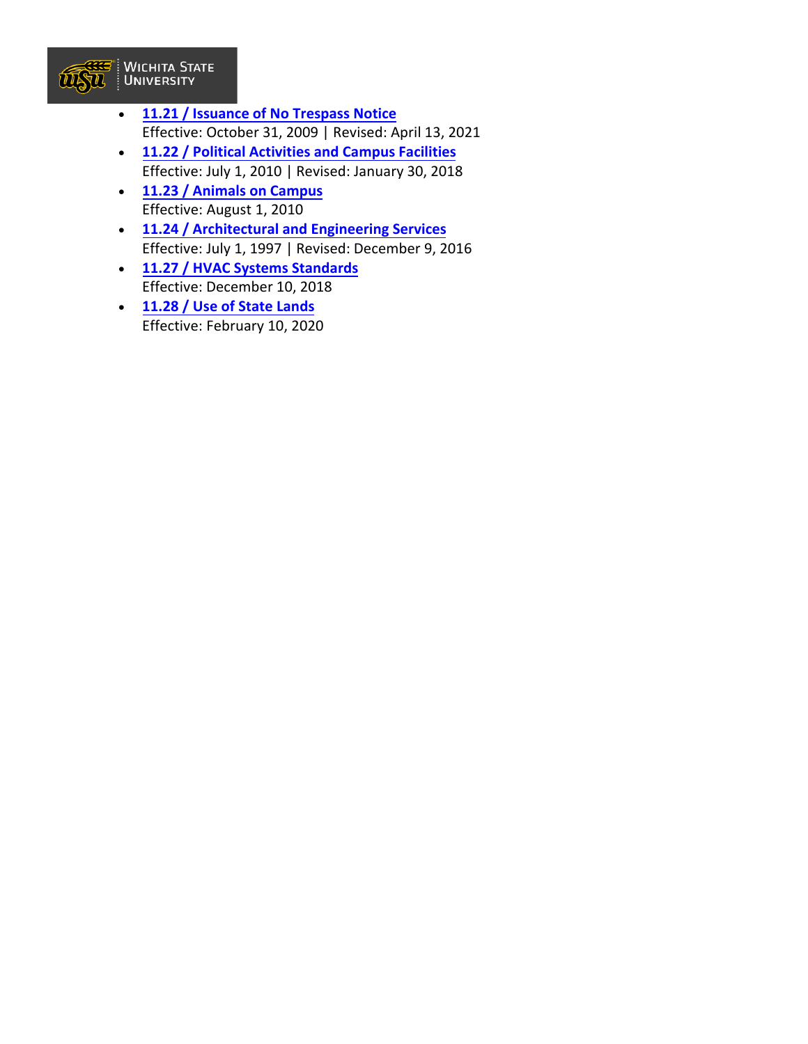- **11.21 / Issuance of No Trespass Notice**
  Effective: October 31, 2009 | Revised: April 13, 2021
- **11.22 / Political Activities and Campus Facilities**
  Effective: July 1, 2010 | Revised: January 30, 2018
- **11.23 / Animals on Campus**
  Effective: August 1, 2010
- **11.24 / Architectural and Engineering Services**
  Effective: July 1, 1997 | Revised: December 9, 2016
- **11.27 / HVAC Systems Standards**
  Effective: December 10, 2018
- **11.28 / Use of State Lands**
  Effective: February 10, 2020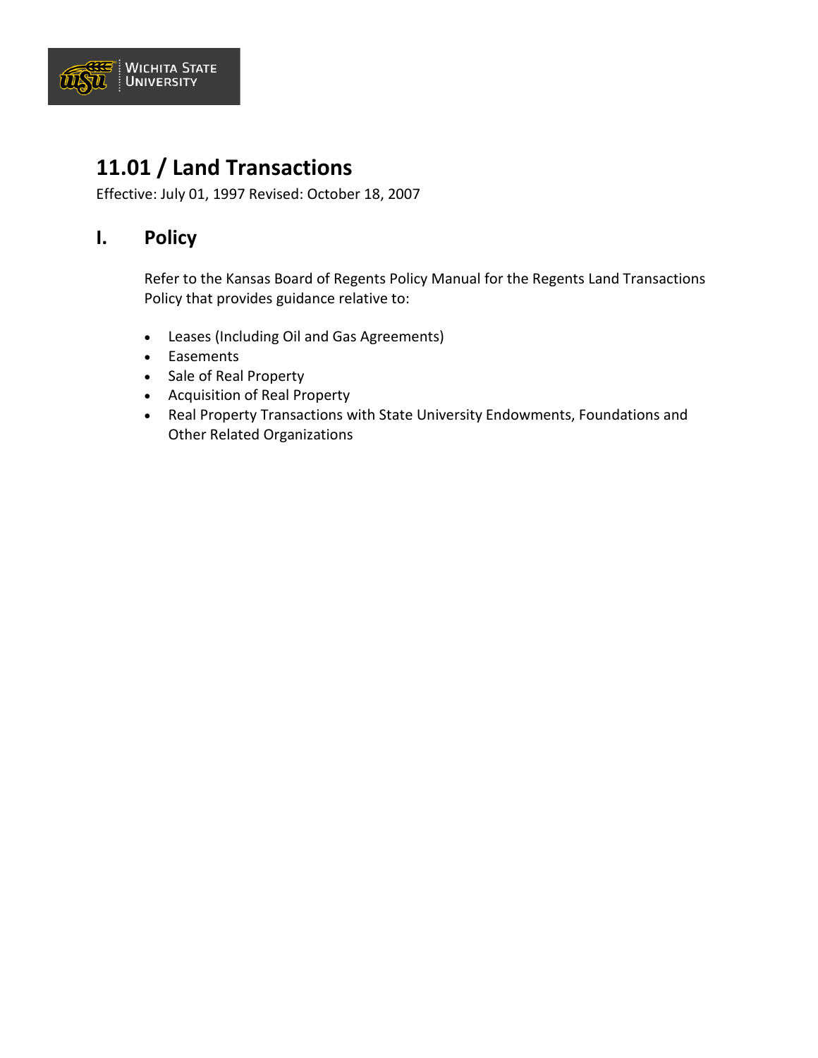# 11.01 / Land Transactions

Effective: July 01, 1997 Revised: October 18, 2007

## I. Policy

Refer to the Kansas Board of Regents Policy Manual for the Regents Land Transactions Policy that provides guidance relative to:

- Leases (Including Oil and Gas Agreements)
- Easements
- Sale of Real Property
- Acquisition of Real Property
- Real Property Transactions with State University Endowments, Foundations and Other Related Organizations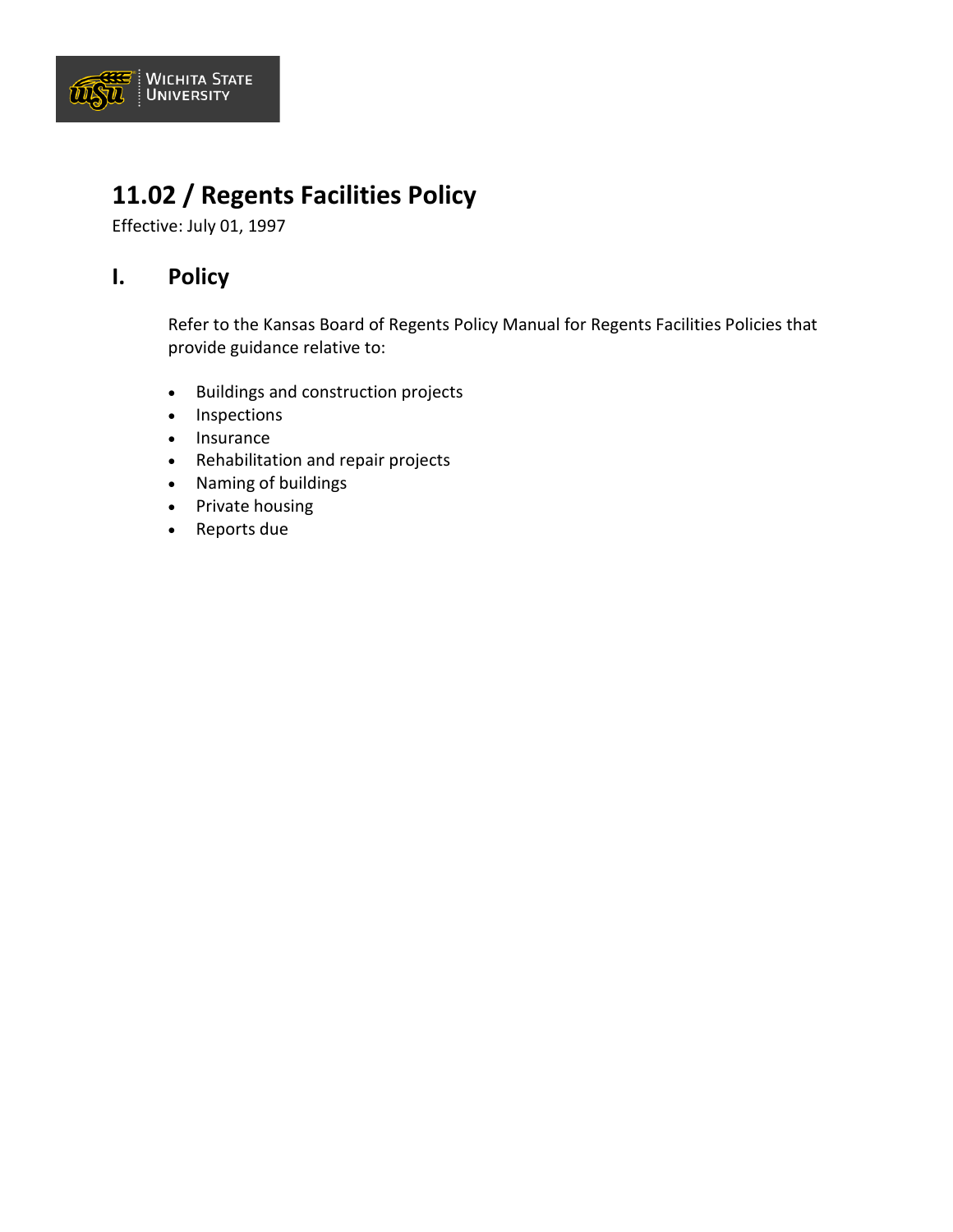# 11.02 / Regents Facilities Policy

Effective: July 01, 1997

## I. Policy

Refer to the Kansas Board of Regents Policy Manual for Regents Facilities Policies that provide guidance relative to:

- Buildings and construction projects
- Inspections
- Insurance
- Rehabilitation and repair projects
- Naming of buildings
- Private housing
- Reports due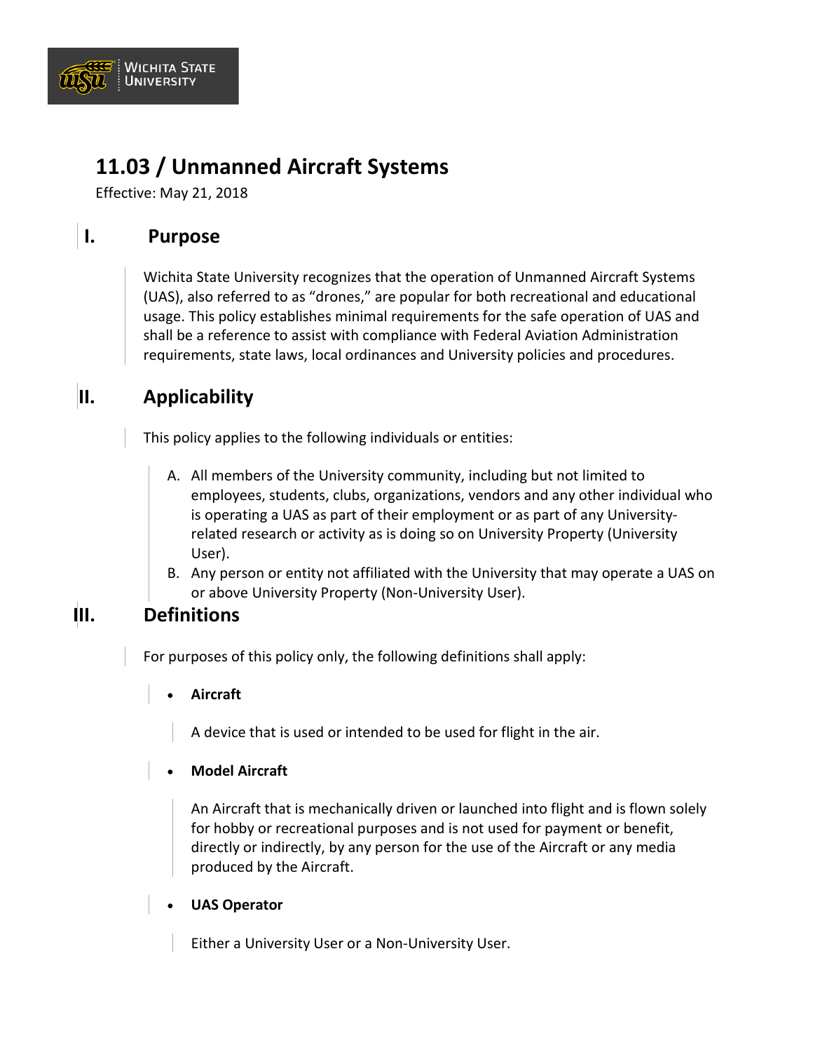# 11.03 / Unmanned Aircraft Systems

Effective: May 21, 2018

## I. Purpose

Wichita State University recognizes that the operation of Unmanned Aircraft Systems (UAS), also referred to as "drones," are popular for both recreational and educational usage. This policy establishes minimal requirements for the safe operation of UAS and shall be a reference to assist with compliance with Federal Aviation Administration requirements, state laws, local ordinances and University policies and procedures.

## II. Applicability

This policy applies to the following individuals or entities:

A. All members of the University community, including but not limited to employees, students, clubs, organizations, vendors and any other individual who is operating a UAS as part of their employment or as part of any University-related research or activity as is doing so on University Property (University User).
B. Any person or entity not affiliated with the University that may operate a UAS on or above University Property (Non-University User).

## III. Definitions

For purposes of this policy only, the following definitions shall apply:

- **Aircraft**

  A device that is used or intended to be used for flight in the air.

- **Model Aircraft**

  An Aircraft that is mechanically driven or launched into flight and is flown solely for hobby or recreational purposes and is not used for payment or benefit, directly or indirectly, by any person for the use of the Aircraft or any media produced by the Aircraft.

- **UAS Operator**

  Either a University User or a Non-University User.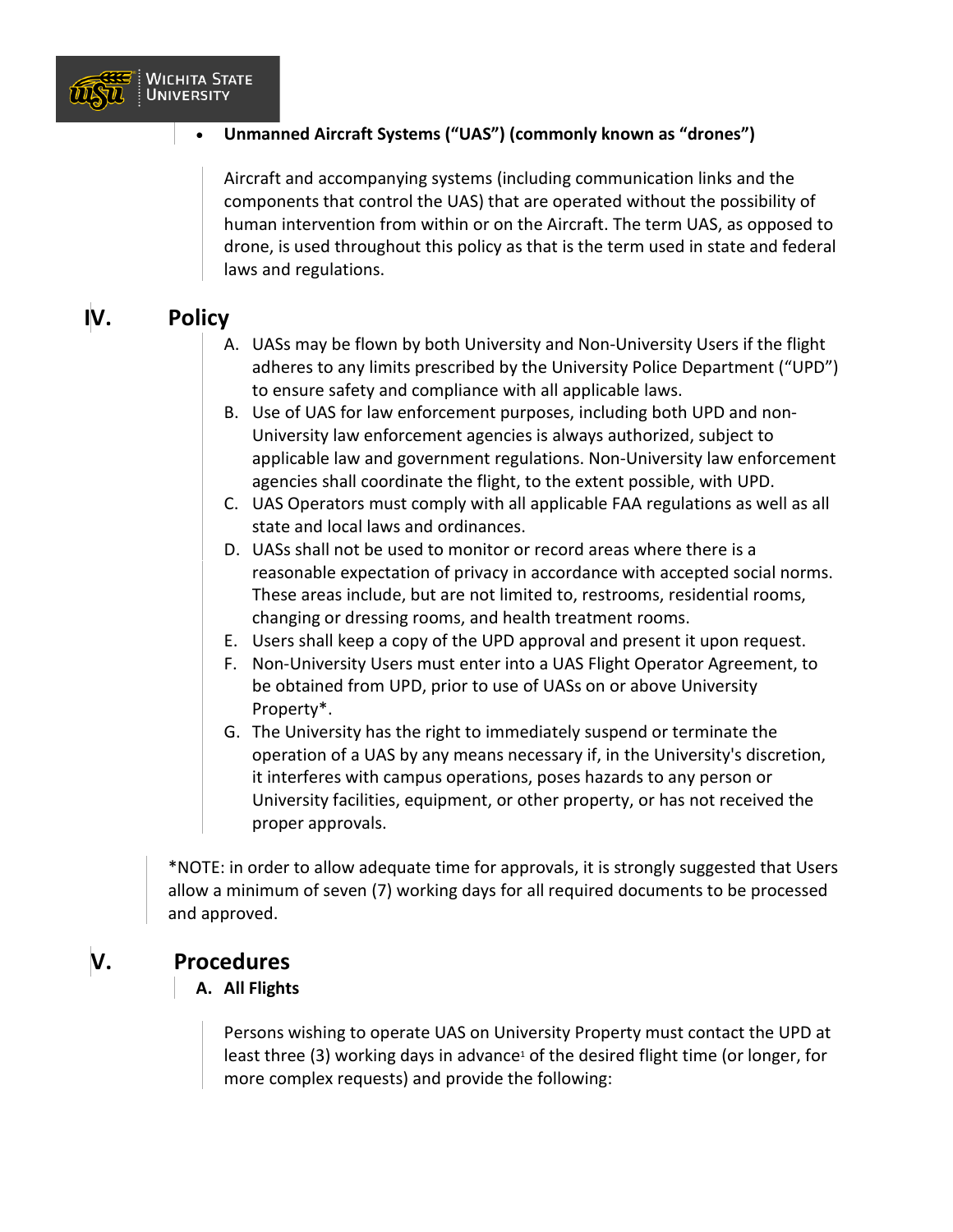- **Unmanned Aircraft Systems ("UAS") (commonly known as "drones")**

  Aircraft and accompanying systems (including communication links and the components that control the UAS) that are operated without the possibility of human intervention from within or on the Aircraft. The term UAS, as opposed to drone, is used throughout this policy as that is the term used in state and federal laws and regulations.

# IV. Policy

A. UASs may be flown by both University and Non-University Users if the flight adheres to any limits prescribed by the University Police Department ("UPD") to ensure safety and compliance with all applicable laws.

B. Use of UAS for law enforcement purposes, including both UPD and non-University law enforcement agencies is always authorized, subject to applicable law and government regulations. Non-University law enforcement agencies shall coordinate the flight, to the extent possible, with UPD.

C. UAS Operators must comply with all applicable FAA regulations as well as all state and local laws and ordinances.

D. UASs shall not be used to monitor or record areas where there is a reasonable expectation of privacy in accordance with accepted social norms. These areas include, but are not limited to, restrooms, residential rooms, changing or dressing rooms, and health treatment rooms.

E. Users shall keep a copy of the UPD approval and present it upon request.

F. Non-University Users must enter into a UAS Flight Operator Agreement, to be obtained from UPD, prior to use of UASs on or above University Property*.

G. The University has the right to immediately suspend or terminate the operation of a UAS by any means necessary if, in the University's discretion, it interferes with campus operations, poses hazards to any person or University facilities, equipment, or other property, or has not received the proper approvals.

*NOTE: in order to allow adequate time for approvals, it is strongly suggested that Users allow a minimum of seven (7) working days for all required documents to be processed and approved.

# V. Procedures

## A. All Flights

Persons wishing to operate UAS on University Property must contact the UPD at least three (3) working days in advance[1] of the desired flight time (or longer, for more complex requests) and provide the following: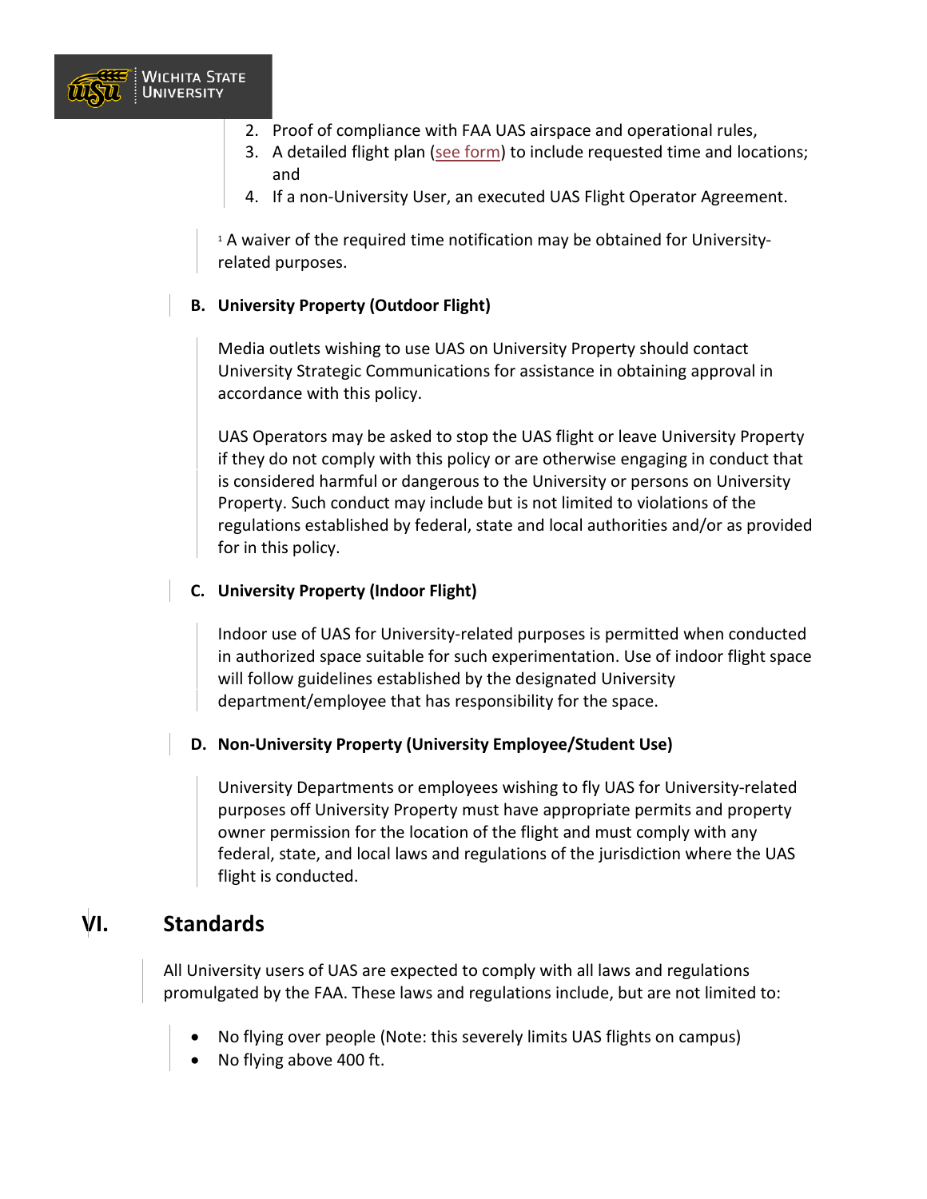2. Proof of compliance with FAA UAS airspace and operational rules,
3. A detailed flight plan (see form) to include requested time and locations; and
4. If a non-University User, an executed UAS Flight Operator Agreement.

[1] A waiver of the required time notification may be obtained for University-related purposes.

### B. University Property (Outdoor Flight)

Media outlets wishing to use UAS on University Property should contact University Strategic Communications for assistance in obtaining approval in accordance with this policy.

UAS Operators may be asked to stop the UAS flight or leave University Property if they do not comply with this policy or are otherwise engaging in conduct that is considered harmful or dangerous to the University or persons on University Property. Such conduct may include but is not limited to violations of the regulations established by federal, state and local authorities and/or as provided for in this policy.

### C. University Property (Indoor Flight)

Indoor use of UAS for University-related purposes is permitted when conducted in authorized space suitable for such experimentation. Use of indoor flight space will follow guidelines established by the designated University department/employee that has responsibility for the space.

### D. Non-University Property (University Employee/Student Use)

University Departments or employees wishing to fly UAS for University-related purposes off University Property must have appropriate permits and property owner permission for the location of the flight and must comply with any federal, state, and local laws and regulations of the jurisdiction where the UAS flight is conducted.

## VI. Standards

All University users of UAS are expected to comply with all laws and regulations promulgated by the FAA. These laws and regulations include, but are not limited to:

- No flying over people (Note: this severely limits UAS flights on campus)
- No flying above 400 ft.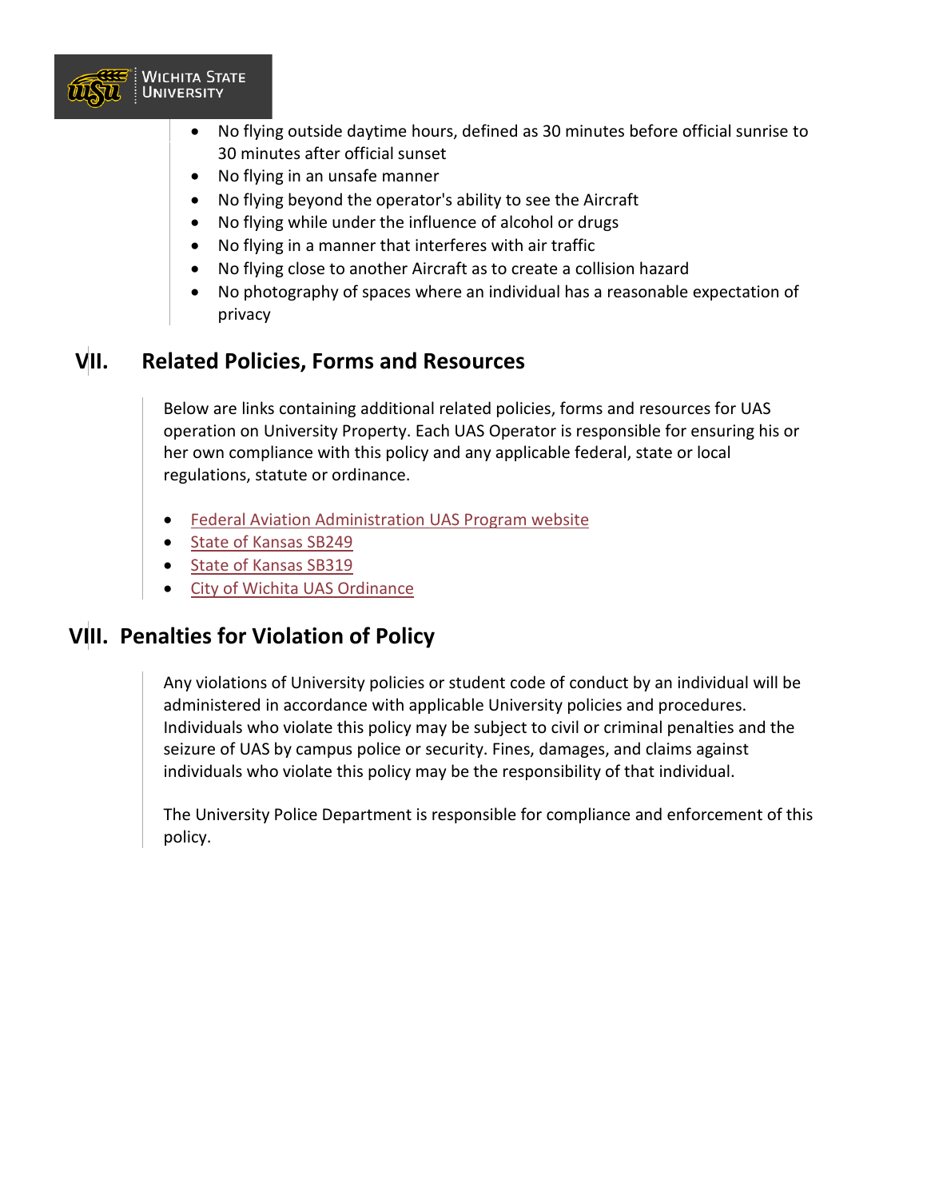- No flying outside daytime hours, defined as 30 minutes before official sunrise to 30 minutes after official sunset
- No flying in an unsafe manner
- No flying beyond the operator's ability to see the Aircraft
- No flying while under the influence of alcohol or drugs
- No flying in a manner that interferes with air traffic
- No flying close to another Aircraft as to create a collision hazard
- No photography of spaces where an individual has a reasonable expectation of privacy

## VII. Related Policies, Forms and Resources

Below are links containing additional related policies, forms and resources for UAS operation on University Property. Each UAS Operator is responsible for ensuring his or her own compliance with this policy and any applicable federal, state or local regulations, statute or ordinance.

- Federal Aviation Administration UAS Program website
- State of Kansas SB249
- State of Kansas SB319
- City of Wichita UAS Ordinance

## VIII. Penalties for Violation of Policy

Any violations of University policies or student code of conduct by an individual will be administered in accordance with applicable University policies and procedures. Individuals who violate this policy may be subject to civil or criminal penalties and the seizure of UAS by campus police or security. Fines, damages, and claims against individuals who violate this policy may be the responsibility of that individual.

The University Police Department is responsible for compliance and enforcement of this policy.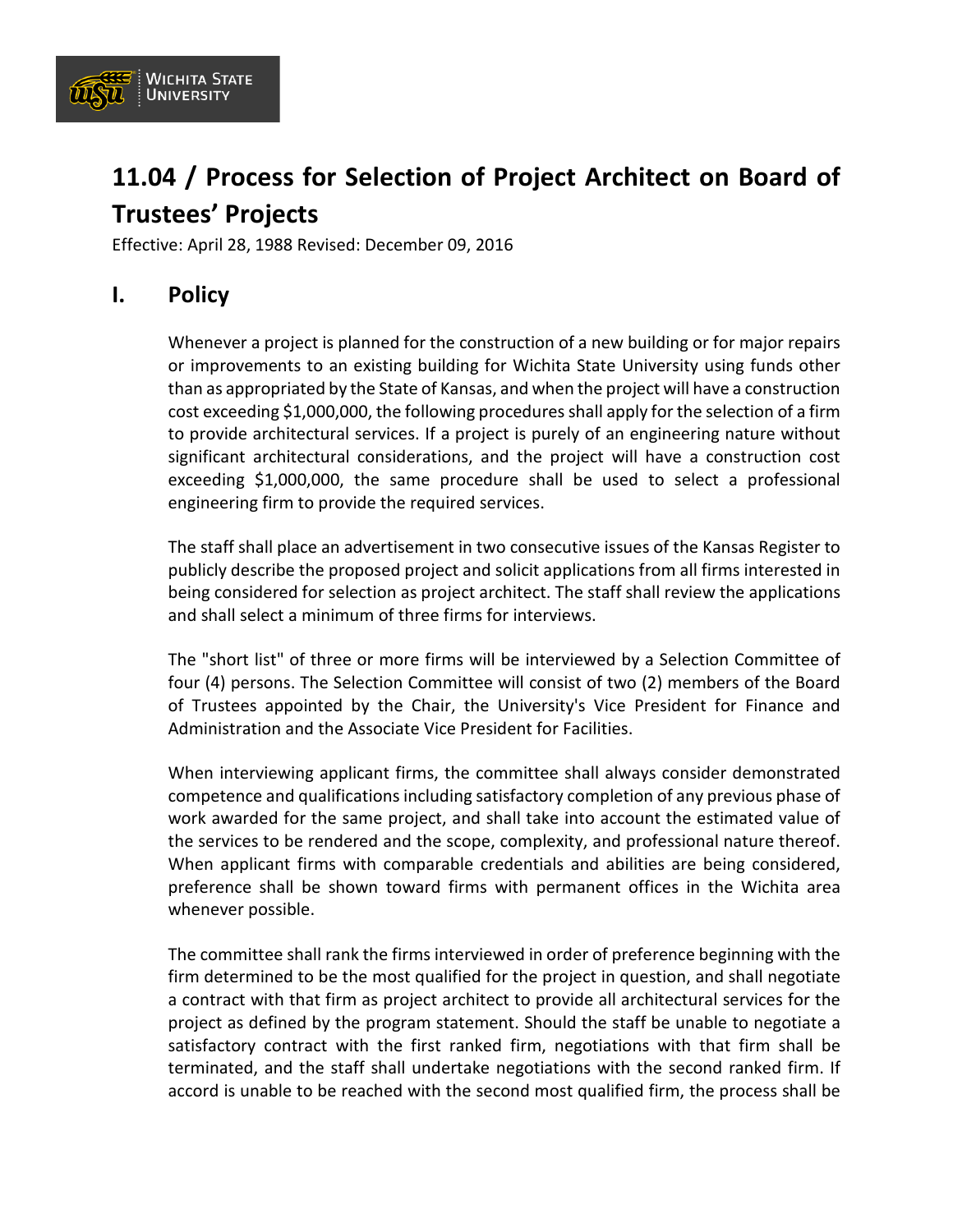# 11.04 / Process for Selection of Project Architect on Board of Trustees' Projects

Effective: April 28, 1988 Revised: December 09, 2016

## I. Policy

Whenever a project is planned for the construction of a new building or for major repairs or improvements to an existing building for Wichita State University using funds other than as appropriated by the State of Kansas, and when the project will have a construction cost exceeding $1,000,000, the following procedures shall apply for the selection of a firm to provide architectural services. If a project is purely of an engineering nature without significant architectural considerations, and the project will have a construction cost exceeding $1,000,000, the same procedure shall be used to select a professional engineering firm to provide the required services.

The staff shall place an advertisement in two consecutive issues of the Kansas Register to publicly describe the proposed project and solicit applications from all firms interested in being considered for selection as project architect. The staff shall review the applications and shall select a minimum of three firms for interviews.

The "short list" of three or more firms will be interviewed by a Selection Committee of four (4) persons. The Selection Committee will consist of two (2) members of the Board of Trustees appointed by the Chair, the University's Vice President for Finance and Administration and the Associate Vice President for Facilities.

When interviewing applicant firms, the committee shall always consider demonstrated competence and qualifications including satisfactory completion of any previous phase of work awarded for the same project, and shall take into account the estimated value of the services to be rendered and the scope, complexity, and professional nature thereof. When applicant firms with comparable credentials and abilities are being considered, preference shall be shown toward firms with permanent offices in the Wichita area whenever possible.

The committee shall rank the firms interviewed in order of preference beginning with the firm determined to be the most qualified for the project in question, and shall negotiate a contract with that firm as project architect to provide all architectural services for the project as defined by the program statement. Should the staff be unable to negotiate a satisfactory contract with the first ranked firm, negotiations with that firm shall be terminated, and the staff shall undertake negotiations with the second ranked firm. If accord is unable to be reached with the second most qualified firm, the process shall be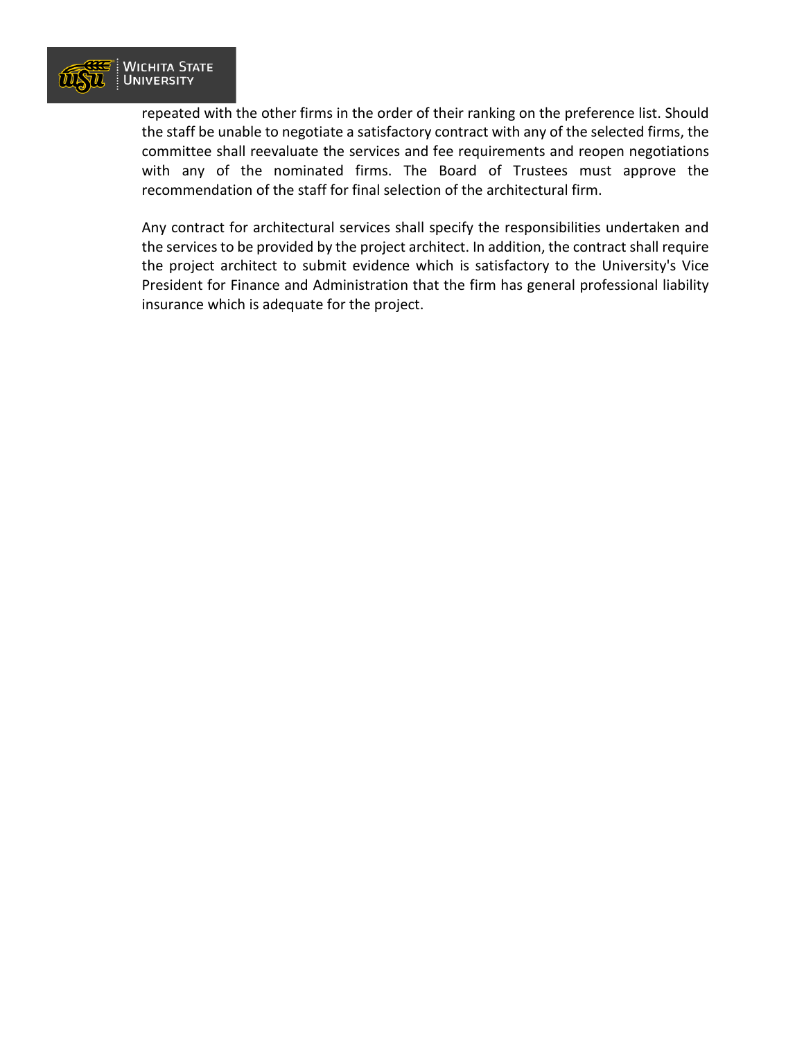repeated with the other firms in the order of their ranking on the preference list. Should the staff be unable to negotiate a satisfactory contract with any of the selected firms, the committee shall reevaluate the services and fee requirements and reopen negotiations with any of the nominated firms. The Board of Trustees must approve the recommendation of the staff for final selection of the architectural firm.

Any contract for architectural services shall specify the responsibilities undertaken and the services to be provided by the project architect. In addition, the contract shall require the project architect to submit evidence which is satisfactory to the University's Vice President for Finance and Administration that the firm has general professional liability insurance which is adequate for the project.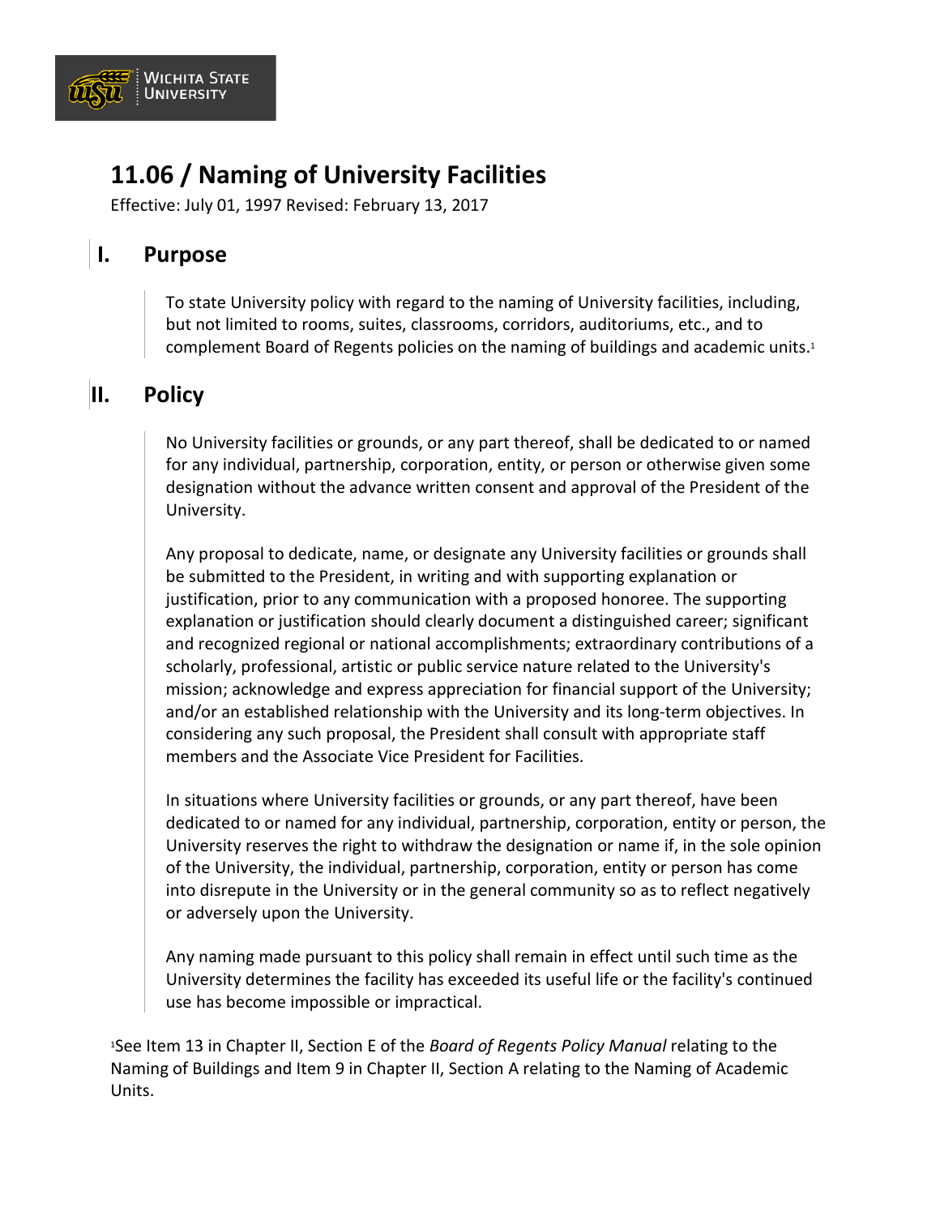# 11.06 / Naming of University Facilities

Effective: July 01, 1997 Revised: February 13, 2017

## I. Purpose

To state University policy with regard to the naming of University facilities, including, but not limited to rooms, suites, classrooms, corridors, auditoriums, etc., and to complement Board of Regents policies on the naming of buildings and academic units.[1]

## II. Policy

No University facilities or grounds, or any part thereof, shall be dedicated to or named for any individual, partnership, corporation, entity, or person or otherwise given some designation without the advance written consent and approval of the President of the University.

Any proposal to dedicate, name, or designate any University facilities or grounds shall be submitted to the President, in writing and with supporting explanation or justification, prior to any communication with a proposed honoree. The supporting explanation or justification should clearly document a distinguished career; significant and recognized regional or national accomplishments; extraordinary contributions of a scholarly, professional, artistic or public service nature related to the University's mission; acknowledge and express appreciation for financial support of the University; and/or an established relationship with the University and its long-term objectives. In considering any such proposal, the President shall consult with appropriate staff members and the Associate Vice President for Facilities.

In situations where University facilities or grounds, or any part thereof, have been dedicated to or named for any individual, partnership, corporation, entity or person, the University reserves the right to withdraw the designation or name if, in the sole opinion of the University, the individual, partnership, corporation, entity or person has come into disrepute in the University or in the general community so as to reflect negatively or adversely upon the University.

Any naming made pursuant to this policy shall remain in effect until such time as the University determines the facility has exceeded its useful life or the facility's continued use has become impossible or impractical.

[1]See Item 13 in Chapter II, Section E of the *Board of Regents Policy Manual* relating to the Naming of Buildings and Item 9 in Chapter II, Section A relating to the Naming of Academic Units.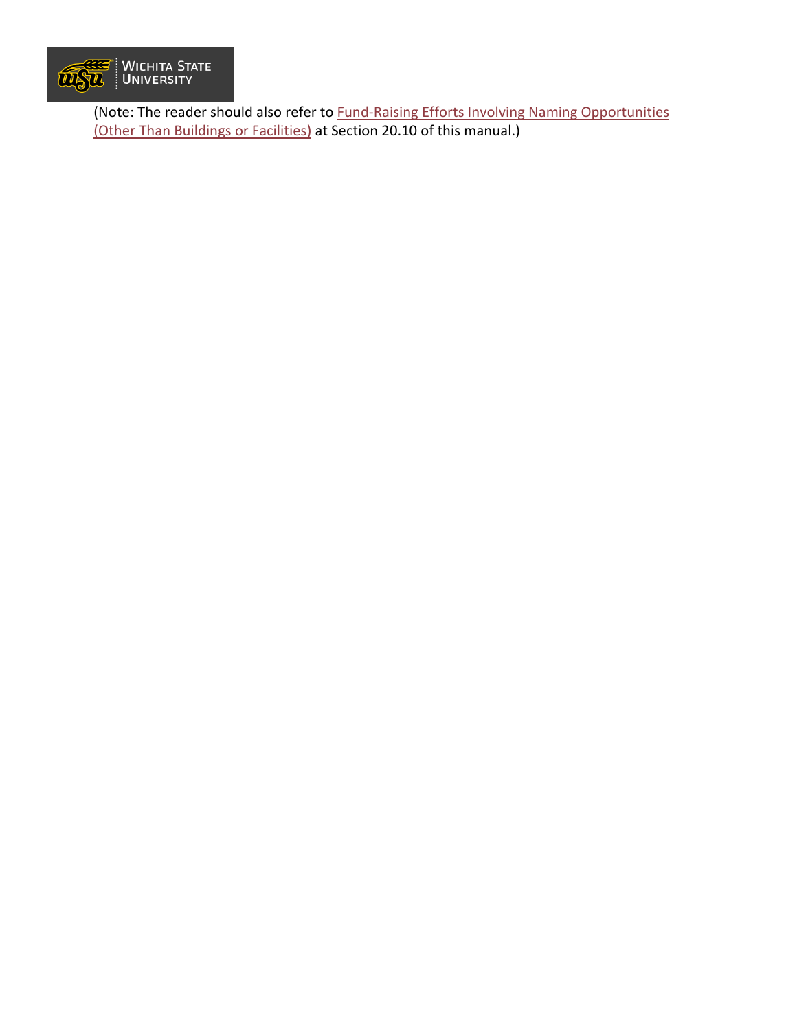(Note: The reader should also refer to Fund-Raising Efforts Involving Naming Opportunities (Other Than Buildings or Facilities) at Section 20.10 of this manual.)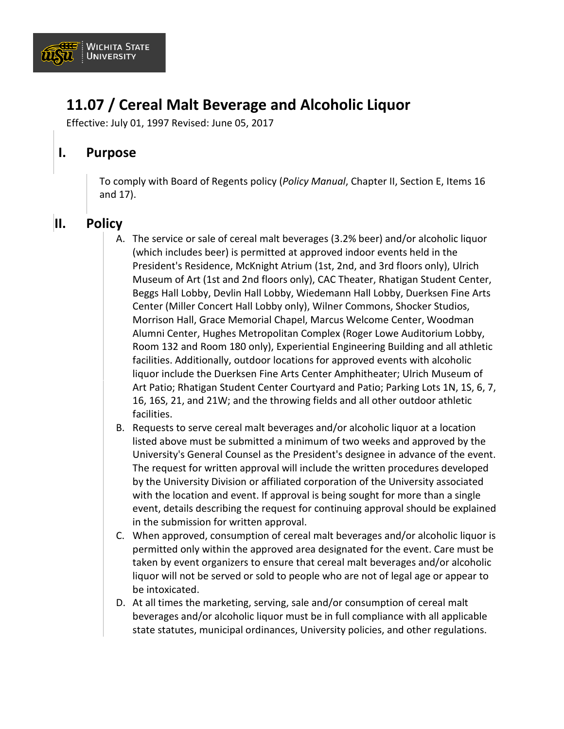# 11.07 / Cereal Malt Beverage and Alcoholic Liquor

Effective: July 01, 1997 Revised: June 05, 2017

## I. Purpose

To comply with Board of Regents policy (*Policy Manual*, Chapter II, Section E, Items 16 and 17).

## II. Policy

A. The service or sale of cereal malt beverages (3.2% beer) and/or alcoholic liquor (which includes beer) is permitted at approved indoor events held in the President's Residence, McKnight Atrium (1st, 2nd, and 3rd floors only), Ulrich Museum of Art (1st and 2nd floors only), CAC Theater, Rhatigan Student Center, Beggs Hall Lobby, Devlin Hall Lobby, Wiedemann Hall Lobby, Duerksen Fine Arts Center (Miller Concert Hall Lobby only), Wilner Commons, Shocker Studios, Morrison Hall, Grace Memorial Chapel, Marcus Welcome Center, Woodman Alumni Center, Hughes Metropolitan Complex (Roger Lowe Auditorium Lobby, Room 132 and Room 180 only), Experiential Engineering Building and all athletic facilities. Additionally, outdoor locations for approved events with alcoholic liquor include the Duerksen Fine Arts Center Amphitheater; Ulrich Museum of Art Patio; Rhatigan Student Center Courtyard and Patio; Parking Lots 1N, 1S, 6, 7, 16, 16S, 21, and 21W; and the throwing fields and all other outdoor athletic facilities.

B. Requests to serve cereal malt beverages and/or alcoholic liquor at a location listed above must be submitted a minimum of two weeks and approved by the University's General Counsel as the President's designee in advance of the event. The request for written approval will include the written procedures developed by the University Division or affiliated corporation of the University associated with the location and event. If approval is being sought for more than a single event, details describing the request for continuing approval should be explained in the submission for written approval.

C. When approved, consumption of cereal malt beverages and/or alcoholic liquor is permitted only within the approved area designated for the event. Care must be taken by event organizers to ensure that cereal malt beverages and/or alcoholic liquor will not be served or sold to people who are not of legal age or appear to be intoxicated.

D. At all times the marketing, serving, sale and/or consumption of cereal malt beverages and/or alcoholic liquor must be in full compliance with all applicable state statutes, municipal ordinances, University policies, and other regulations.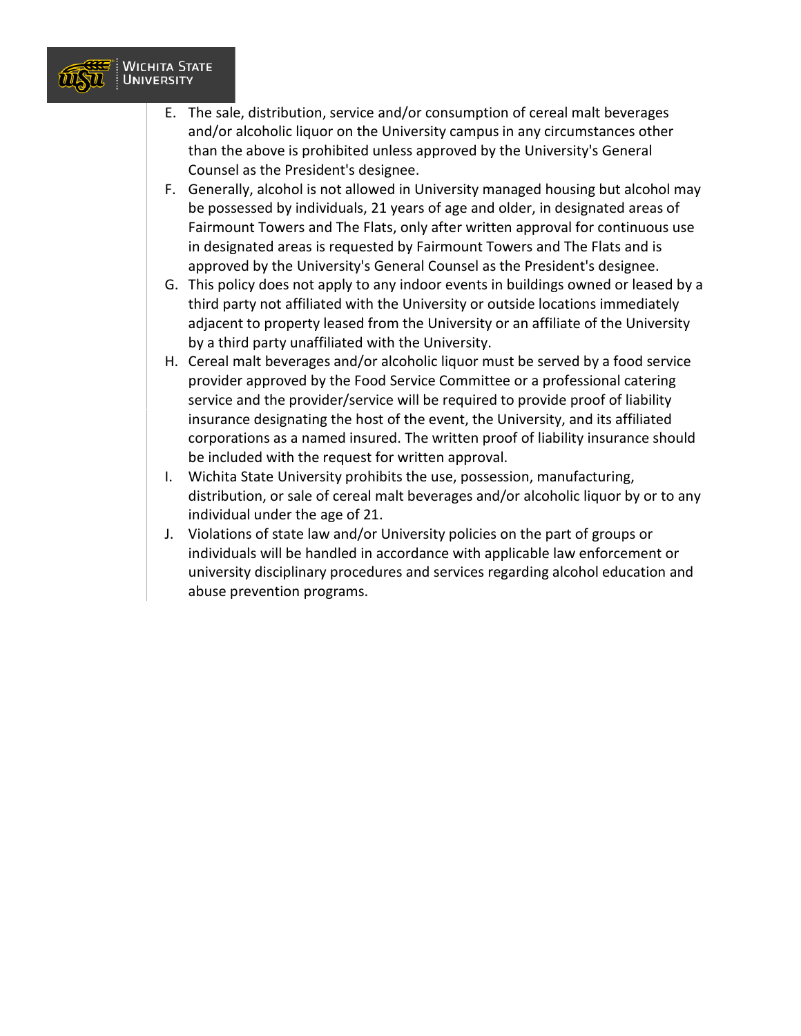E. The sale, distribution, service and/or consumption of cereal malt beverages and/or alcoholic liquor on the University campus in any circumstances other than the above is prohibited unless approved by the University's General Counsel as the President's designee.

F. Generally, alcohol is not allowed in University managed housing but alcohol may be possessed by individuals, 21 years of age and older, in designated areas of Fairmount Towers and The Flats, only after written approval for continuous use in designated areas is requested by Fairmount Towers and The Flats and is approved by the University's General Counsel as the President's designee.

G. This policy does not apply to any indoor events in buildings owned or leased by a third party not affiliated with the University or outside locations immediately adjacent to property leased from the University or an affiliate of the University by a third party unaffiliated with the University.

H. Cereal malt beverages and/or alcoholic liquor must be served by a food service provider approved by the Food Service Committee or a professional catering service and the provider/service will be required to provide proof of liability insurance designating the host of the event, the University, and its affiliated corporations as a named insured. The written proof of liability insurance should be included with the request for written approval.

I. Wichita State University prohibits the use, possession, manufacturing, distribution, or sale of cereal malt beverages and/or alcoholic liquor by or to any individual under the age of 21.

J. Violations of state law and/or University policies on the part of groups or individuals will be handled in accordance with applicable law enforcement or university disciplinary procedures and services regarding alcohol education and abuse prevention programs.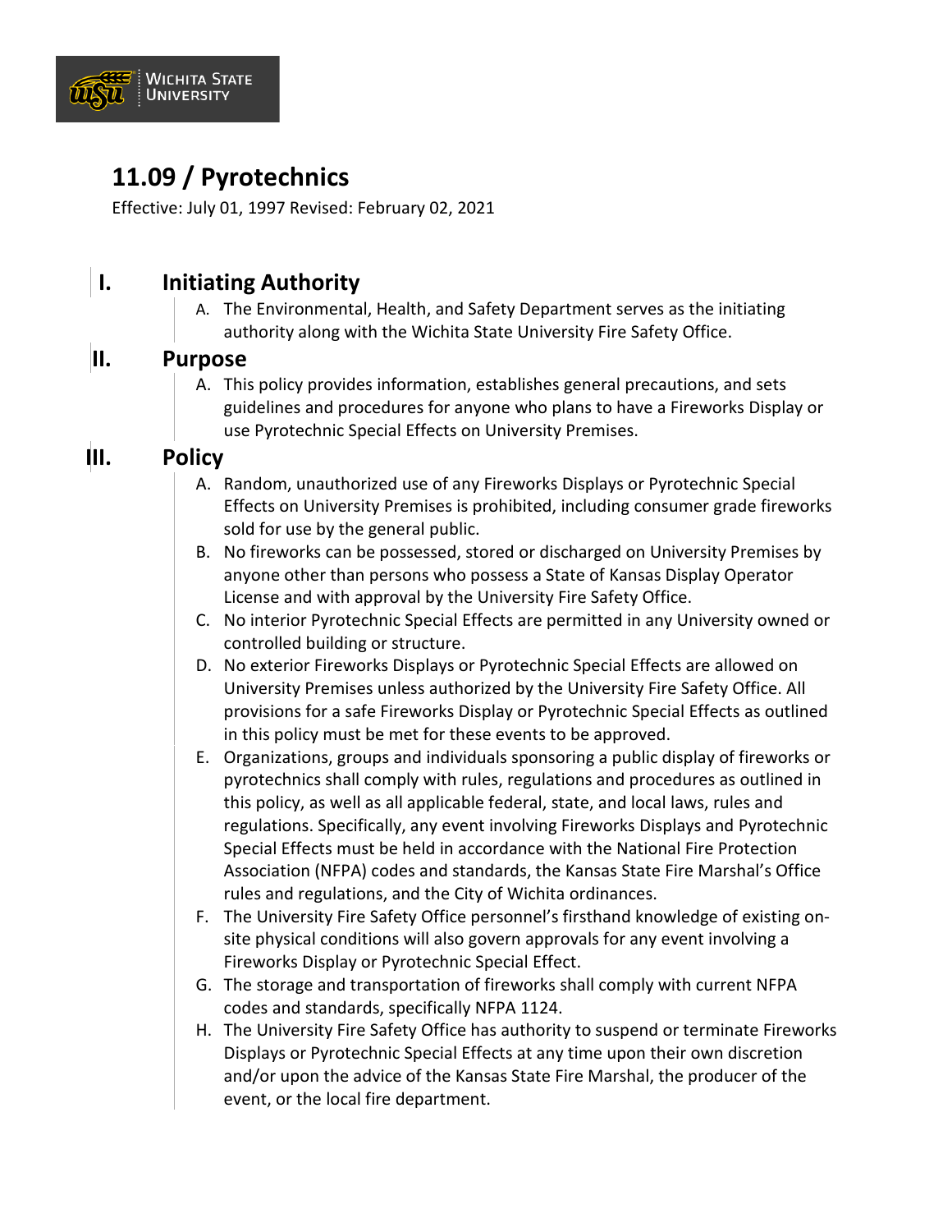# 11.09 / Pyrotechnics

Effective: July 01, 1997 Revised: February 02, 2021

## I. Initiating Authority

A. The Environmental, Health, and Safety Department serves as the initiating authority along with the Wichita State University Fire Safety Office.

## II. Purpose

A. This policy provides information, establishes general precautions, and sets guidelines and procedures for anyone who plans to have a Fireworks Display or use Pyrotechnic Special Effects on University Premises.

## III. Policy

A. Random, unauthorized use of any Fireworks Displays or Pyrotechnic Special Effects on University Premises is prohibited, including consumer grade fireworks sold for use by the general public.

B. No fireworks can be possessed, stored or discharged on University Premises by anyone other than persons who possess a State of Kansas Display Operator License and with approval by the University Fire Safety Office.

C. No interior Pyrotechnic Special Effects are permitted in any University owned or controlled building or structure.

D. No exterior Fireworks Displays or Pyrotechnic Special Effects are allowed on University Premises unless authorized by the University Fire Safety Office. All provisions for a safe Fireworks Display or Pyrotechnic Special Effects as outlined in this policy must be met for these events to be approved.

E. Organizations, groups and individuals sponsoring a public display of fireworks or pyrotechnics shall comply with rules, regulations and procedures as outlined in this policy, as well as all applicable federal, state, and local laws, rules and regulations. Specifically, any event involving Fireworks Displays and Pyrotechnic Special Effects must be held in accordance with the National Fire Protection Association (NFPA) codes and standards, the Kansas State Fire Marshal's Office rules and regulations, and the City of Wichita ordinances.

F. The University Fire Safety Office personnel's firsthand knowledge of existing on-site physical conditions will also govern approvals for any event involving a Fireworks Display or Pyrotechnic Special Effect.

G. The storage and transportation of fireworks shall comply with current NFPA codes and standards, specifically NFPA 1124.

H. The University Fire Safety Office has authority to suspend or terminate Fireworks Displays or Pyrotechnic Special Effects at any time upon their own discretion and/or upon the advice of the Kansas State Fire Marshal, the producer of the event, or the local fire department.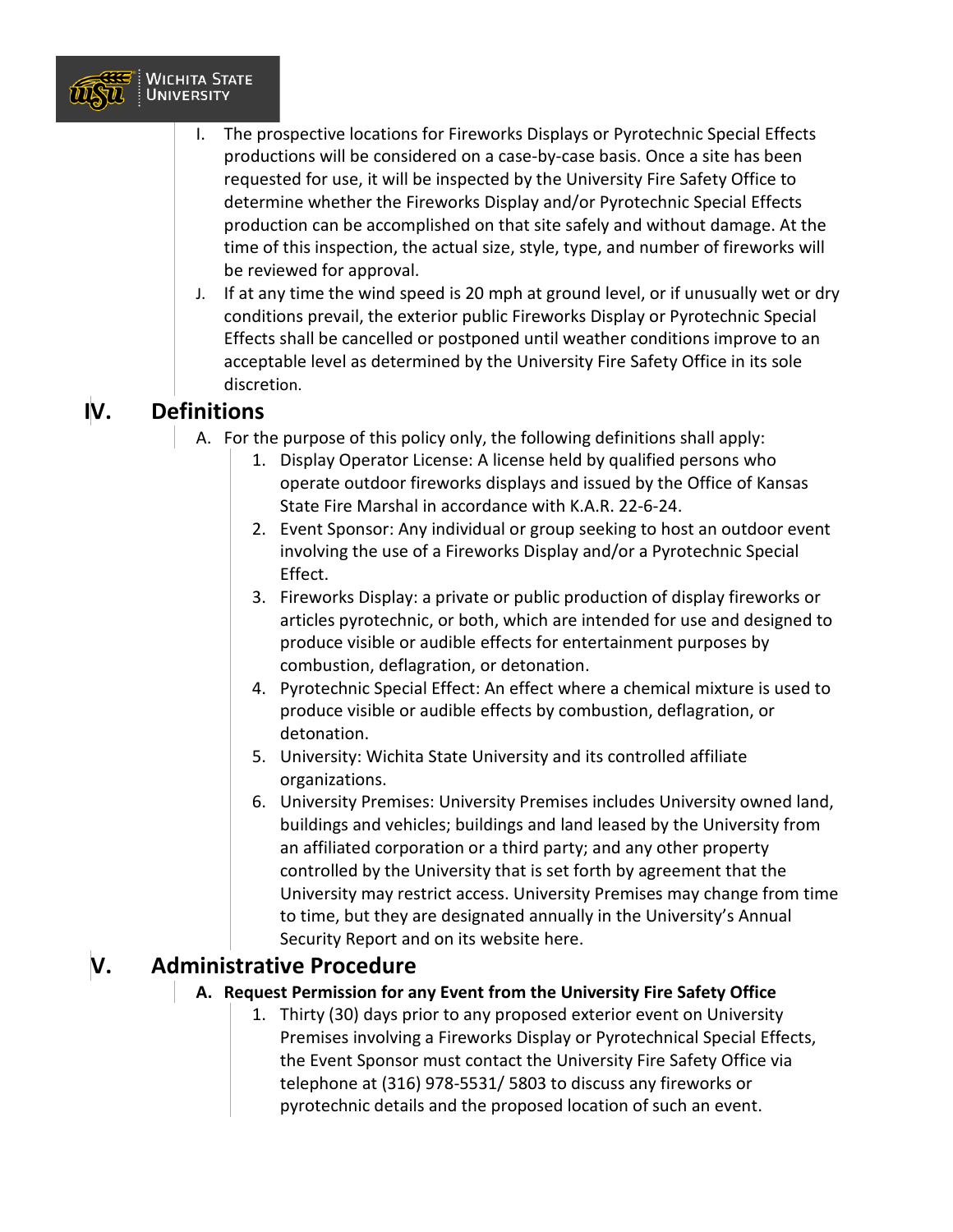I. The prospective locations for Fireworks Displays or Pyrotechnic Special Effects productions will be considered on a case-by-case basis. Once a site has been requested for use, it will be inspected by the University Fire Safety Office to determine whether the Fireworks Display and/or Pyrotechnic Special Effects production can be accomplished on that site safely and without damage. At the time of this inspection, the actual size, style, type, and number of fireworks will be reviewed for approval.

J. If at any time the wind speed is 20 mph at ground level, or if unusually wet or dry conditions prevail, the exterior public Fireworks Display or Pyrotechnic Special Effects shall be cancelled or postponed until weather conditions improve to an acceptable level as determined by the University Fire Safety Office in its sole discretion.

## IV. Definitions

A. For the purpose of this policy only, the following definitions shall apply:

1. Display Operator License: A license held by qualified persons who operate outdoor fireworks displays and issued by the Office of Kansas State Fire Marshal in accordance with K.A.R. 22-6-24.
2. Event Sponsor: Any individual or group seeking to host an outdoor event involving the use of a Fireworks Display and/or a Pyrotechnic Special Effect.
3. Fireworks Display: a private or public production of display fireworks or articles pyrotechnic, or both, which are intended for use and designed to produce visible or audible effects for entertainment purposes by combustion, deflagration, or detonation.
4. Pyrotechnic Special Effect: An effect where a chemical mixture is used to produce visible or audible effects by combustion, deflagration, or detonation.
5. University: Wichita State University and its controlled affiliate organizations.
6. University Premises: University Premises includes University owned land, buildings and vehicles; buildings and land leased by the University from an affiliated corporation or a third party; and any other property controlled by the University that is set forth by agreement that the University may restrict access. University Premises may change from time to time, but they are designated annually in the University's Annual Security Report and on its website here.

## V. Administrative Procedure

**A. Request Permission for any Event from the University Fire Safety Office**

1. Thirty (30) days prior to any proposed exterior event on University Premises involving a Fireworks Display or Pyrotechnical Special Effects, the Event Sponsor must contact the University Fire Safety Office via telephone at (316) 978-5531/ 5803 to discuss any fireworks or pyrotechnic details and the proposed location of such an event.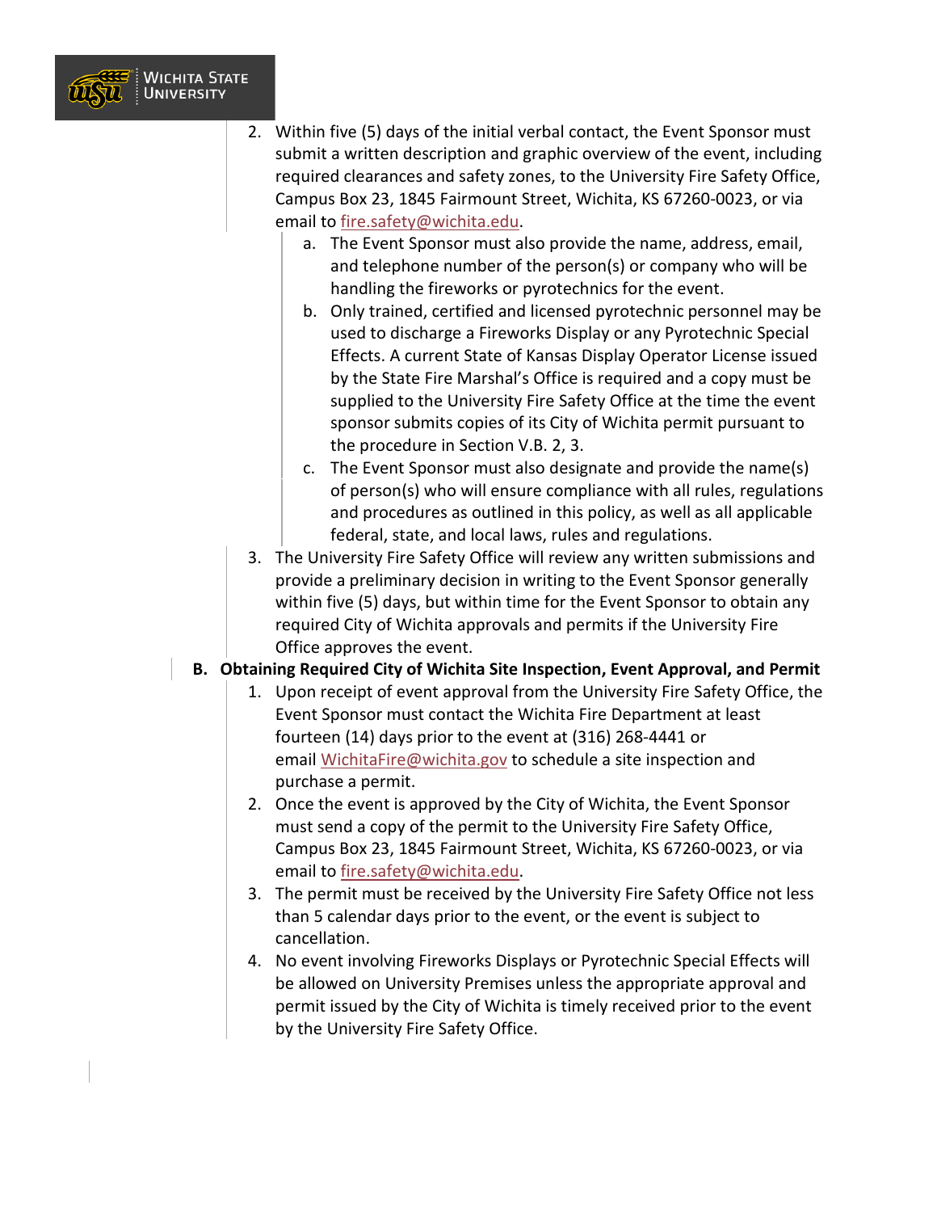2. Within five (5) days of the initial verbal contact, the Event Sponsor must submit a written description and graphic overview of the event, including required clearances and safety zones, to the University Fire Safety Office, Campus Box 23, 1845 Fairmount Street, Wichita, KS 67260-0023, or via email to fire.safety@wichita.edu.
    a. The Event Sponsor must also provide the name, address, email, and telephone number of the person(s) or company who will be handling the fireworks or pyrotechnics for the event.
    b. Only trained, certified and licensed pyrotechnic personnel may be used to discharge a Fireworks Display or any Pyrotechnic Special Effects. A current State of Kansas Display Operator License issued by the State Fire Marshal's Office is required and a copy must be supplied to the University Fire Safety Office at the time the event sponsor submits copies of its City of Wichita permit pursuant to the procedure in Section V.B. 2, 3.
    c. The Event Sponsor must also designate and provide the name(s) of person(s) who will ensure compliance with all rules, regulations and procedures as outlined in this policy, as well as all applicable federal, state, and local laws, rules and regulations.
3. The University Fire Safety Office will review any written submissions and provide a preliminary decision in writing to the Event Sponsor generally within five (5) days, but within time for the Event Sponsor to obtain any required City of Wichita approvals and permits if the University Fire Office approves the event.

**B. Obtaining Required City of Wichita Site Inspection, Event Approval, and Permit**

1. Upon receipt of event approval from the University Fire Safety Office, the Event Sponsor must contact the Wichita Fire Department at least fourteen (14) days prior to the event at (316) 268-4441 or email WichitaFire@wichita.gov to schedule a site inspection and purchase a permit.
2. Once the event is approved by the City of Wichita, the Event Sponsor must send a copy of the permit to the University Fire Safety Office, Campus Box 23, 1845 Fairmount Street, Wichita, KS 67260-0023, or via email to fire.safety@wichita.edu.
3. The permit must be received by the University Fire Safety Office not less than 5 calendar days prior to the event, or the event is subject to cancellation.
4. No event involving Fireworks Displays or Pyrotechnic Special Effects will be allowed on University Premises unless the appropriate approval and permit issued by the City of Wichita is timely received prior to the event by the University Fire Safety Office.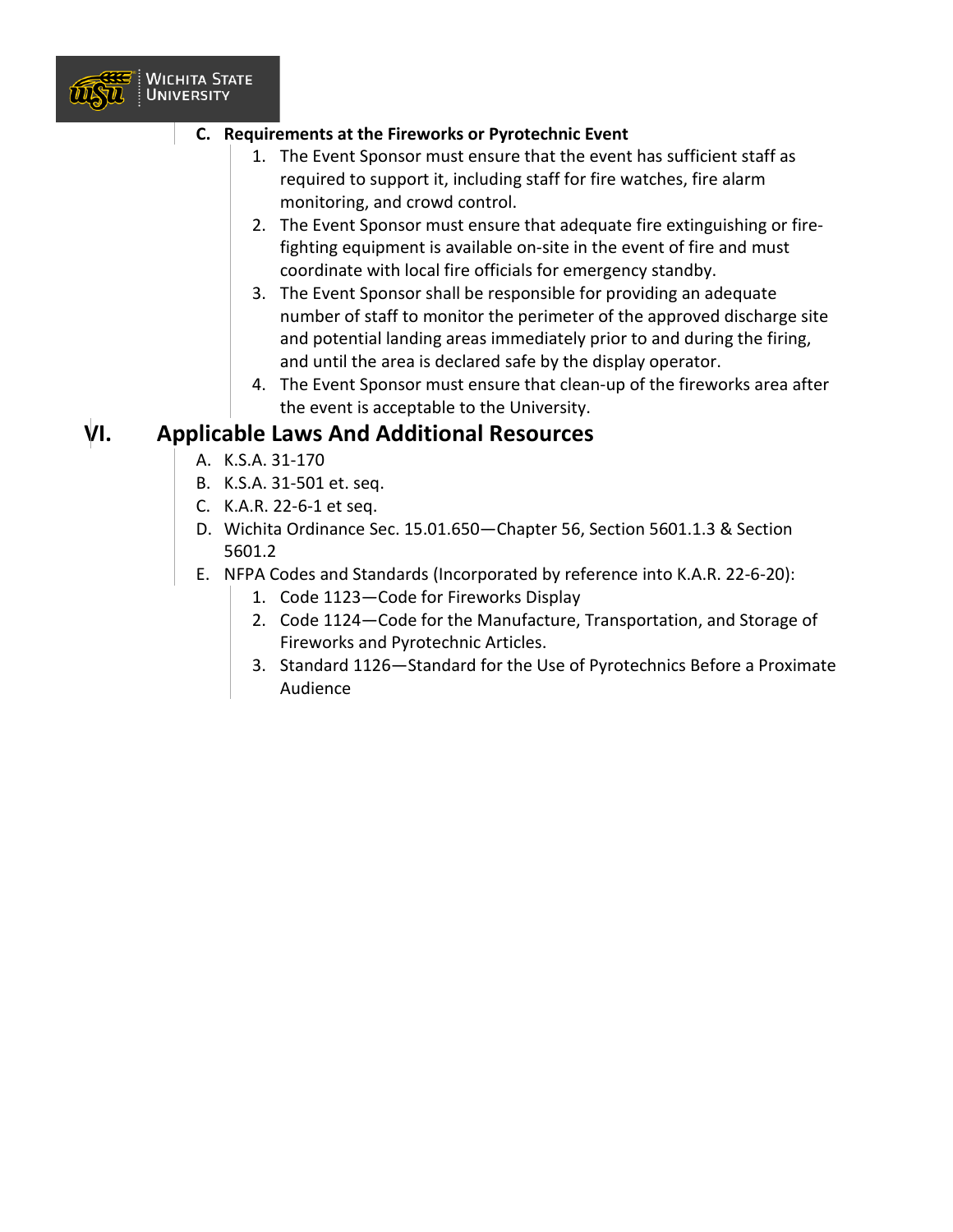### C. Requirements at the Fireworks or Pyrotechnic Event

1. The Event Sponsor must ensure that the event has sufficient staff as required to support it, including staff for fire watches, fire alarm monitoring, and crowd control.
2. The Event Sponsor must ensure that adequate fire extinguishing or fire-fighting equipment is available on-site in the event of fire and must coordinate with local fire officials for emergency standby.
3. The Event Sponsor shall be responsible for providing an adequate number of staff to monitor the perimeter of the approved discharge site and potential landing areas immediately prior to and during the firing, and until the area is declared safe by the display operator.
4. The Event Sponsor must ensure that clean-up of the fireworks area after the event is acceptable to the University.

## VI. Applicable Laws And Additional Resources

A. K.S.A. 31-170

B. K.S.A. 31-501 et. seq.

C. K.A.R. 22-6-1 et seq.

D. Wichita Ordinance Sec. 15.01.650—Chapter 56, Section 5601.1.3 & Section 5601.2

E. NFPA Codes and Standards (Incorporated by reference into K.A.R. 22-6-20):

1. Code 1123—Code for Fireworks Display
2. Code 1124—Code for the Manufacture, Transportation, and Storage of Fireworks and Pyrotechnic Articles.
3. Standard 1126—Standard for the Use of Pyrotechnics Before a Proximate Audience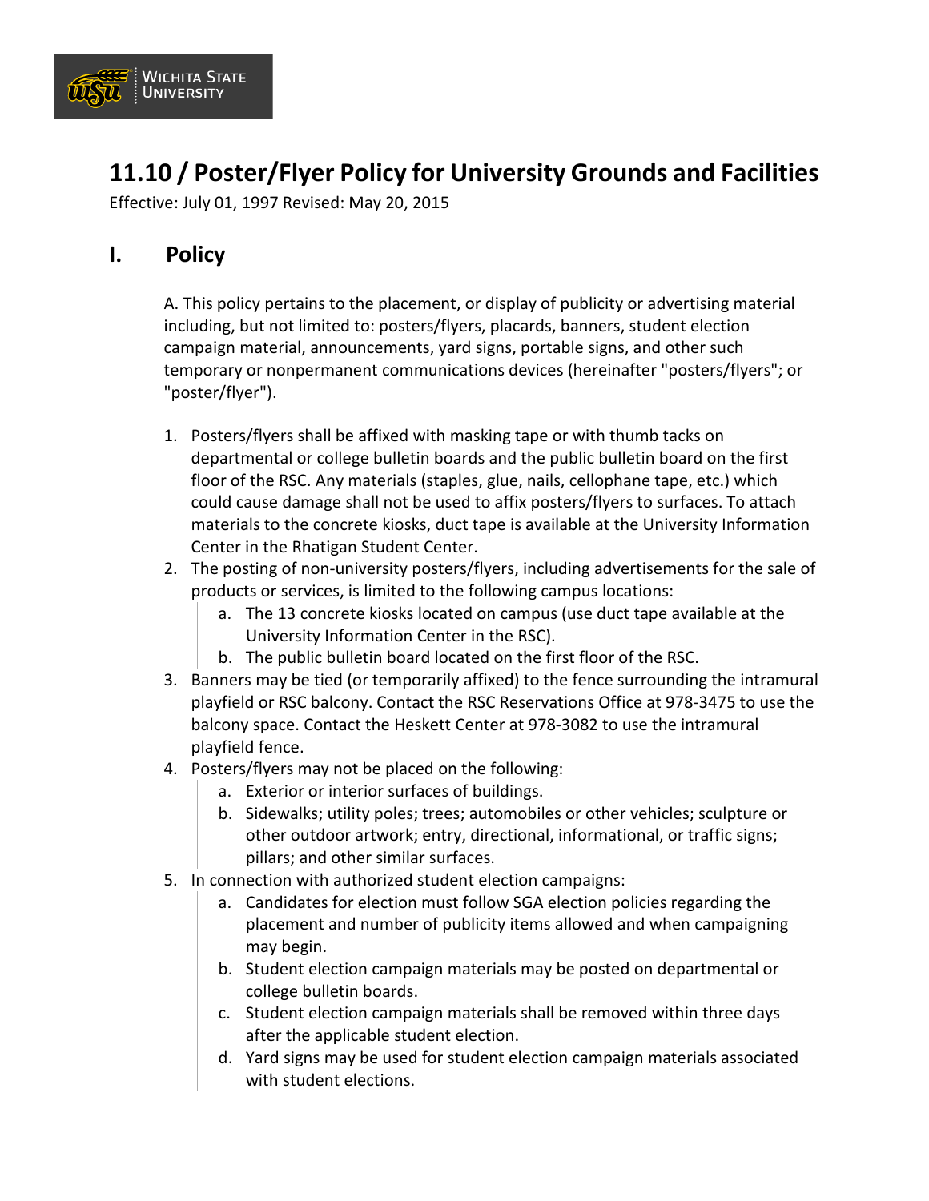# 11.10 / Poster/Flyer Policy for University Grounds and Facilities

Effective: July 01, 1997 Revised: May 20, 2015

## I. Policy

A. This policy pertains to the placement, or display of publicity or advertising material including, but not limited to: posters/flyers, placards, banners, student election campaign material, announcements, yard signs, portable signs, and other such temporary or nonpermanent communications devices (hereinafter "posters/flyers"; or "poster/flyer").

1. Posters/flyers shall be affixed with masking tape or with thumb tacks on departmental or college bulletin boards and the public bulletin board on the first floor of the RSC. Any materials (staples, glue, nails, cellophane tape, etc.) which could cause damage shall not be used to affix posters/flyers to surfaces. To attach materials to the concrete kiosks, duct tape is available at the University Information Center in the Rhatigan Student Center.
2. The posting of non-university posters/flyers, including advertisements for the sale of products or services, is limited to the following campus locations:
   a. The 13 concrete kiosks located on campus (use duct tape available at the University Information Center in the RSC).
   b. The public bulletin board located on the first floor of the RSC.
3. Banners may be tied (or temporarily affixed) to the fence surrounding the intramural playfield or RSC balcony. Contact the RSC Reservations Office at 978-3475 to use the balcony space. Contact the Heskett Center at 978-3082 to use the intramural playfield fence.
4. Posters/flyers may not be placed on the following:
   a. Exterior or interior surfaces of buildings.
   b. Sidewalks; utility poles; trees; automobiles or other vehicles; sculpture or other outdoor artwork; entry, directional, informational, or traffic signs; pillars; and other similar surfaces.
5. In connection with authorized student election campaigns:
   a. Candidates for election must follow SGA election policies regarding the placement and number of publicity items allowed and when campaigning may begin.
   b. Student election campaign materials may be posted on departmental or college bulletin boards.
   c. Student election campaign materials shall be removed within three days after the applicable student election.
   d. Yard signs may be used for student election campaign materials associated with student elections.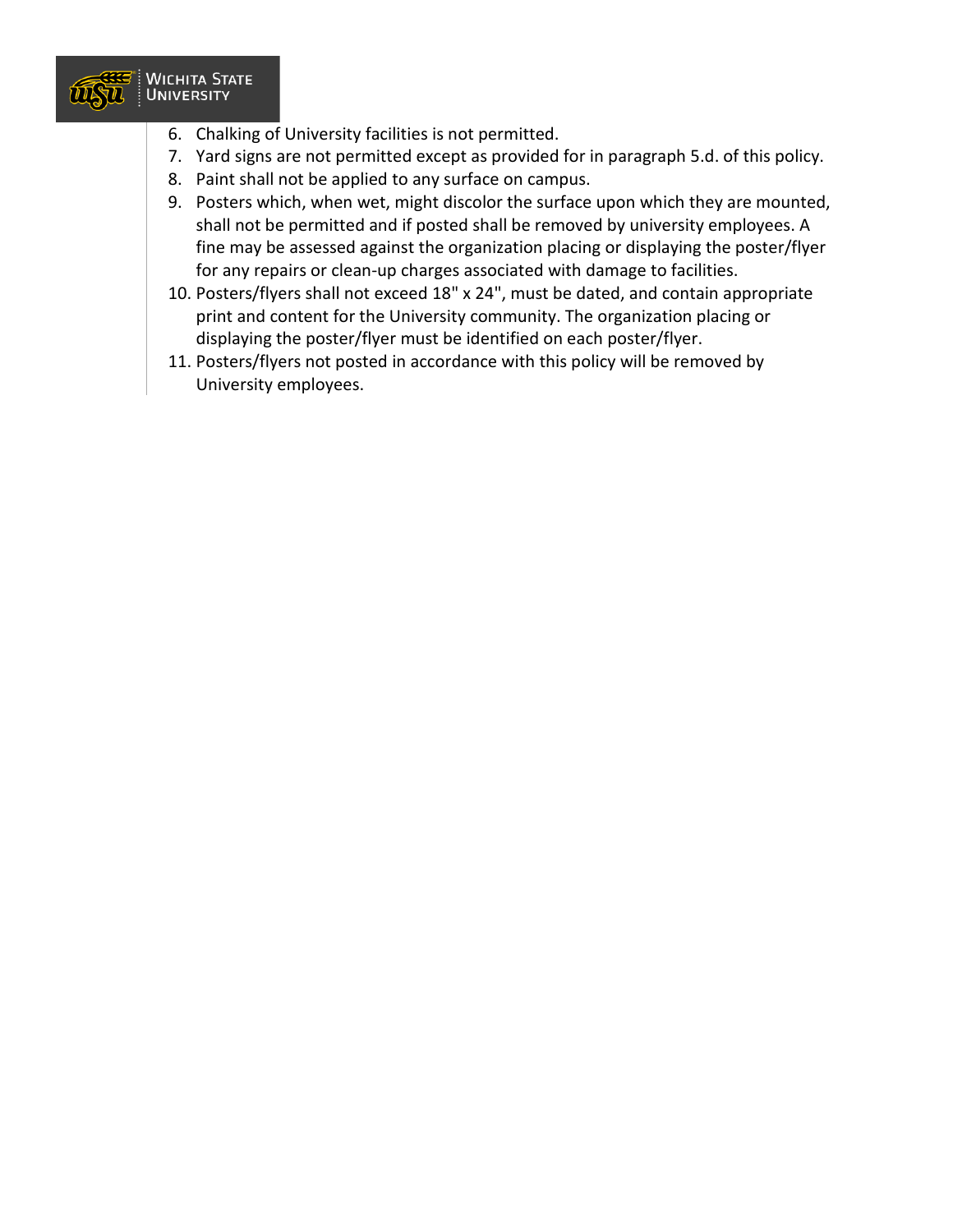6. Chalking of University facilities is not permitted.
7. Yard signs are not permitted except as provided for in paragraph 5.d. of this policy.
8. Paint shall not be applied to any surface on campus.
9. Posters which, when wet, might discolor the surface upon which they are mounted, shall not be permitted and if posted shall be removed by university employees. A fine may be assessed against the organization placing or displaying the poster/flyer for any repairs or clean-up charges associated with damage to facilities.
10. Posters/flyers shall not exceed 18" x 24", must be dated, and contain appropriate print and content for the University community. The organization placing or displaying the poster/flyer must be identified on each poster/flyer.
11. Posters/flyers not posted in accordance with this policy will be removed by University employees.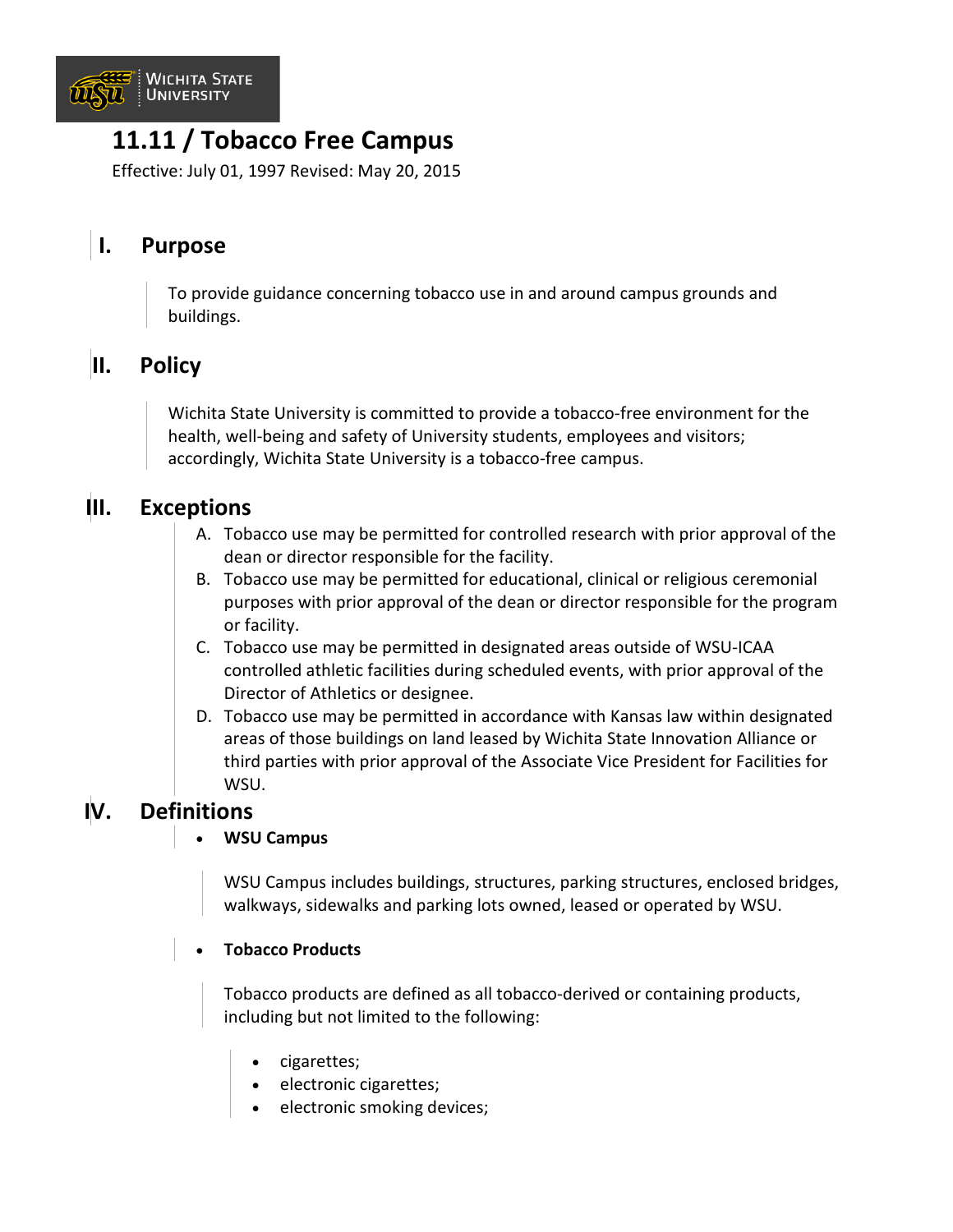# 11.11 / Tobacco Free Campus

Effective: July 01, 1997 Revised: May 20, 2015

## I. Purpose

To provide guidance concerning tobacco use in and around campus grounds and buildings.

## II. Policy

Wichita State University is committed to provide a tobacco-free environment for the health, well-being and safety of University students, employees and visitors; accordingly, Wichita State University is a tobacco-free campus.

## III. Exceptions

A. Tobacco use may be permitted for controlled research with prior approval of the dean or director responsible for the facility.
B. Tobacco use may be permitted for educational, clinical or religious ceremonial purposes with prior approval of the dean or director responsible for the program or facility.
C. Tobacco use may be permitted in designated areas outside of WSU-ICAA controlled athletic facilities during scheduled events, with prior approval of the Director of Athletics or designee.
D. Tobacco use may be permitted in accordance with Kansas law within designated areas of those buildings on land leased by Wichita State Innovation Alliance or third parties with prior approval of the Associate Vice President for Facilities for WSU.

## IV. Definitions

- **WSU Campus**

  WSU Campus includes buildings, structures, parking structures, enclosed bridges, walkways, sidewalks and parking lots owned, leased or operated by WSU.

- **Tobacco Products**

  Tobacco products are defined as all tobacco-derived or containing products, including but not limited to the following:

  - cigarettes;
  - electronic cigarettes;
  - electronic smoking devices;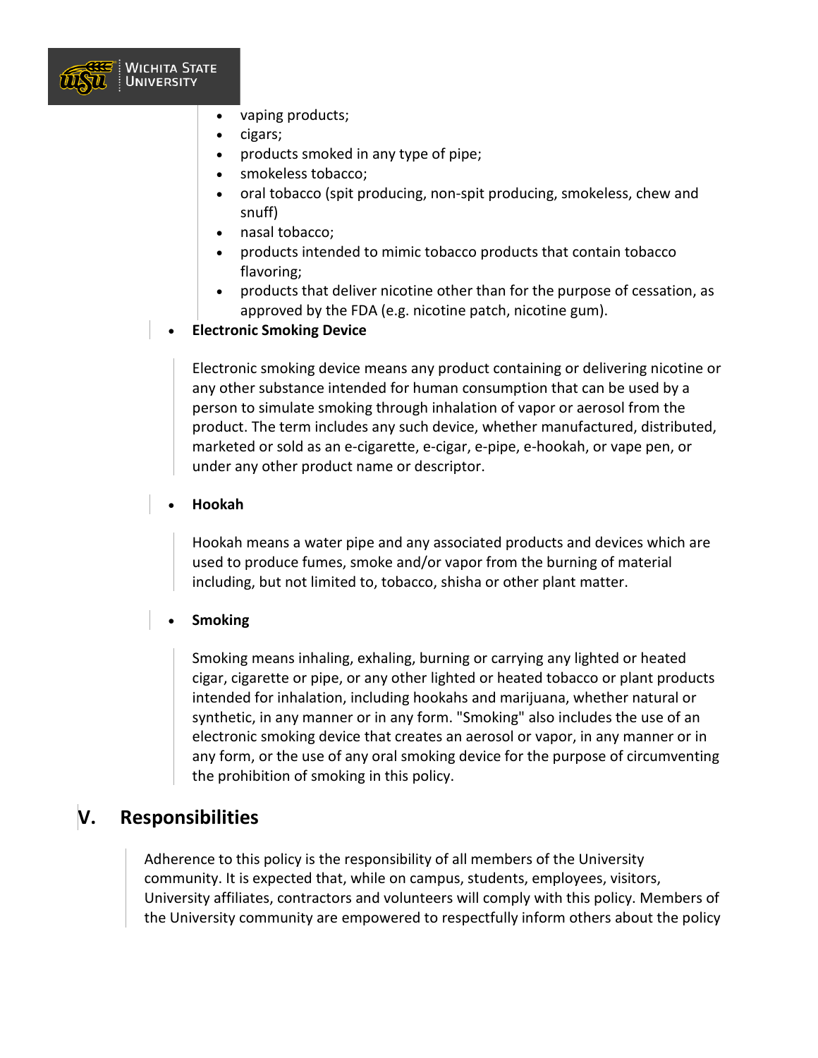- vaping products;
- cigars;
- products smoked in any type of pipe;
- smokeless tobacco;
- oral tobacco (spit producing, non-spit producing, smokeless, chew and snuff)
- nasal tobacco;
- products intended to mimic tobacco products that contain tobacco flavoring;
- products that deliver nicotine other than for the purpose of cessation, as approved by the FDA (e.g. nicotine patch, nicotine gum).

- **Electronic Smoking Device**

  Electronic smoking device means any product containing or delivering nicotine or any other substance intended for human consumption that can be used by a person to simulate smoking through inhalation of vapor or aerosol from the product. The term includes any such device, whether manufactured, distributed, marketed or sold as an e-cigarette, e-cigar, e-pipe, e-hookah, or vape pen, or under any other product name or descriptor.

- **Hookah**

  Hookah means a water pipe and any associated products and devices which are used to produce fumes, smoke and/or vapor from the burning of material including, but not limited to, tobacco, shisha or other plant matter.

- **Smoking**

  Smoking means inhaling, exhaling, burning or carrying any lighted or heated cigar, cigarette or pipe, or any other lighted or heated tobacco or plant products intended for inhalation, including hookahs and marijuana, whether natural or synthetic, in any manner or in any form. "Smoking" also includes the use of an electronic smoking device that creates an aerosol or vapor, in any manner or in any form, or the use of any oral smoking device for the purpose of circumventing the prohibition of smoking in this policy.

## V. Responsibilities

Adherence to this policy is the responsibility of all members of the University community. It is expected that, while on campus, students, employees, visitors, University affiliates, contractors and volunteers will comply with this policy. Members of the University community are empowered to respectfully inform others about the policy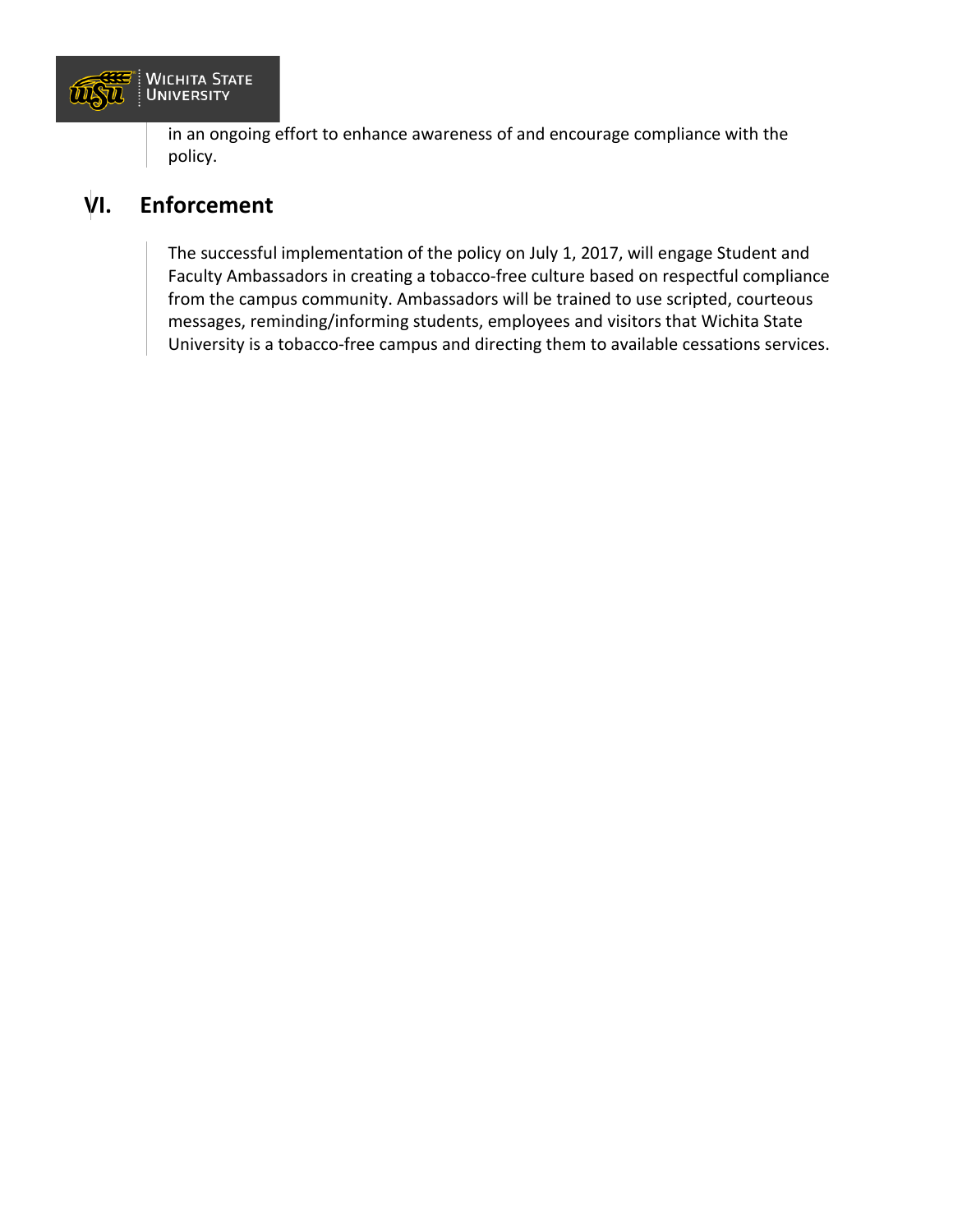in an ongoing effort to enhance awareness of and encourage compliance with the policy.

## VI. Enforcement

The successful implementation of the policy on July 1, 2017, will engage Student and Faculty Ambassadors in creating a tobacco-free culture based on respectful compliance from the campus community. Ambassadors will be trained to use scripted, courteous messages, reminding/informing students, employees and visitors that Wichita State University is a tobacco-free campus and directing them to available cessations services.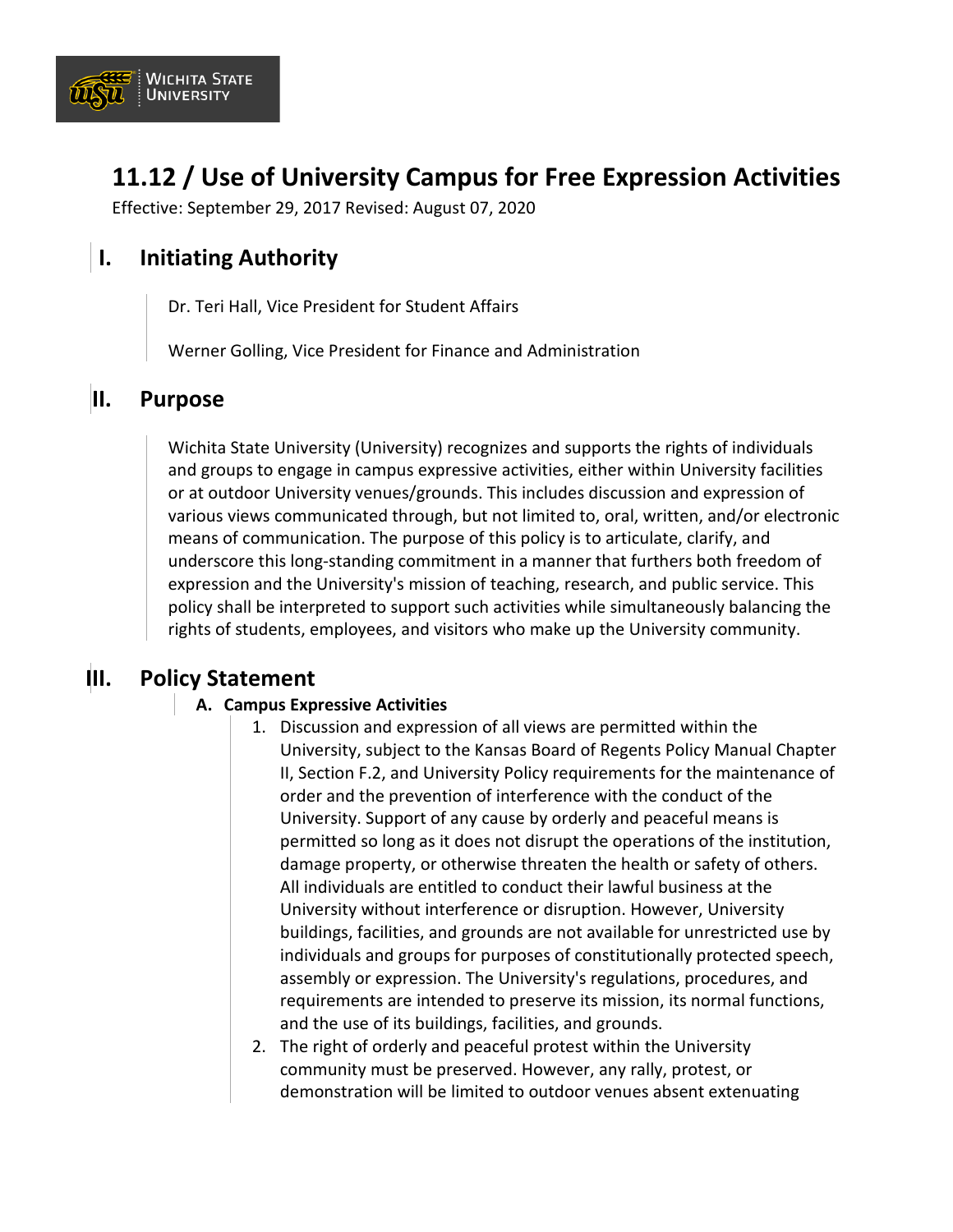# 11.12 / Use of University Campus for Free Expression Activities

Effective: September 29, 2017 Revised: August 07, 2020

## I. Initiating Authority

Dr. Teri Hall, Vice President for Student Affairs

Werner Golling, Vice President for Finance and Administration

## II. Purpose

Wichita State University (University) recognizes and supports the rights of individuals and groups to engage in campus expressive activities, either within University facilities or at outdoor University venues/grounds. This includes discussion and expression of various views communicated through, but not limited to, oral, written, and/or electronic means of communication. The purpose of this policy is to articulate, clarify, and underscore this long-standing commitment in a manner that furthers both freedom of expression and the University's mission of teaching, research, and public service. This policy shall be interpreted to support such activities while simultaneously balancing the rights of students, employees, and visitors who make up the University community.

## III. Policy Statement

### A. Campus Expressive Activities

1. Discussion and expression of all views are permitted within the University, subject to the Kansas Board of Regents Policy Manual Chapter II, Section F.2, and University Policy requirements for the maintenance of order and the prevention of interference with the conduct of the University. Support of any cause by orderly and peaceful means is permitted so long as it does not disrupt the operations of the institution, damage property, or otherwise threaten the health or safety of others. All individuals are entitled to conduct their lawful business at the University without interference or disruption. However, University buildings, facilities, and grounds are not available for unrestricted use by individuals and groups for purposes of constitutionally protected speech, assembly or expression. The University's regulations, procedures, and requirements are intended to preserve its mission, its normal functions, and the use of its buildings, facilities, and grounds.
2. The right of orderly and peaceful protest within the University community must be preserved. However, any rally, protest, or demonstration will be limited to outdoor venues absent extenuating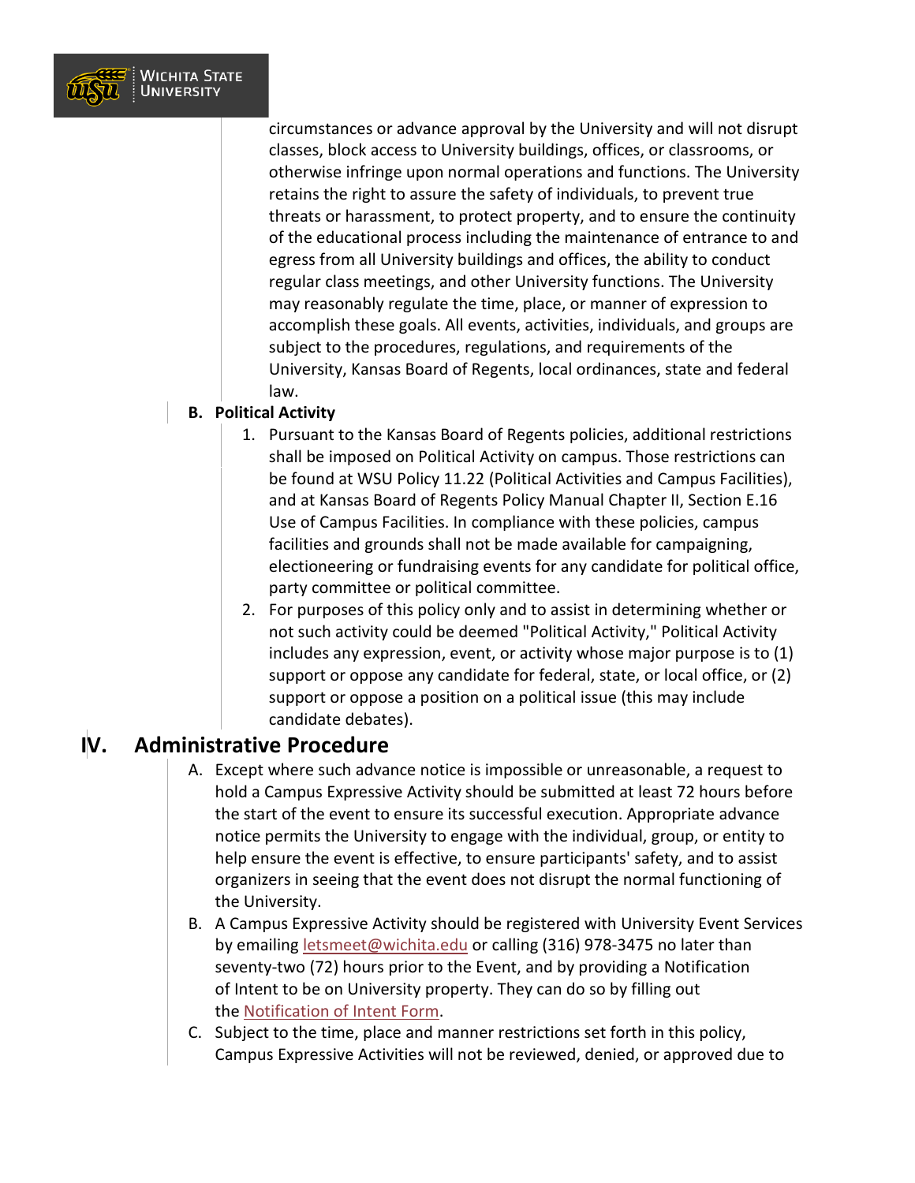circumstances or advance approval by the University and will not disrupt classes, block access to University buildings, offices, or classrooms, or otherwise infringe upon normal operations and functions. The University retains the right to assure the safety of individuals, to prevent true threats or harassment, to protect property, and to ensure the continuity of the educational process including the maintenance of entrance to and egress from all University buildings and offices, the ability to conduct regular class meetings, and other University functions. The University may reasonably regulate the time, place, or manner of expression to accomplish these goals. All events, activities, individuals, and groups are subject to the procedures, regulations, and requirements of the University, Kansas Board of Regents, local ordinances, state and federal law.

**B. Political Activity**

1. Pursuant to the Kansas Board of Regents policies, additional restrictions shall be imposed on Political Activity on campus. Those restrictions can be found at WSU Policy 11.22 (Political Activities and Campus Facilities), and at Kansas Board of Regents Policy Manual Chapter II, Section E.16 Use of Campus Facilities. In compliance with these policies, campus facilities and grounds shall not be made available for campaigning, electioneering or fundraising events for any candidate for political office, party committee or political committee.
2. For purposes of this policy only and to assist in determining whether or not such activity could be deemed "Political Activity," Political Activity includes any expression, event, or activity whose major purpose is to (1) support or oppose any candidate for federal, state, or local office, or (2) support or oppose a position on a political issue (this may include candidate debates).

# IV. Administrative Procedure

A. Except where such advance notice is impossible or unreasonable, a request to hold a Campus Expressive Activity should be submitted at least 72 hours before the start of the event to ensure its successful execution. Appropriate advance notice permits the University to engage with the individual, group, or entity to help ensure the event is effective, to ensure participants' safety, and to assist organizers in seeing that the event does not disrupt the normal functioning of the University.

B. A Campus Expressive Activity should be registered with University Event Services by emailing letsmeet@wichita.edu or calling (316) 978-3475 no later than seventy-two (72) hours prior to the Event, and by providing a Notification of Intent to be on University property. They can do so by filling out the Notification of Intent Form.

C. Subject to the time, place and manner restrictions set forth in this policy, Campus Expressive Activities will not be reviewed, denied, or approved due to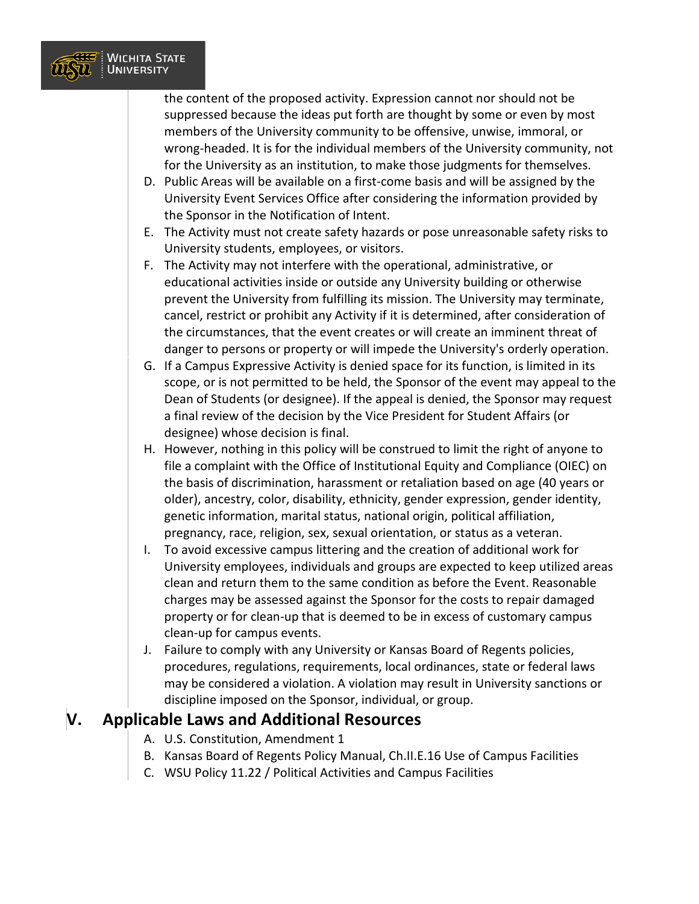the content of the proposed activity. Expression cannot nor should not be suppressed because the ideas put forth are thought by some or even by most members of the University community to be offensive, unwise, immoral, or wrong-headed. It is for the individual members of the University community, not for the University as an institution, to make those judgments for themselves.

D. Public Areas will be available on a first-come basis and will be assigned by the University Event Services Office after considering the information provided by the Sponsor in the Notification of Intent.

E. The Activity must not create safety hazards or pose unreasonable safety risks to University students, employees, or visitors.

F. The Activity may not interfere with the operational, administrative, or educational activities inside or outside any University building or otherwise prevent the University from fulfilling its mission. The University may terminate, cancel, restrict or prohibit any Activity if it is determined, after consideration of the circumstances, that the event creates or will create an imminent threat of danger to persons or property or will impede the University's orderly operation.

G. If a Campus Expressive Activity is denied space for its function, is limited in its scope, or is not permitted to be held, the Sponsor of the event may appeal to the Dean of Students (or designee). If the appeal is denied, the Sponsor may request a final review of the decision by the Vice President for Student Affairs (or designee) whose decision is final.

H. However, nothing in this policy will be construed to limit the right of anyone to file a complaint with the Office of Institutional Equity and Compliance (OIEC) on the basis of discrimination, harassment or retaliation based on age (40 years or older), ancestry, color, disability, ethnicity, gender expression, gender identity, genetic information, marital status, national origin, political affiliation, pregnancy, race, religion, sex, sexual orientation, or status as a veteran.

I. To avoid excessive campus littering and the creation of additional work for University employees, individuals and groups are expected to keep utilized areas clean and return them to the same condition as before the Event. Reasonable charges may be assessed against the Sponsor for the costs to repair damaged property or for clean-up that is deemed to be in excess of customary campus clean-up for campus events.

J. Failure to comply with any University or Kansas Board of Regents policies, procedures, regulations, requirements, local ordinances, state or federal laws may be considered a violation. A violation may result in University sanctions or discipline imposed on the Sponsor, individual, or group.

## V. Applicable Laws and Additional Resources

A. U.S. Constitution, Amendment 1

B. Kansas Board of Regents Policy Manual, Ch.II.E.16 Use of Campus Facilities

C. WSU Policy 11.22 / Political Activities and Campus Facilities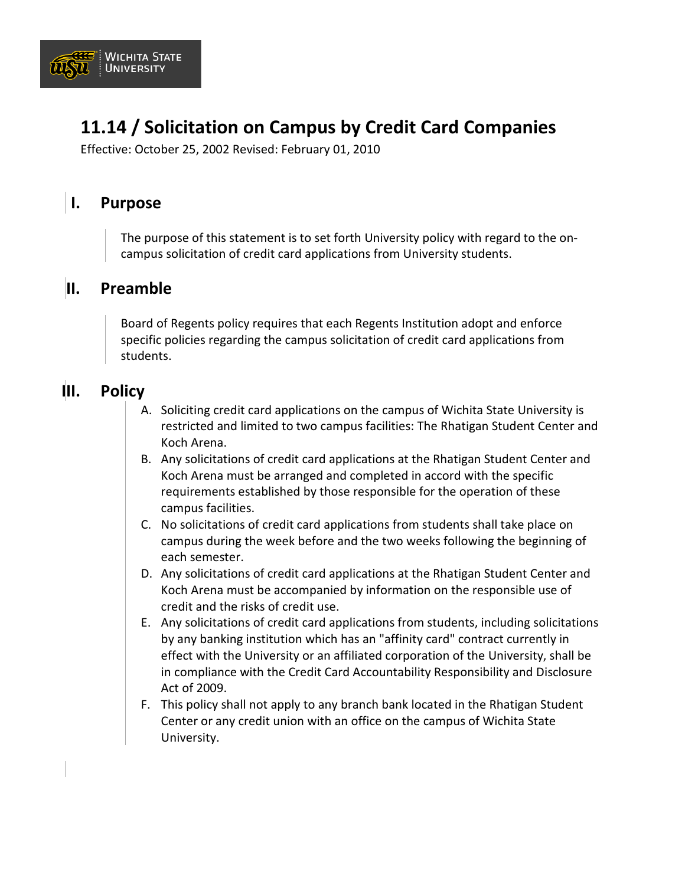# 11.14 / Solicitation on Campus by Credit Card Companies

Effective: October 25, 2002 Revised: February 01, 2010

## I. Purpose

The purpose of this statement is to set forth University policy with regard to the on-campus solicitation of credit card applications from University students.

## II. Preamble

Board of Regents policy requires that each Regents Institution adopt and enforce specific policies regarding the campus solicitation of credit card applications from students.

## III. Policy

A. Soliciting credit card applications on the campus of Wichita State University is restricted and limited to two campus facilities: The Rhatigan Student Center and Koch Arena.

B. Any solicitations of credit card applications at the Rhatigan Student Center and Koch Arena must be arranged and completed in accord with the specific requirements established by those responsible for the operation of these campus facilities.

C. No solicitations of credit card applications from students shall take place on campus during the week before and the two weeks following the beginning of each semester.

D. Any solicitations of credit card applications at the Rhatigan Student Center and Koch Arena must be accompanied by information on the responsible use of credit and the risks of credit use.

E. Any solicitations of credit card applications from students, including solicitations by any banking institution which has an "affinity card" contract currently in effect with the University or an affiliated corporation of the University, shall be in compliance with the Credit Card Accountability Responsibility and Disclosure Act of 2009.

F. This policy shall not apply to any branch bank located in the Rhatigan Student Center or any credit union with an office on the campus of Wichita State University.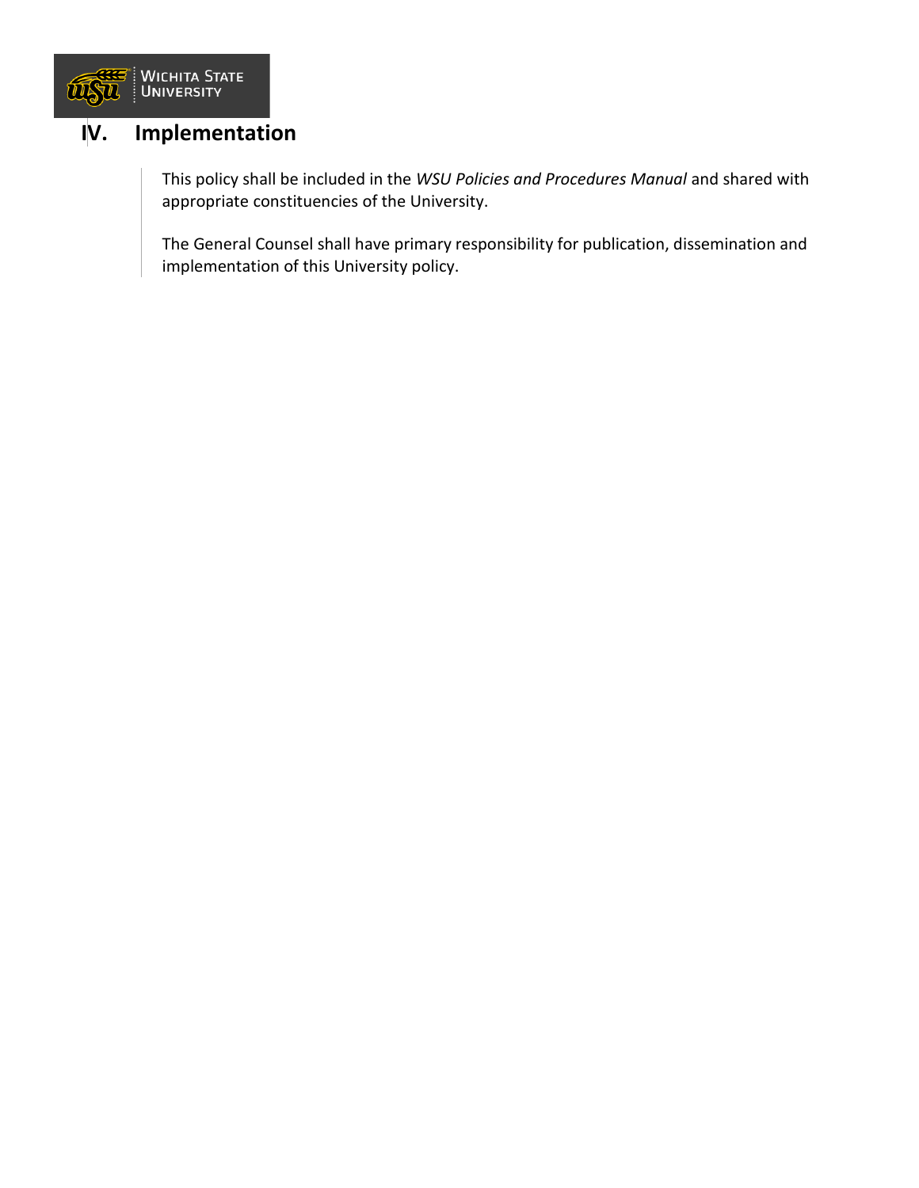## IV. Implementation

This policy shall be included in the *WSU Policies and Procedures Manual* and shared with appropriate constituencies of the University.

The General Counsel shall have primary responsibility for publication, dissemination and implementation of this University policy.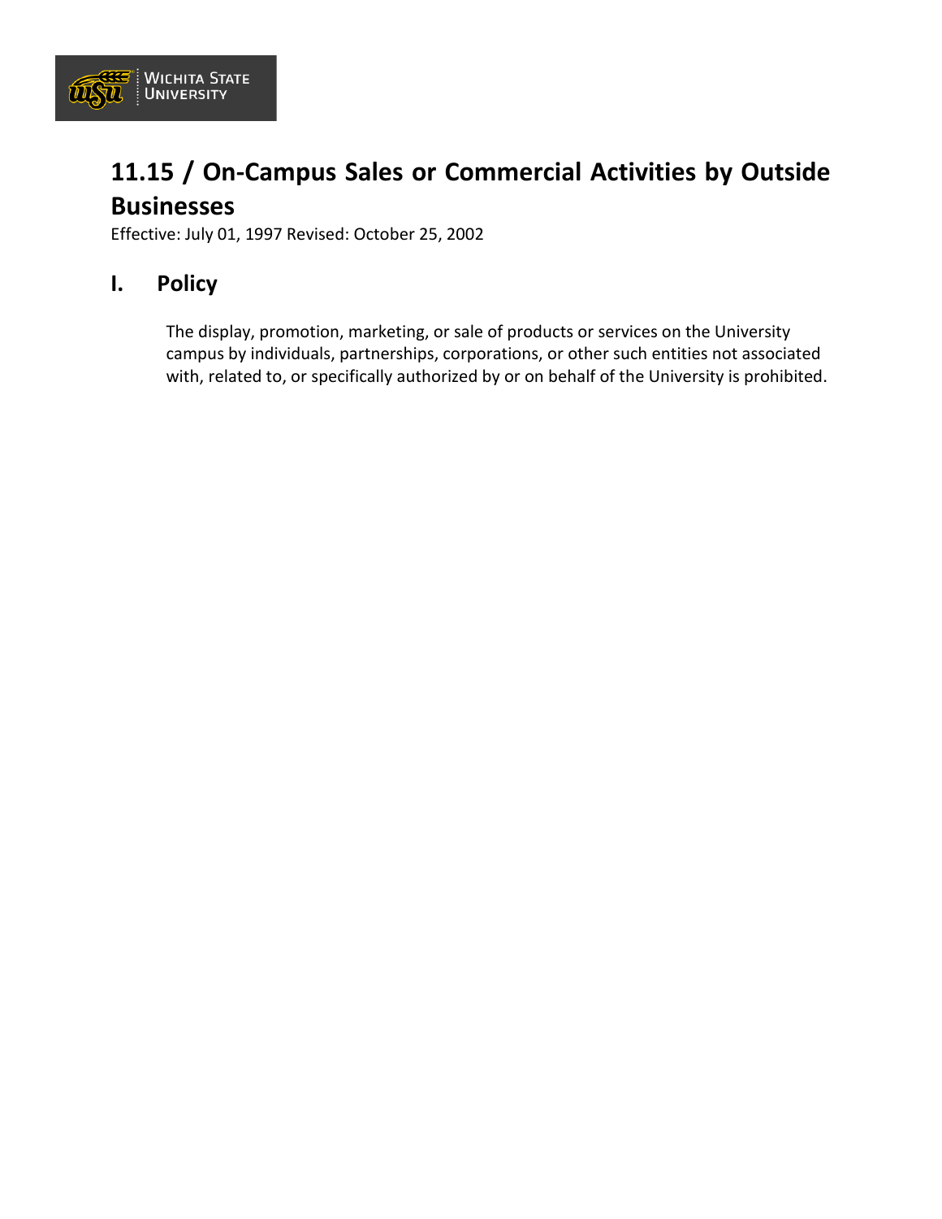# 11.15 / On-Campus Sales or Commercial Activities by Outside Businesses

Effective: July 01, 1997 Revised: October 25, 2002

## I. Policy

The display, promotion, marketing, or sale of products or services on the University campus by individuals, partnerships, corporations, or other such entities not associated with, related to, or specifically authorized by or on behalf of the University is prohibited.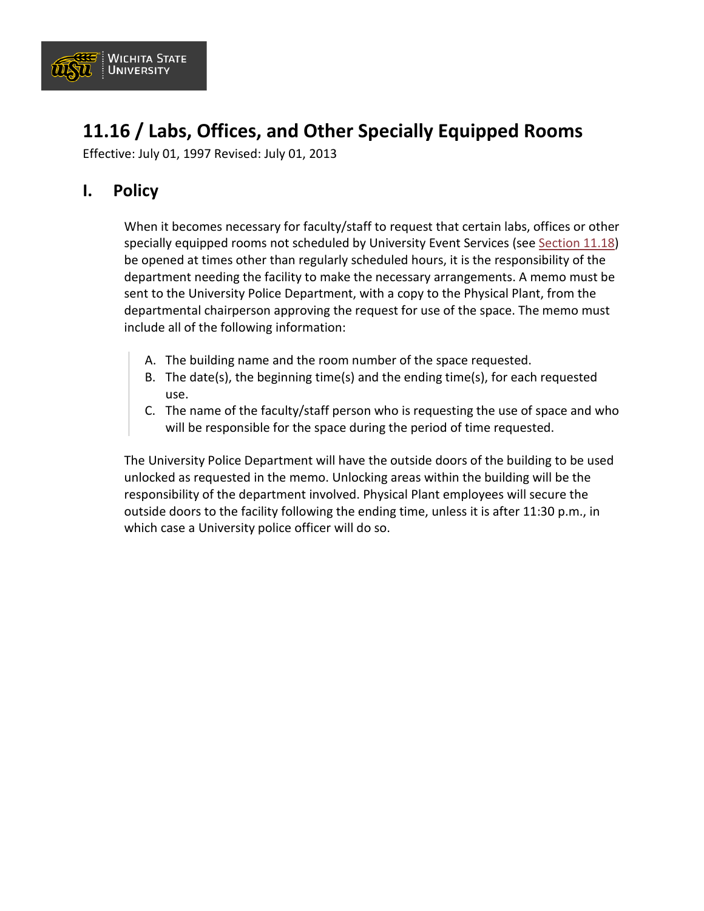# 11.16 / Labs, Offices, and Other Specially Equipped Rooms

Effective: July 01, 1997 Revised: July 01, 2013

## I. Policy

When it becomes necessary for faculty/staff to request that certain labs, offices or other specially equipped rooms not scheduled by University Event Services (see Section 11.18) be opened at times other than regularly scheduled hours, it is the responsibility of the department needing the facility to make the necessary arrangements. A memo must be sent to the University Police Department, with a copy to the Physical Plant, from the departmental chairperson approving the request for use of the space. The memo must include all of the following information:

A. The building name and the room number of the space requested.
B. The date(s), the beginning time(s) and the ending time(s), for each requested use.
C. The name of the faculty/staff person who is requesting the use of space and who will be responsible for the space during the period of time requested.

The University Police Department will have the outside doors of the building to be used unlocked as requested in the memo. Unlocking areas within the building will be the responsibility of the department involved. Physical Plant employees will secure the outside doors to the facility following the ending time, unless it is after 11:30 p.m., in which case a University police officer will do so.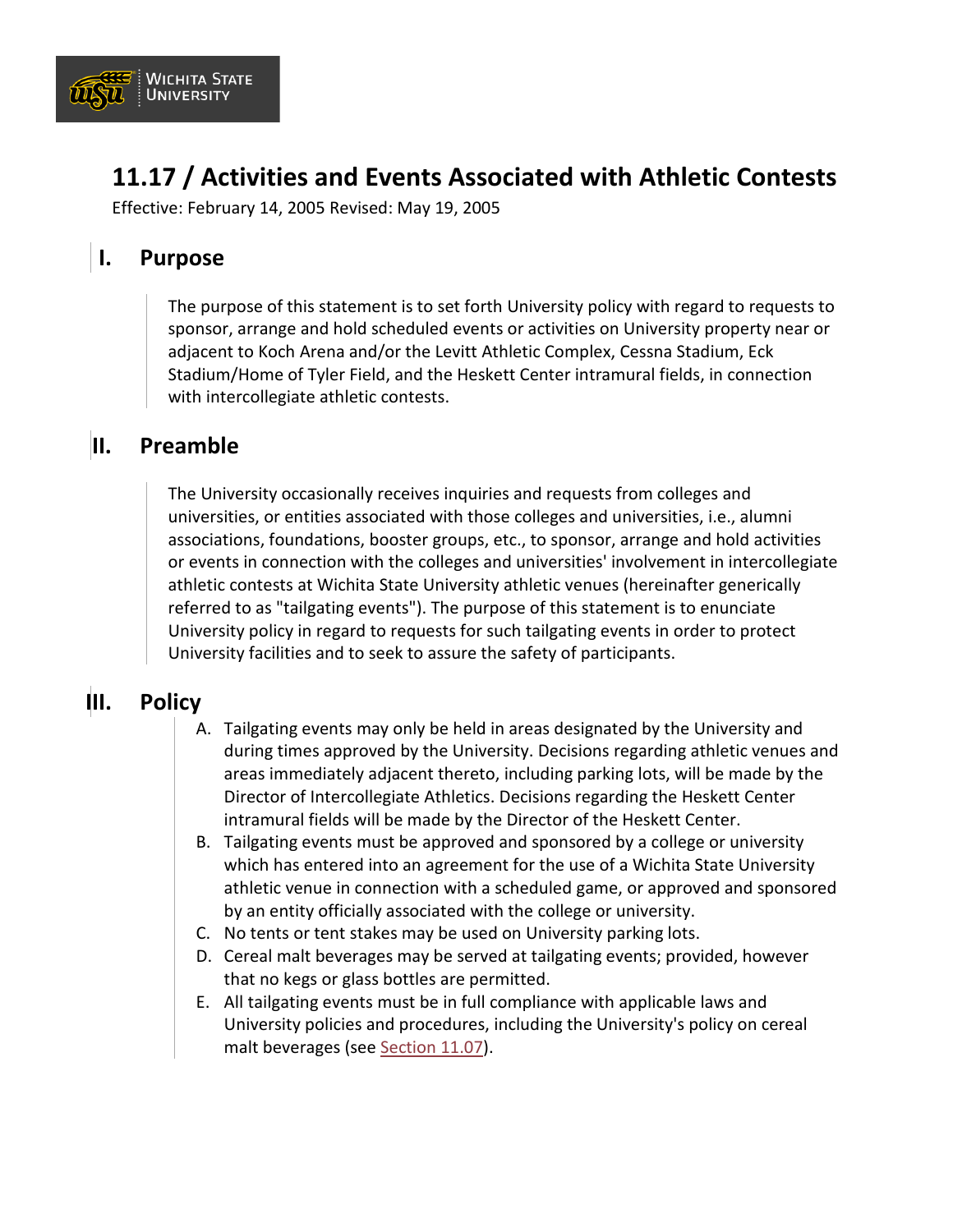# 11.17 / Activities and Events Associated with Athletic Contests

Effective: February 14, 2005 Revised: May 19, 2005

## I. Purpose

The purpose of this statement is to set forth University policy with regard to requests to sponsor, arrange and hold scheduled events or activities on University property near or adjacent to Koch Arena and/or the Levitt Athletic Complex, Cessna Stadium, Eck Stadium/Home of Tyler Field, and the Heskett Center intramural fields, in connection with intercollegiate athletic contests.

## II. Preamble

The University occasionally receives inquiries and requests from colleges and universities, or entities associated with those colleges and universities, i.e., alumni associations, foundations, booster groups, etc., to sponsor, arrange and hold activities or events in connection with the colleges and universities' involvement in intercollegiate athletic contests at Wichita State University athletic venues (hereinafter generically referred to as "tailgating events"). The purpose of this statement is to enunciate University policy in regard to requests for such tailgating events in order to protect University facilities and to seek to assure the safety of participants.

## III. Policy

A. Tailgating events may only be held in areas designated by the University and during times approved by the University. Decisions regarding athletic venues and areas immediately adjacent thereto, including parking lots, will be made by the Director of Intercollegiate Athletics. Decisions regarding the Heskett Center intramural fields will be made by the Director of the Heskett Center.

B. Tailgating events must be approved and sponsored by a college or university which has entered into an agreement for the use of a Wichita State University athletic venue in connection with a scheduled game, or approved and sponsored by an entity officially associated with the college or university.

C. No tents or tent stakes may be used on University parking lots.

D. Cereal malt beverages may be served at tailgating events; provided, however that no kegs or glass bottles are permitted.

E. All tailgating events must be in full compliance with applicable laws and University policies and procedures, including the University's policy on cereal malt beverages (see Section 11.07).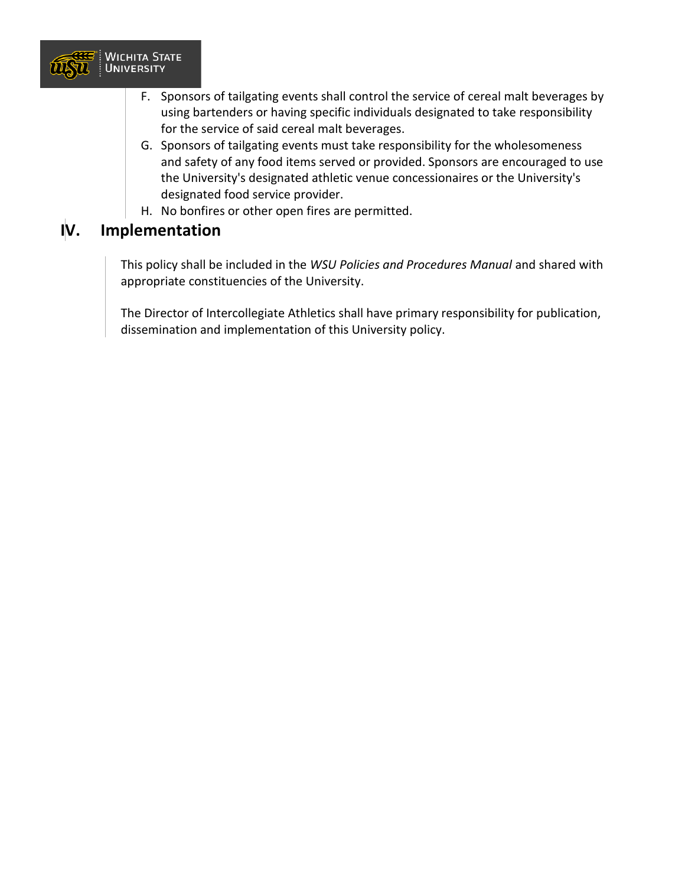F. Sponsors of tailgating events shall control the service of cereal malt beverages by using bartenders or having specific individuals designated to take responsibility for the service of said cereal malt beverages.
G. Sponsors of tailgating events must take responsibility for the wholesomeness and safety of any food items served or provided. Sponsors are encouraged to use the University's designated athletic venue concessionaires or the University's designated food service provider.
H. No bonfires or other open fires are permitted.

## IV. Implementation

This policy shall be included in the *WSU Policies and Procedures Manual* and shared with appropriate constituencies of the University.

The Director of Intercollegiate Athletics shall have primary responsibility for publication, dissemination and implementation of this University policy.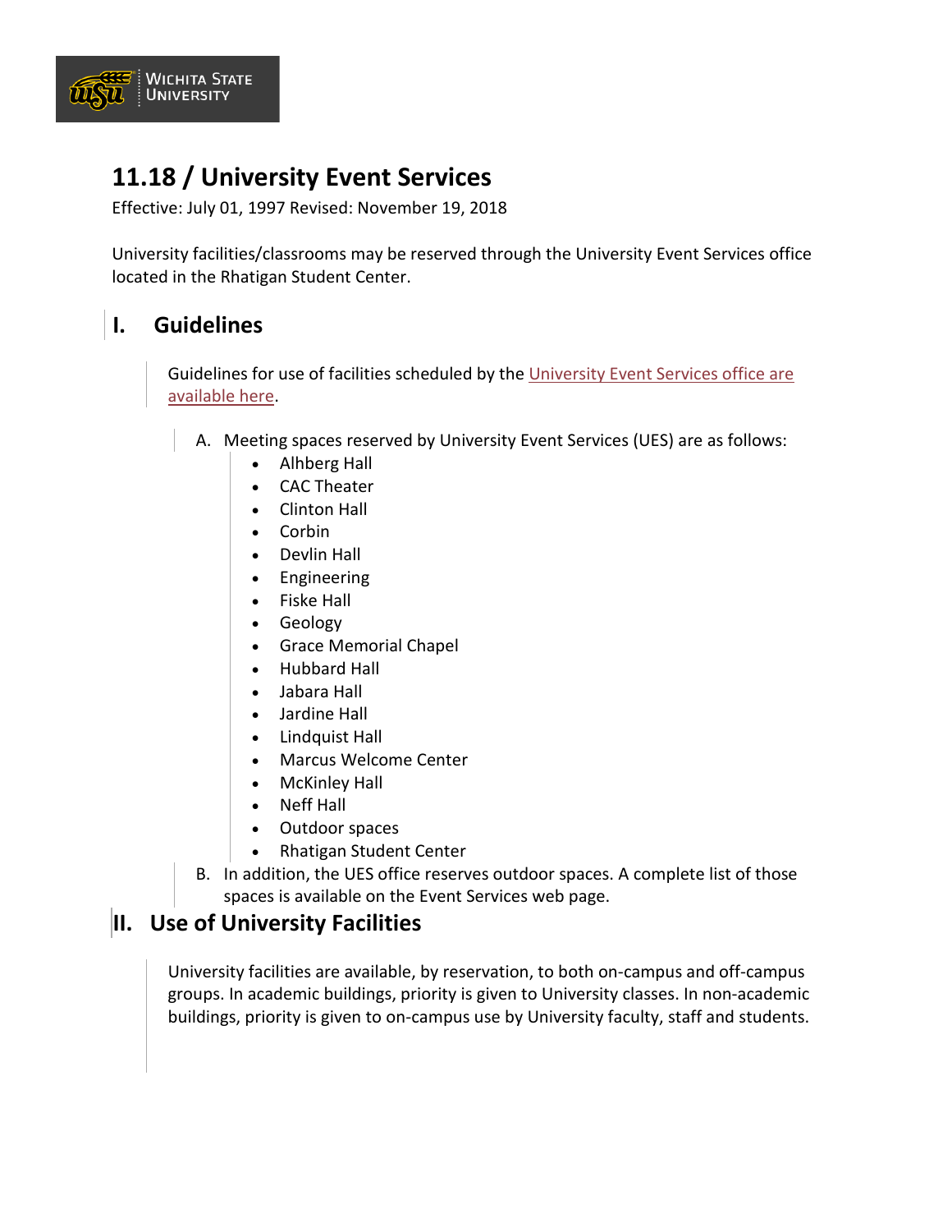# 11.18 / University Event Services

Effective: July 01, 1997 Revised: November 19, 2018

University facilities/classrooms may be reserved through the University Event Services office located in the Rhatigan Student Center.

## I. Guidelines

Guidelines for use of facilities scheduled by the University Event Services office are available here.

A. Meeting spaces reserved by University Event Services (UES) are as follows:
   - Alhberg Hall
   - CAC Theater
   - Clinton Hall
   - Corbin
   - Devlin Hall
   - Engineering
   - Fiske Hall
   - Geology
   - Grace Memorial Chapel
   - Hubbard Hall
   - Jabara Hall
   - Jardine Hall
   - Lindquist Hall
   - Marcus Welcome Center
   - McKinley Hall
   - Neff Hall
   - Outdoor spaces
   - Rhatigan Student Center

B. In addition, the UES office reserves outdoor spaces. A complete list of those spaces is available on the Event Services web page.

## II. Use of University Facilities

University facilities are available, by reservation, to both on-campus and off-campus groups. In academic buildings, priority is given to University classes. In non-academic buildings, priority is given to on-campus use by University faculty, staff and students.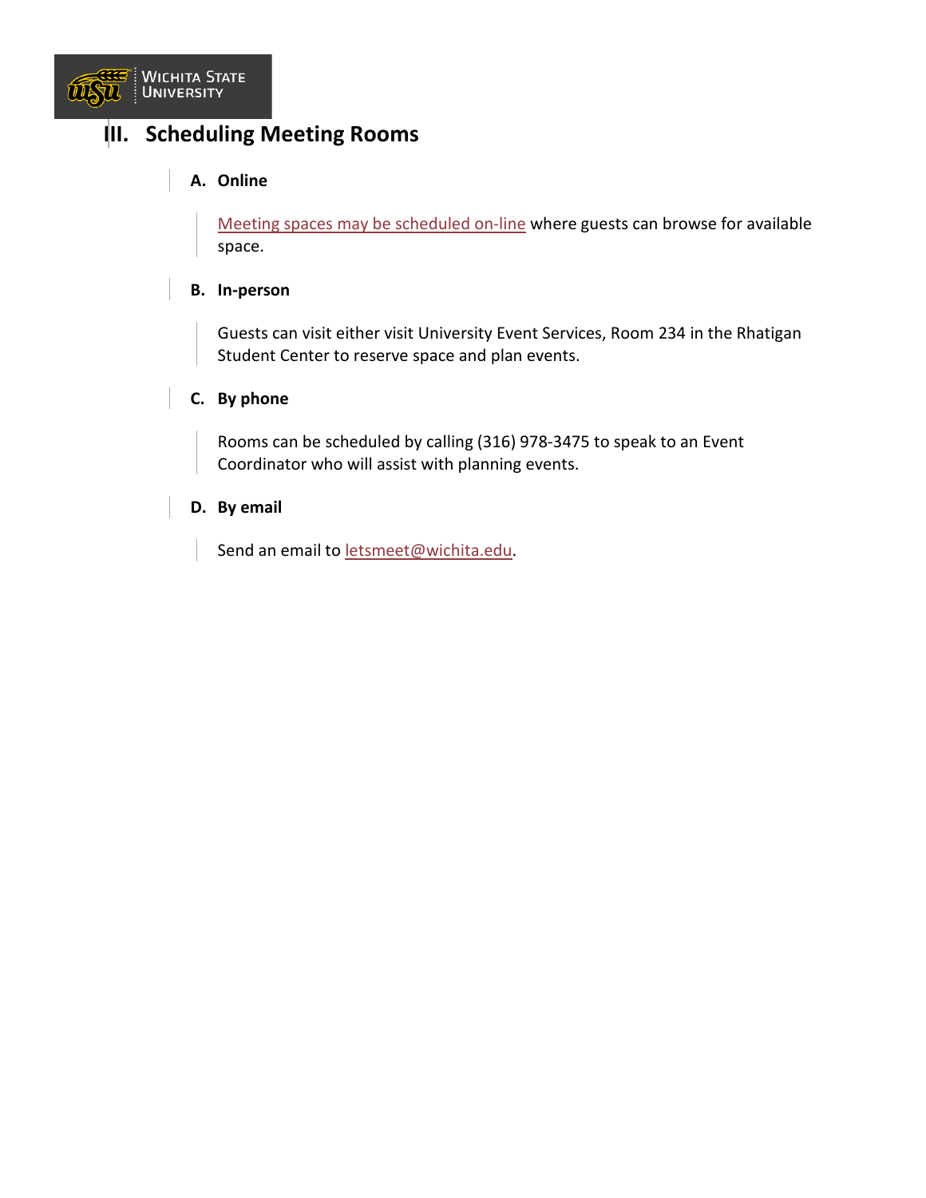## III. Scheduling Meeting Rooms

### A. Online

Meeting spaces may be scheduled on-line where guests can browse for available space.

### B. In-person

Guests can visit either visit University Event Services, Room 234 in the Rhatigan Student Center to reserve space and plan events.

### C. By phone

Rooms can be scheduled by calling (316) 978-3475 to speak to an Event Coordinator who will assist with planning events.

### D. By email

Send an email to letsmeet@wichita.edu.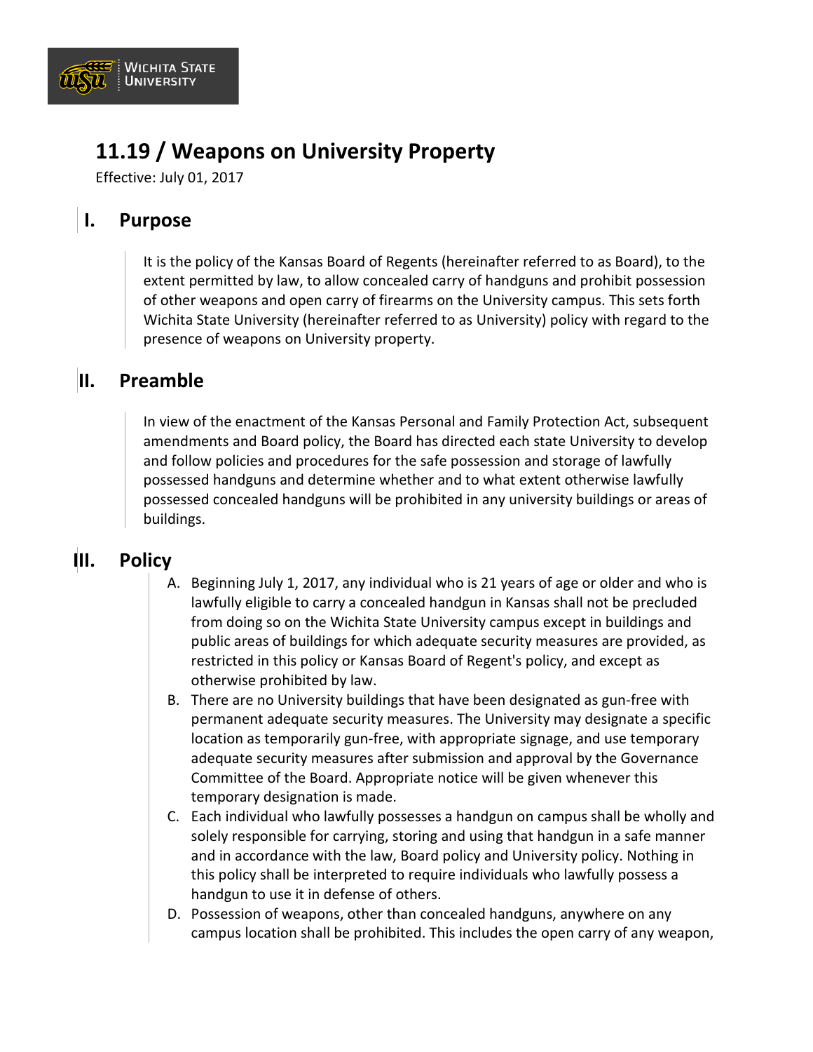# 11.19 / Weapons on University Property

Effective: July 01, 2017

## I. Purpose

It is the policy of the Kansas Board of Regents (hereinafter referred to as Board), to the extent permitted by law, to allow concealed carry of handguns and prohibit possession of other weapons and open carry of firearms on the University campus. This sets forth Wichita State University (hereinafter referred to as University) policy with regard to the presence of weapons on University property.

## II. Preamble

In view of the enactment of the Kansas Personal and Family Protection Act, subsequent amendments and Board policy, the Board has directed each state University to develop and follow policies and procedures for the safe possession and storage of lawfully possessed handguns and determine whether and to what extent otherwise lawfully possessed concealed handguns will be prohibited in any university buildings or areas of buildings.

## III. Policy

A. Beginning July 1, 2017, any individual who is 21 years of age or older and who is lawfully eligible to carry a concealed handgun in Kansas shall not be precluded from doing so on the Wichita State University campus except in buildings and public areas of buildings for which adequate security measures are provided, as restricted in this policy or Kansas Board of Regent's policy, and except as otherwise prohibited by law.

B. There are no University buildings that have been designated as gun-free with permanent adequate security measures. The University may designate a specific location as temporarily gun-free, with appropriate signage, and use temporary adequate security measures after submission and approval by the Governance Committee of the Board. Appropriate notice will be given whenever this temporary designation is made.

C. Each individual who lawfully possesses a handgun on campus shall be wholly and solely responsible for carrying, storing and using that handgun in a safe manner and in accordance with the law, Board policy and University policy. Nothing in this policy shall be interpreted to require individuals who lawfully possess a handgun to use it in defense of others.

D. Possession of weapons, other than concealed handguns, anywhere on any campus location shall be prohibited. This includes the open carry of any weapon,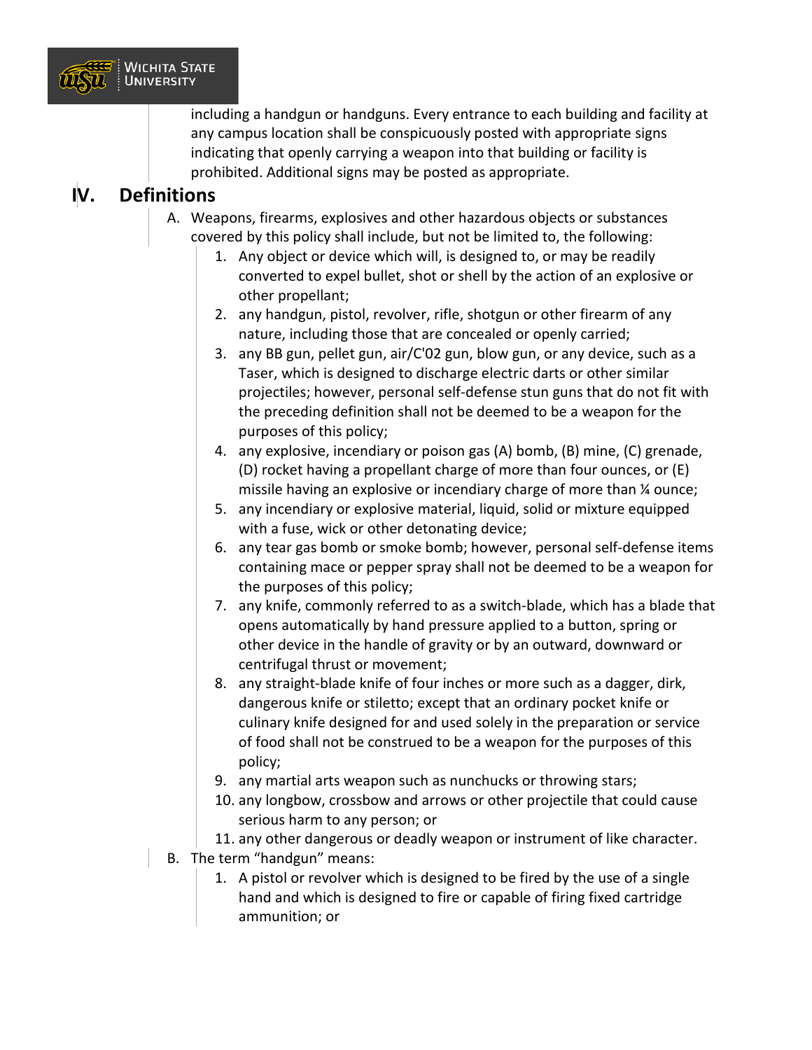including a handgun or handguns. Every entrance to each building and facility at any campus location shall be conspicuously posted with appropriate signs indicating that openly carrying a weapon into that building or facility is prohibited. Additional signs may be posted as appropriate.

## IV. Definitions

A. Weapons, firearms, explosives and other hazardous objects or substances covered by this policy shall include, but not be limited to, the following:

1. Any object or device which will, is designed to, or may be readily converted to expel bullet, shot or shell by the action of an explosive or other propellant;
2. any handgun, pistol, revolver, rifle, shotgun or other firearm of any nature, including those that are concealed or openly carried;
3. any BB gun, pellet gun, air/C'02 gun, blow gun, or any device, such as a Taser, which is designed to discharge electric darts or other similar projectiles; however, personal self-defense stun guns that do not fit with the preceding definition shall not be deemed to be a weapon for the purposes of this policy;
4. any explosive, incendiary or poison gas (A) bomb, (B) mine, (C) grenade, (D) rocket having a propellant charge of more than four ounces, or (E) missile having an explosive or incendiary charge of more than ¼ ounce;
5. any incendiary or explosive material, liquid, solid or mixture equipped with a fuse, wick or other detonating device;
6. any tear gas bomb or smoke bomb; however, personal self-defense items containing mace or pepper spray shall not be deemed to be a weapon for the purposes of this policy;
7. any knife, commonly referred to as a switch-blade, which has a blade that opens automatically by hand pressure applied to a button, spring or other device in the handle of gravity or by an outward, downward or centrifugal thrust or movement;
8. any straight-blade knife of four inches or more such as a dagger, dirk, dangerous knife or stiletto; except that an ordinary pocket knife or culinary knife designed for and used solely in the preparation or service of food shall not be construed to be a weapon for the purposes of this policy;
9. any martial arts weapon such as nunchucks or throwing stars;
10. any longbow, crossbow and arrows or other projectile that could cause serious harm to any person; or
11. any other dangerous or deadly weapon or instrument of like character.

B. The term "handgun" means:

1. A pistol or revolver which is designed to be fired by the use of a single hand and which is designed to fire or capable of firing fixed cartridge ammunition; or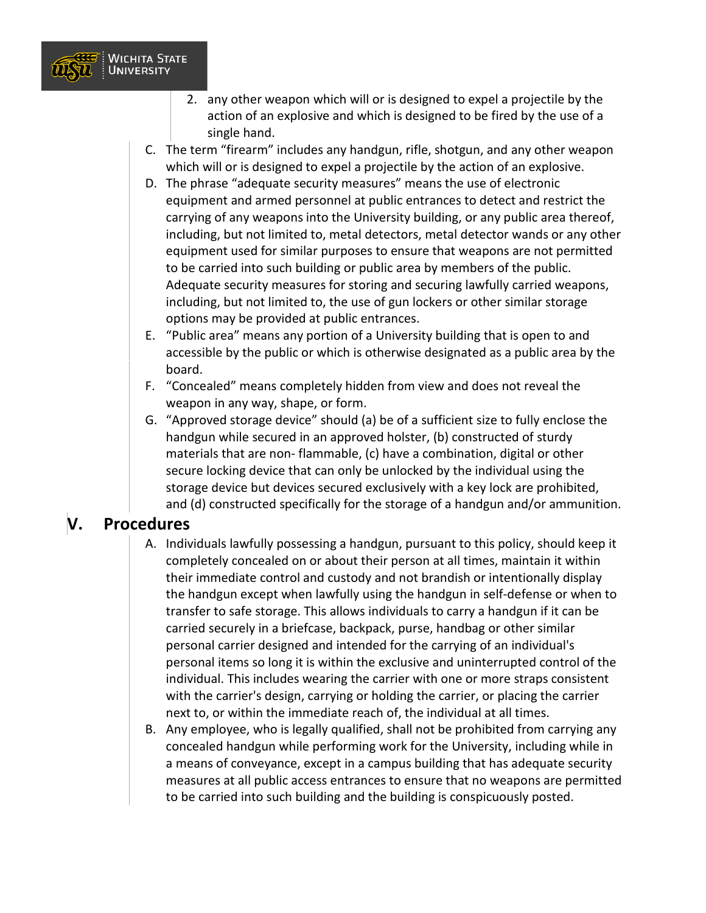2. any other weapon which will or is designed to expel a projectile by the action of an explosive and which is designed to be fired by the use of a single hand.

C. The term “firearm” includes any handgun, rifle, shotgun, and any other weapon which will or is designed to expel a projectile by the action of an explosive.

D. The phrase “adequate security measures” means the use of electronic equipment and armed personnel at public entrances to detect and restrict the carrying of any weapons into the University building, or any public area thereof, including, but not limited to, metal detectors, metal detector wands or any other equipment used for similar purposes to ensure that weapons are not permitted to be carried into such building or public area by members of the public. Adequate security measures for storing and securing lawfully carried weapons, including, but not limited to, the use of gun lockers or other similar storage options may be provided at public entrances.

E. “Public area” means any portion of a University building that is open to and accessible by the public or which is otherwise designated as a public area by the board.

F. “Concealed” means completely hidden from view and does not reveal the weapon in any way, shape, or form.

G. “Approved storage device” should (a) be of a sufficient size to fully enclose the handgun while secured in an approved holster, (b) constructed of sturdy materials that are non- flammable, (c) have a combination, digital or other secure locking device that can only be unlocked by the individual using the storage device but devices secured exclusively with a key lock are prohibited, and (d) constructed specifically for the storage of a handgun and/or ammunition.

# V. Procedures

A. Individuals lawfully possessing a handgun, pursuant to this policy, should keep it completely concealed on or about their person at all times, maintain it within their immediate control and custody and not brandish or intentionally display the handgun except when lawfully using the handgun in self-defense or when to transfer to safe storage. This allows individuals to carry a handgun if it can be carried securely in a briefcase, backpack, purse, handbag or other similar personal carrier designed and intended for the carrying of an individual's personal items so long it is within the exclusive and uninterrupted control of the individual. This includes wearing the carrier with one or more straps consistent with the carrier's design, carrying or holding the carrier, or placing the carrier next to, or within the immediate reach of, the individual at all times.

B. Any employee, who is legally qualified, shall not be prohibited from carrying any concealed handgun while performing work for the University, including while in a means of conveyance, except in a campus building that has adequate security measures at all public access entrances to ensure that no weapons are permitted to be carried into such building and the building is conspicuously posted.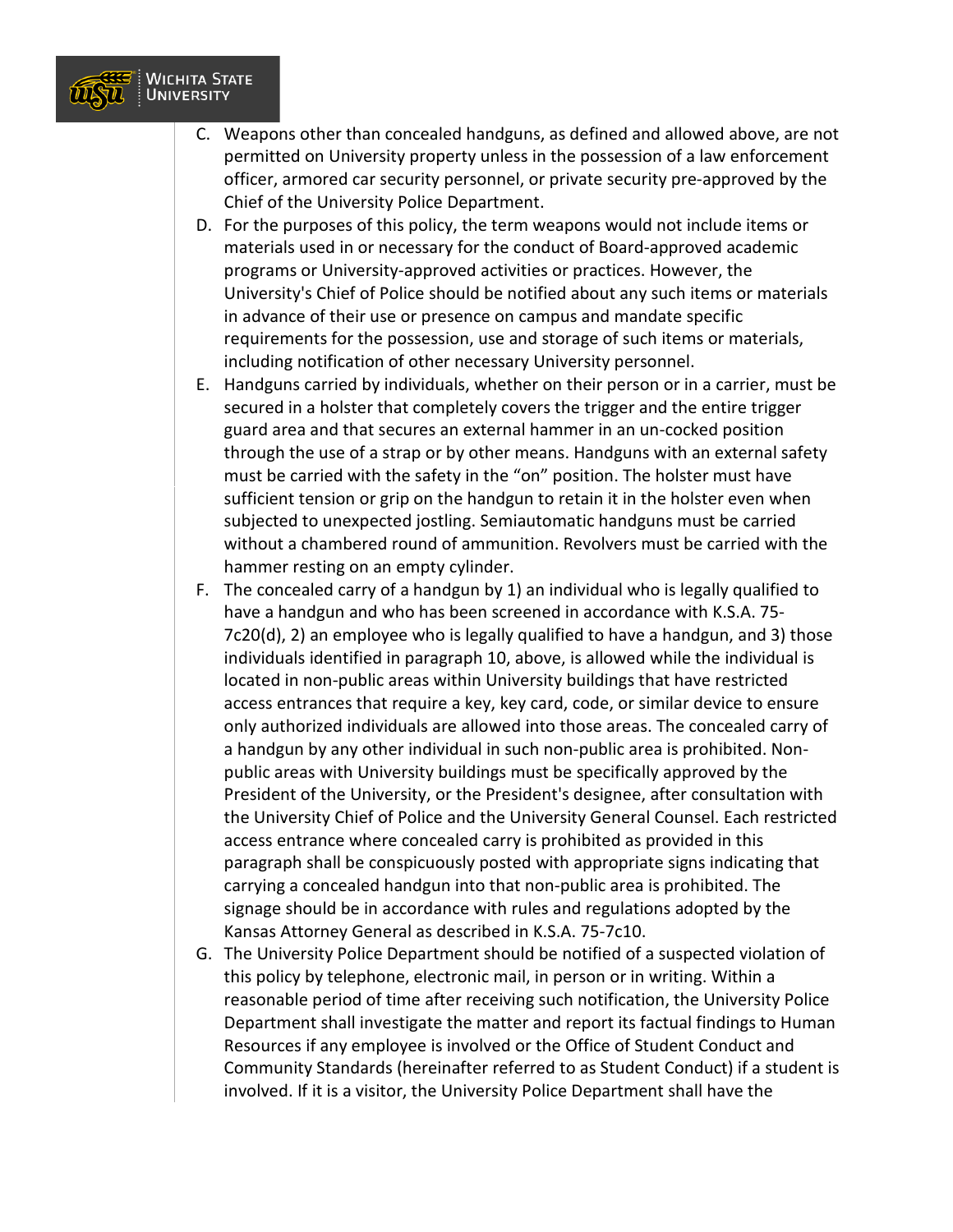C. Weapons other than concealed handguns, as defined and allowed above, are not permitted on University property unless in the possession of a law enforcement officer, armored car security personnel, or private security pre-approved by the Chief of the University Police Department.

D. For the purposes of this policy, the term weapons would not include items or materials used in or necessary for the conduct of Board-approved academic programs or University-approved activities or practices. However, the University's Chief of Police should be notified about any such items or materials in advance of their use or presence on campus and mandate specific requirements for the possession, use and storage of such items or materials, including notification of other necessary University personnel.

E. Handguns carried by individuals, whether on their person or in a carrier, must be secured in a holster that completely covers the trigger and the entire trigger guard area and that secures an external hammer in an un-cocked position through the use of a strap or by other means. Handguns with an external safety must be carried with the safety in the "on" position. The holster must have sufficient tension or grip on the handgun to retain it in the holster even when subjected to unexpected jostling. Semiautomatic handguns must be carried without a chambered round of ammunition. Revolvers must be carried with the hammer resting on an empty cylinder.

F. The concealed carry of a handgun by 1) an individual who is legally qualified to have a handgun and who has been screened in accordance with K.S.A. 75-7c20(d), 2) an employee who is legally qualified to have a handgun, and 3) those individuals identified in paragraph 10, above, is allowed while the individual is located in non-public areas within University buildings that have restricted access entrances that require a key, key card, code, or similar device to ensure only authorized individuals are allowed into those areas. The concealed carry of a handgun by any other individual in such non-public area is prohibited. Non-public areas with University buildings must be specifically approved by the President of the University, or the President's designee, after consultation with the University Chief of Police and the University General Counsel. Each restricted access entrance where concealed carry is prohibited as provided in this paragraph shall be conspicuously posted with appropriate signs indicating that carrying a concealed handgun into that non-public area is prohibited. The signage should be in accordance with rules and regulations adopted by the Kansas Attorney General as described in K.S.A. 75-7c10.

G. The University Police Department should be notified of a suspected violation of this policy by telephone, electronic mail, in person or in writing. Within a reasonable period of time after receiving such notification, the University Police Department shall investigate the matter and report its factual findings to Human Resources if any employee is involved or the Office of Student Conduct and Community Standards (hereinafter referred to as Student Conduct) if a student is involved. If it is a visitor, the University Police Department shall have the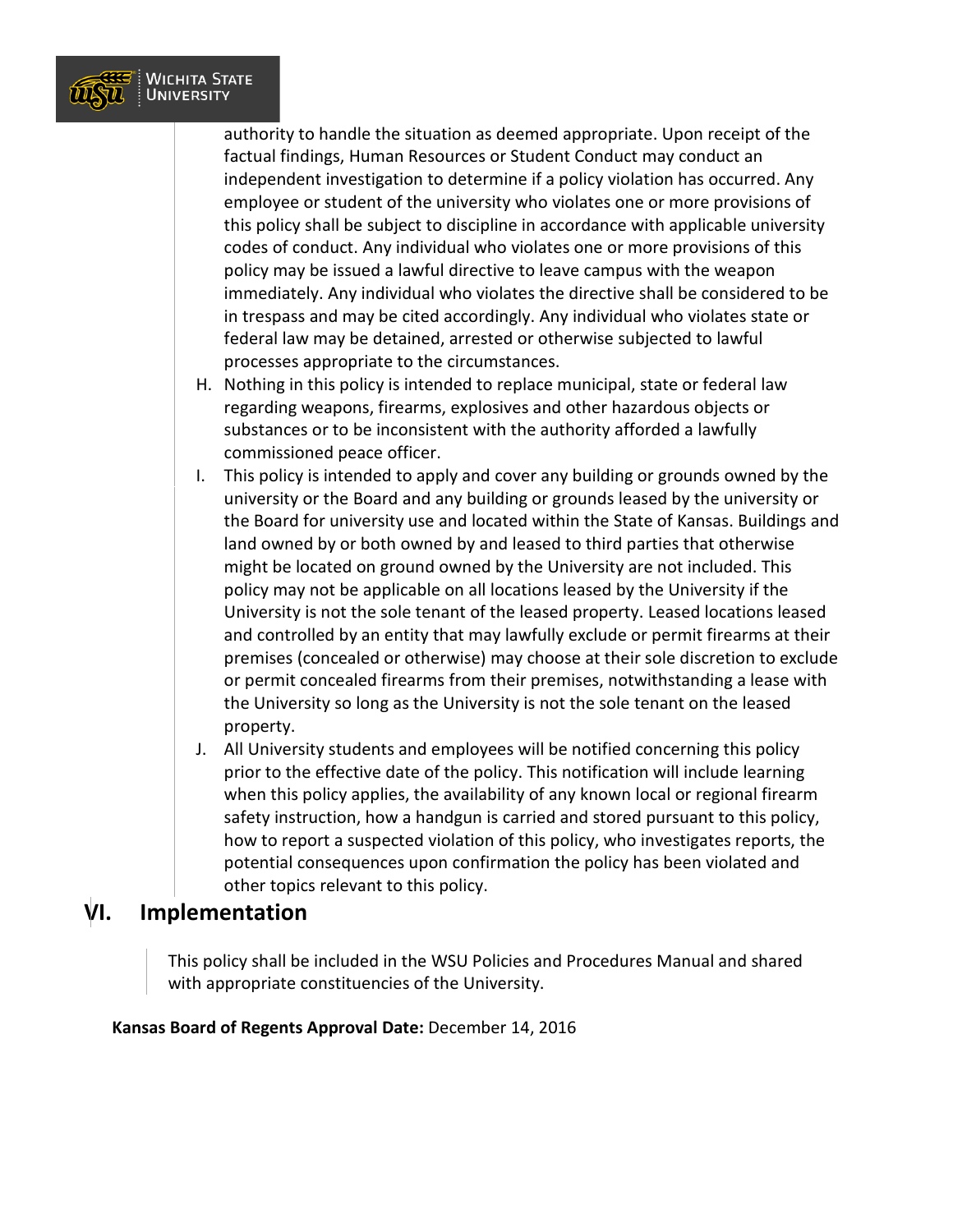authority to handle the situation as deemed appropriate. Upon receipt of the factual findings, Human Resources or Student Conduct may conduct an independent investigation to determine if a policy violation has occurred. Any employee or student of the university who violates one or more provisions of this policy shall be subject to discipline in accordance with applicable university codes of conduct. Any individual who violates one or more provisions of this policy may be issued a lawful directive to leave campus with the weapon immediately. Any individual who violates the directive shall be considered to be in trespass and may be cited accordingly. Any individual who violates state or federal law may be detained, arrested or otherwise subjected to lawful processes appropriate to the circumstances.

H. Nothing in this policy is intended to replace municipal, state or federal law regarding weapons, firearms, explosives and other hazardous objects or substances or to be inconsistent with the authority afforded a lawfully commissioned peace officer.

I. This policy is intended to apply and cover any building or grounds owned by the university or the Board and any building or grounds leased by the university or the Board for university use and located within the State of Kansas. Buildings and land owned by or both owned by and leased to third parties that otherwise might be located on ground owned by the University are not included. This policy may not be applicable on all locations leased by the University if the University is not the sole tenant of the leased property. Leased locations leased and controlled by an entity that may lawfully exclude or permit firearms at their premises (concealed or otherwise) may choose at their sole discretion to exclude or permit concealed firearms from their premises, notwithstanding a lease with the University so long as the University is not the sole tenant on the leased property.

J. All University students and employees will be notified concerning this policy prior to the effective date of the policy. This notification will include learning when this policy applies, the availability of any known local or regional firearm safety instruction, how a handgun is carried and stored pursuant to this policy, how to report a suspected violation of this policy, who investigates reports, the potential consequences upon confirmation the policy has been violated and other topics relevant to this policy.

## VI. Implementation

This policy shall be included in the WSU Policies and Procedures Manual and shared with appropriate constituencies of the University.

**Kansas Board of Regents Approval Date:** December 14, 2016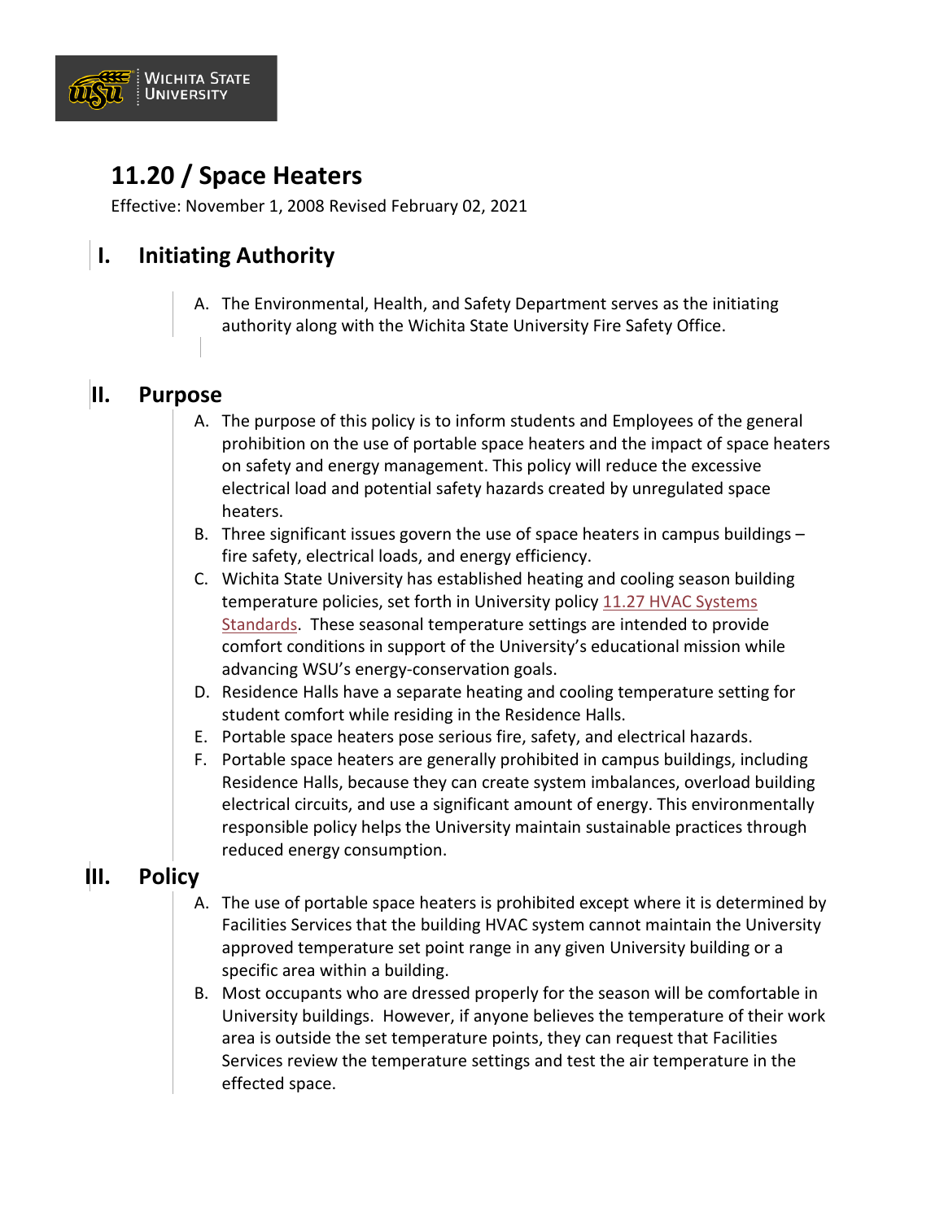# 11.20 / Space Heaters

Effective: November 1, 2008 Revised February 02, 2021

## I. Initiating Authority

A. The Environmental, Health, and Safety Department serves as the initiating authority along with the Wichita State University Fire Safety Office.

## II. Purpose

A. The purpose of this policy is to inform students and Employees of the general prohibition on the use of portable space heaters and the impact of space heaters on safety and energy management. This policy will reduce the excessive electrical load and potential safety hazards created by unregulated space heaters.

B. Three significant issues govern the use of space heaters in campus buildings – fire safety, electrical loads, and energy efficiency.

C. Wichita State University has established heating and cooling season building temperature policies, set forth in University policy 11.27 HVAC Systems Standards. These seasonal temperature settings are intended to provide comfort conditions in support of the University's educational mission while advancing WSU's energy-conservation goals.

D. Residence Halls have a separate heating and cooling temperature setting for student comfort while residing in the Residence Halls.

E. Portable space heaters pose serious fire, safety, and electrical hazards.

F. Portable space heaters are generally prohibited in campus buildings, including Residence Halls, because they can create system imbalances, overload building electrical circuits, and use a significant amount of energy. This environmentally responsible policy helps the University maintain sustainable practices through reduced energy consumption.

## III. Policy

A. The use of portable space heaters is prohibited except where it is determined by Facilities Services that the building HVAC system cannot maintain the University approved temperature set point range in any given University building or a specific area within a building.

B. Most occupants who are dressed properly for the season will be comfortable in University buildings. However, if anyone believes the temperature of their work area is outside the set temperature points, they can request that Facilities Services review the temperature settings and test the air temperature in the effected space.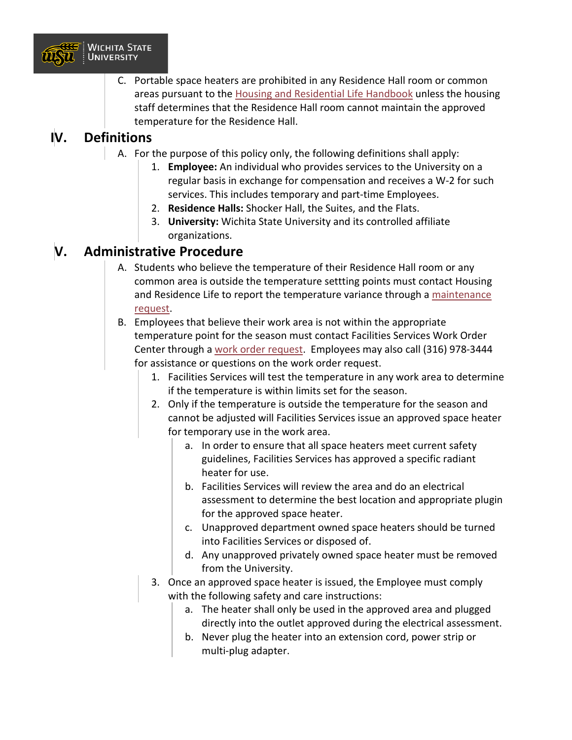C. Portable space heaters are prohibited in any Residence Hall room or common areas pursuant to the Housing and Residential Life Handbook unless the housing staff determines that the Residence Hall room cannot maintain the approved temperature for the Residence Hall.

## IV. Definitions

A. For the purpose of this policy only, the following definitions shall apply:

1. **Employee:** An individual who provides services to the University on a regular basis in exchange for compensation and receives a W-2 for such services. This includes temporary and part-time Employees.
2. **Residence Halls:** Shocker Hall, the Suites, and the Flats.
3. **University:** Wichita State University and its controlled affiliate organizations.

## V. Administrative Procedure

A. Students who believe the temperature of their Residence Hall room or any common area is outside the temperature settting points must contact Housing and Residence Life to report the temperature variance through a maintenance request.

B. Employees that believe their work area is not within the appropriate temperature point for the season must contact Facilities Services Work Order Center through a work order request. Employees may also call (316) 978-3444 for assistance or questions on the work order request.

1. Facilities Services will test the temperature in any work area to determine if the temperature is within limits set for the season.
2. Only if the temperature is outside the temperature for the season and cannot be adjusted will Facilities Services issue an approved space heater for temporary use in the work area.
   a. In order to ensure that all space heaters meet current safety guidelines, Facilities Services has approved a specific radiant heater for use.
   b. Facilities Services will review the area and do an electrical assessment to determine the best location and appropriate plugin for the approved space heater.
   c. Unapproved department owned space heaters should be turned into Facilities Services or disposed of.
   d. Any unapproved privately owned space heater must be removed from the University.
3. Once an approved space heater is issued, the Employee must comply with the following safety and care instructions:
   a. The heater shall only be used in the approved area and plugged directly into the outlet approved during the electrical assessment.
   b. Never plug the heater into an extension cord, power strip or multi-plug adapter.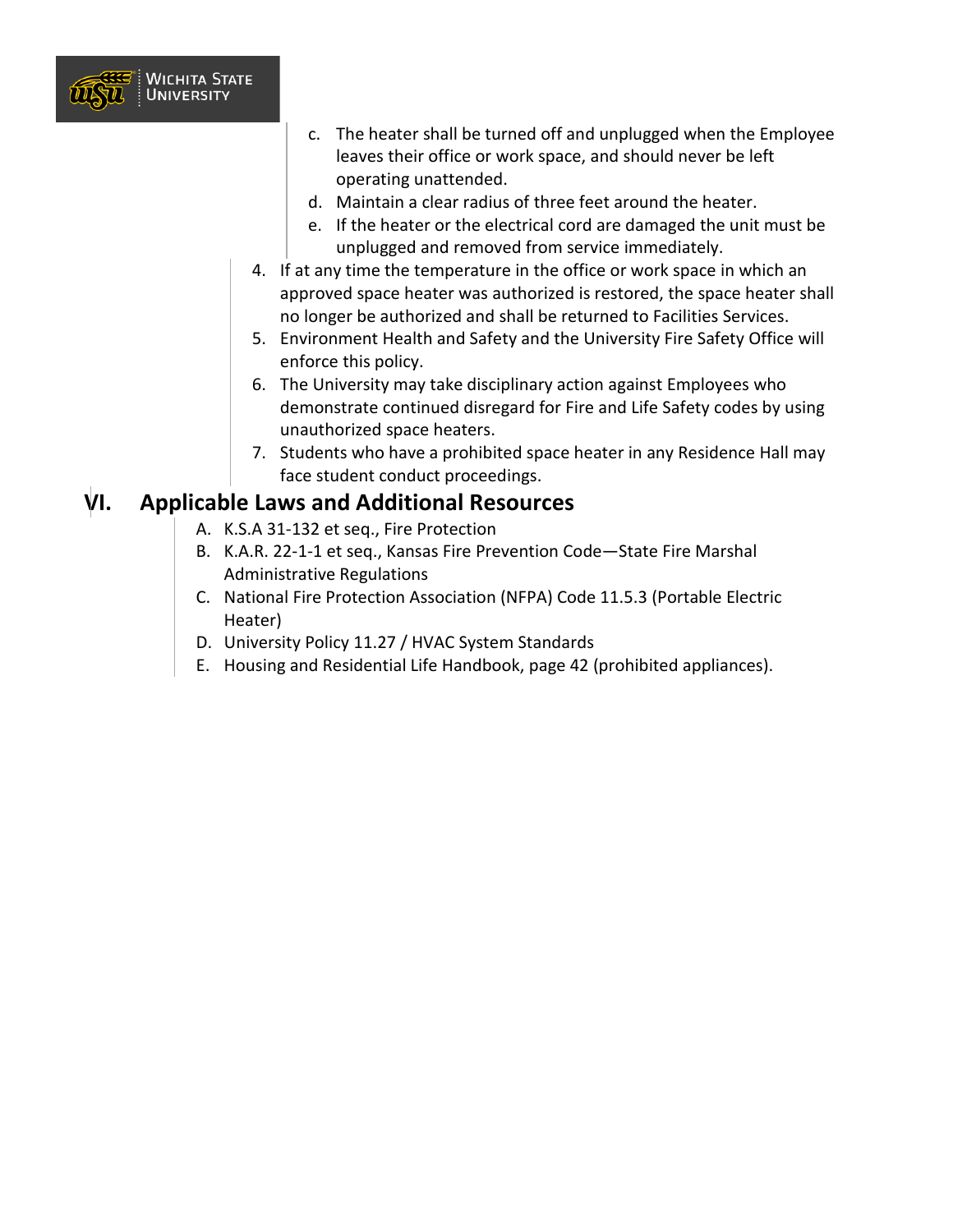c. The heater shall be turned off and unplugged when the Employee leaves their office or work space, and should never be left operating unattended.
d. Maintain a clear radius of three feet around the heater.
e. If the heater or the electrical cord are damaged the unit must be unplugged and removed from service immediately.

4. If at any time the temperature in the office or work space in which an approved space heater was authorized is restored, the space heater shall no longer be authorized and shall be returned to Facilities Services.
5. Environment Health and Safety and the University Fire Safety Office will enforce this policy.
6. The University may take disciplinary action against Employees who demonstrate continued disregard for Fire and Life Safety codes by using unauthorized space heaters.
7. Students who have a prohibited space heater in any Residence Hall may face student conduct proceedings.

## VI. Applicable Laws and Additional Resources

A. K.S.A 31-132 et seq., Fire Protection
B. K.A.R. 22-1-1 et seq., Kansas Fire Prevention Code—State Fire Marshal Administrative Regulations
C. National Fire Protection Association (NFPA) Code 11.5.3 (Portable Electric Heater)
D. University Policy 11.27 / HVAC System Standards
E. Housing and Residential Life Handbook, page 42 (prohibited appliances).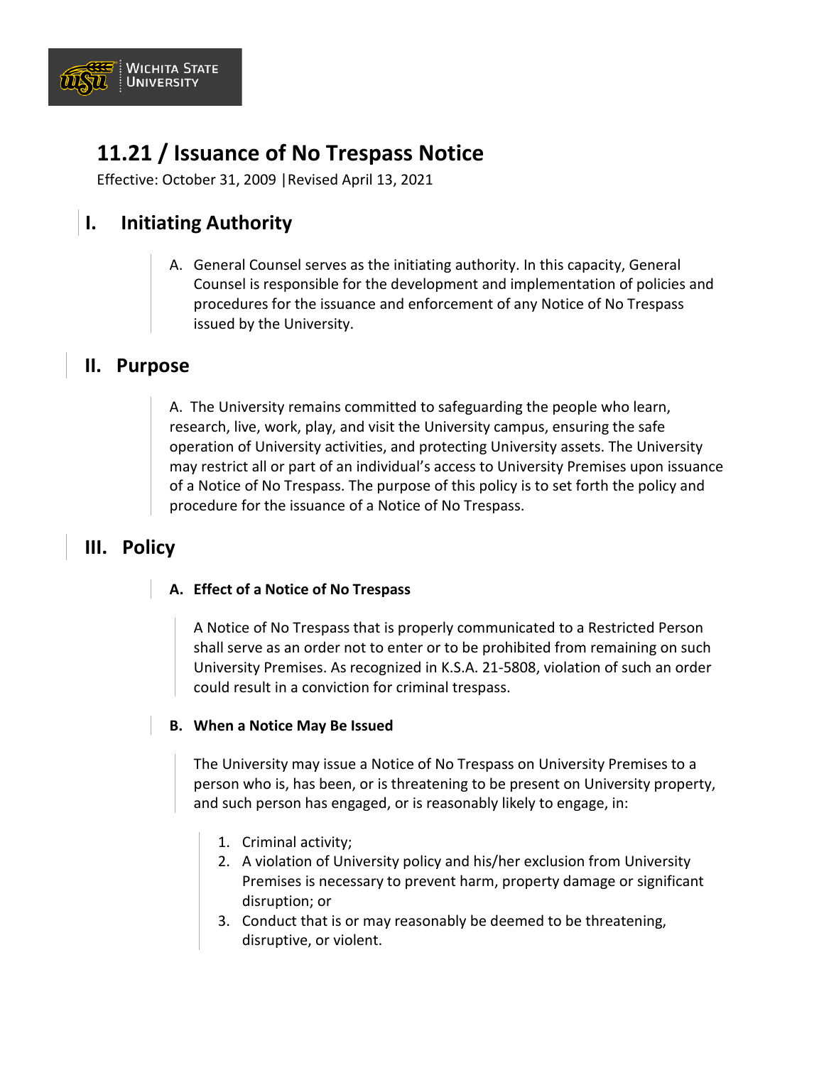# 11.21 / Issuance of No Trespass Notice

Effective: October 31, 2009 |Revised April 13, 2021

## I. Initiating Authority

A. General Counsel serves as the initiating authority. In this capacity, General Counsel is responsible for the development and implementation of policies and procedures for the issuance and enforcement of any Notice of No Trespass issued by the University.

## II. Purpose

A. The University remains committed to safeguarding the people who learn, research, live, work, play, and visit the University campus, ensuring the safe operation of University activities, and protecting University assets. The University may restrict all or part of an individual's access to University Premises upon issuance of a Notice of No Trespass. The purpose of this policy is to set forth the policy and procedure for the issuance of a Notice of No Trespass.

## III. Policy

### A. Effect of a Notice of No Trespass

A Notice of No Trespass that is properly communicated to a Restricted Person shall serve as an order not to enter or to be prohibited from remaining on such University Premises. As recognized in K.S.A. 21-5808, violation of such an order could result in a conviction for criminal trespass.

### B. When a Notice May Be Issued

The University may issue a Notice of No Trespass on University Premises to a person who is, has been, or is threatening to be present on University property, and such person has engaged, or is reasonably likely to engage, in:

1. Criminal activity;
2. A violation of University policy and his/her exclusion from University Premises is necessary to prevent harm, property damage or significant disruption; or
3. Conduct that is or may reasonably be deemed to be threatening, disruptive, or violent.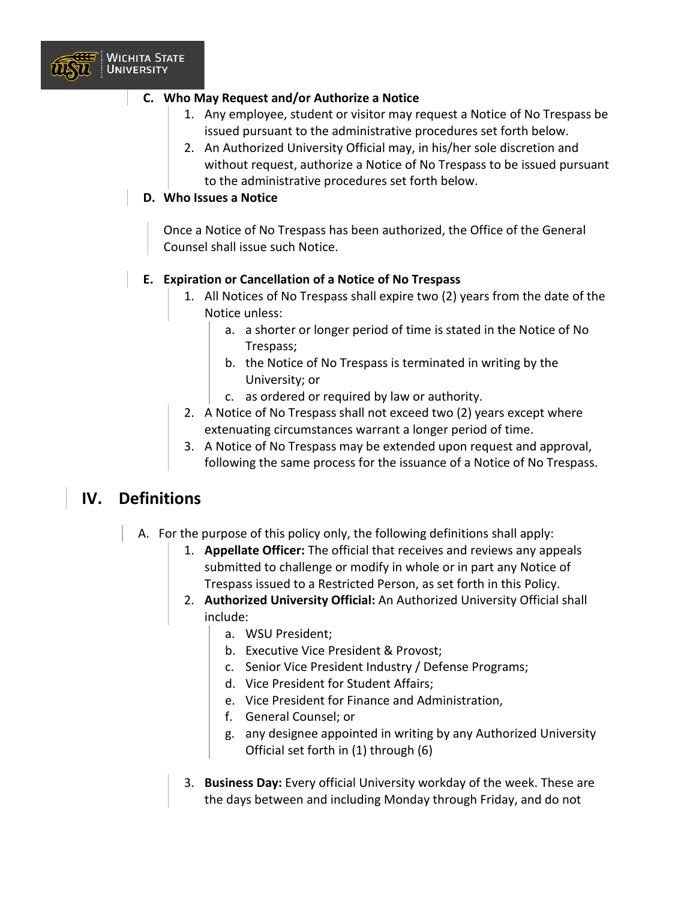**C. Who May Request and/or Authorize a Notice**

1. Any employee, student or visitor may request a Notice of No Trespass be issued pursuant to the administrative procedures set forth below.
2. An Authorized University Official may, in his/her sole discretion and without request, authorize a Notice of No Trespass to be issued pursuant to the administrative procedures set forth below.

**D. Who Issues a Notice**

Once a Notice of No Trespass has been authorized, the Office of the General Counsel shall issue such Notice.

**E. Expiration or Cancellation of a Notice of No Trespass**

1. All Notices of No Trespass shall expire two (2) years from the date of the Notice unless:
    a. a shorter or longer period of time is stated in the Notice of No Trespass;
    b. the Notice of No Trespass is terminated in writing by the University; or
    c. as ordered or required by law or authority.
2. A Notice of No Trespass shall not exceed two (2) years except where extenuating circumstances warrant a longer period of time.
3. A Notice of No Trespass may be extended upon request and approval, following the same process for the issuance of a Notice of No Trespass.

## IV. Definitions

A. For the purpose of this policy only, the following definitions shall apply:

1. **Appellate Officer:** The official that receives and reviews any appeals submitted to challenge or modify in whole or in part any Notice of Trespass issued to a Restricted Person, as set forth in this Policy.
2. **Authorized University Official:** An Authorized University Official shall include:
    a. WSU President;
    b. Executive Vice President & Provost;
    c. Senior Vice President Industry / Defense Programs;
    d. Vice President for Student Affairs;
    e. Vice President for Finance and Administration,
    f. General Counsel; or
    g. any designee appointed in writing by any Authorized University Official set forth in (1) through (6)
3. **Business Day:** Every official University workday of the week. These are the days between and including Monday through Friday, and do not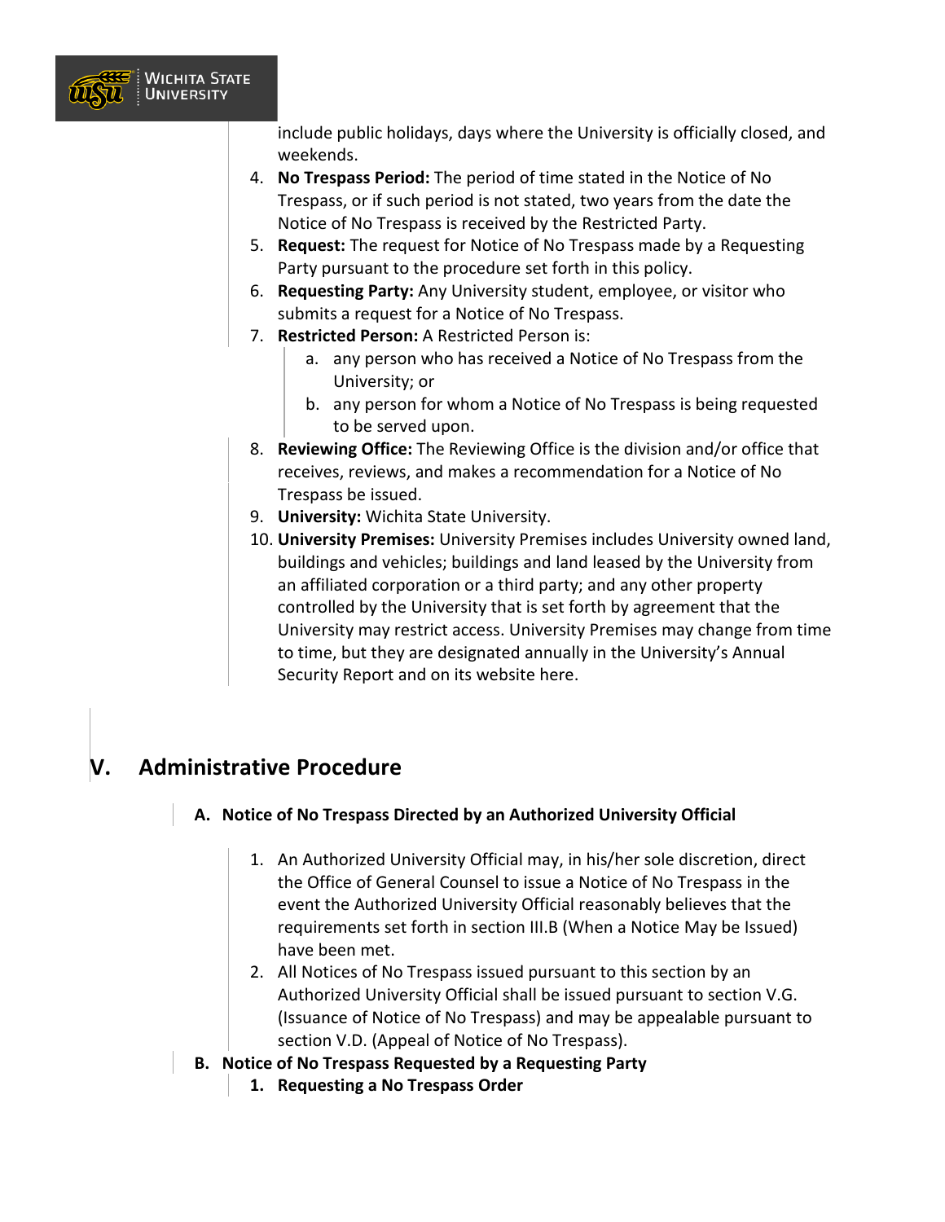include public holidays, days where the University is officially closed, and weekends.

4. **No Trespass Period:** The period of time stated in the Notice of No Trespass, or if such period is not stated, two years from the date the Notice of No Trespass is received by the Restricted Party.
5. **Request:** The request for Notice of No Trespass made by a Requesting Party pursuant to the procedure set forth in this policy.
6. **Requesting Party:** Any University student, employee, or visitor who submits a request for a Notice of No Trespass.
7. **Restricted Person:** A Restricted Person is:
   a. any person who has received a Notice of No Trespass from the University; or
   b. any person for whom a Notice of No Trespass is being requested to be served upon.
8. **Reviewing Office:** The Reviewing Office is the division and/or office that receives, reviews, and makes a recommendation for a Notice of No Trespass be issued.
9. **University:** Wichita State University.
10. **University Premises:** University Premises includes University owned land, buildings and vehicles; buildings and land leased by the University from an affiliated corporation or a third party; and any other property controlled by the University that is set forth by agreement that the University may restrict access. University Premises may change from time to time, but they are designated annually in the University's Annual Security Report and on its website here.

# V. Administrative Procedure

## A. Notice of No Trespass Directed by an Authorized University Official

1. An Authorized University Official may, in his/her sole discretion, direct the Office of General Counsel to issue a Notice of No Trespass in the event the Authorized University Official reasonably believes that the requirements set forth in section III.B (When a Notice May be Issued) have been met.
2. All Notices of No Trespass issued pursuant to this section by an Authorized University Official shall be issued pursuant to section V.G. (Issuance of Notice of No Trespass) and may be appealable pursuant to section V.D. (Appeal of Notice of No Trespass).

## B. Notice of No Trespass Requested by a Requesting Party

### 1. Requesting a No Trespass Order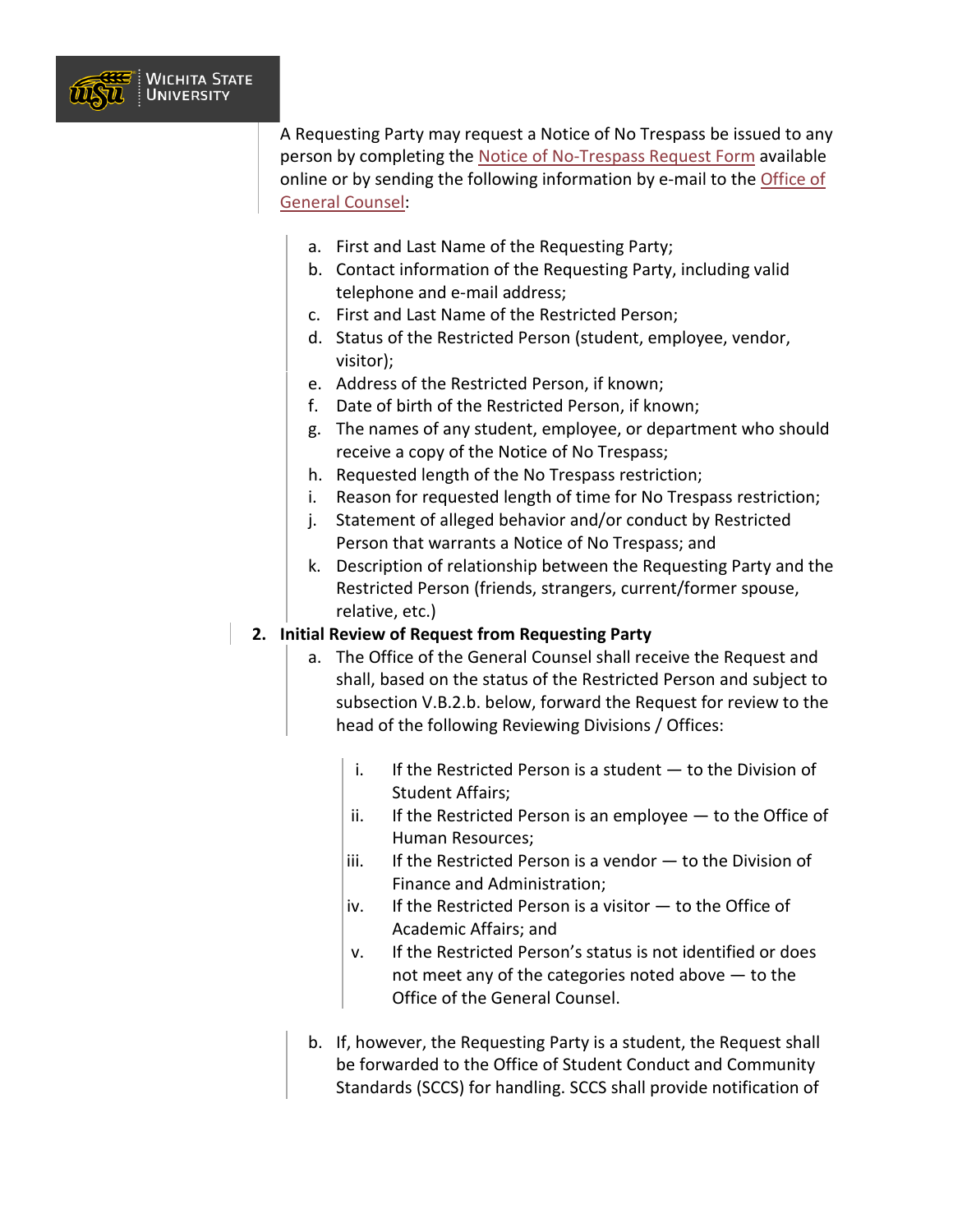A Requesting Party may request a Notice of No Trespass be issued to any person by completing the [Notice of No-Trespass Request Form]() available online or by sending the following information by e-mail to the [Office of General Counsel]():

a. First and Last Name of the Requesting Party;
b. Contact information of the Requesting Party, including valid telephone and e-mail address;
c. First and Last Name of the Restricted Person;
d. Status of the Restricted Person (student, employee, vendor, visitor);
e. Address of the Restricted Person, if known;
f. Date of birth of the Restricted Person, if known;
g. The names of any student, employee, or department who should receive a copy of the Notice of No Trespass;
h. Requested length of the No Trespass restriction;
i. Reason for requested length of time for No Trespass restriction;
j. Statement of alleged behavior and/or conduct by Restricted Person that warrants a Notice of No Trespass; and
k. Description of relationship between the Requesting Party and the Restricted Person (friends, strangers, current/former spouse, relative, etc.)

2. **Initial Review of Request from Requesting Party**
   a. The Office of the General Counsel shall receive the Request and shall, based on the status of the Restricted Person and subject to subsection V.B.2.b. below, forward the Request for review to the head of the following Reviewing Divisions / Offices:

      i. If the Restricted Person is a student — to the Division of Student Affairs;
      ii. If the Restricted Person is an employee — to the Office of Human Resources;
      iii. If the Restricted Person is a vendor — to the Division of Finance and Administration;
      iv. If the Restricted Person is a visitor — to the Office of Academic Affairs; and
      v. If the Restricted Person's status is not identified or does not meet any of the categories noted above — to the Office of the General Counsel.

   b. If, however, the Requesting Party is a student, the Request shall be forwarded to the Office of Student Conduct and Community Standards (SCCS) for handling. SCCS shall provide notification of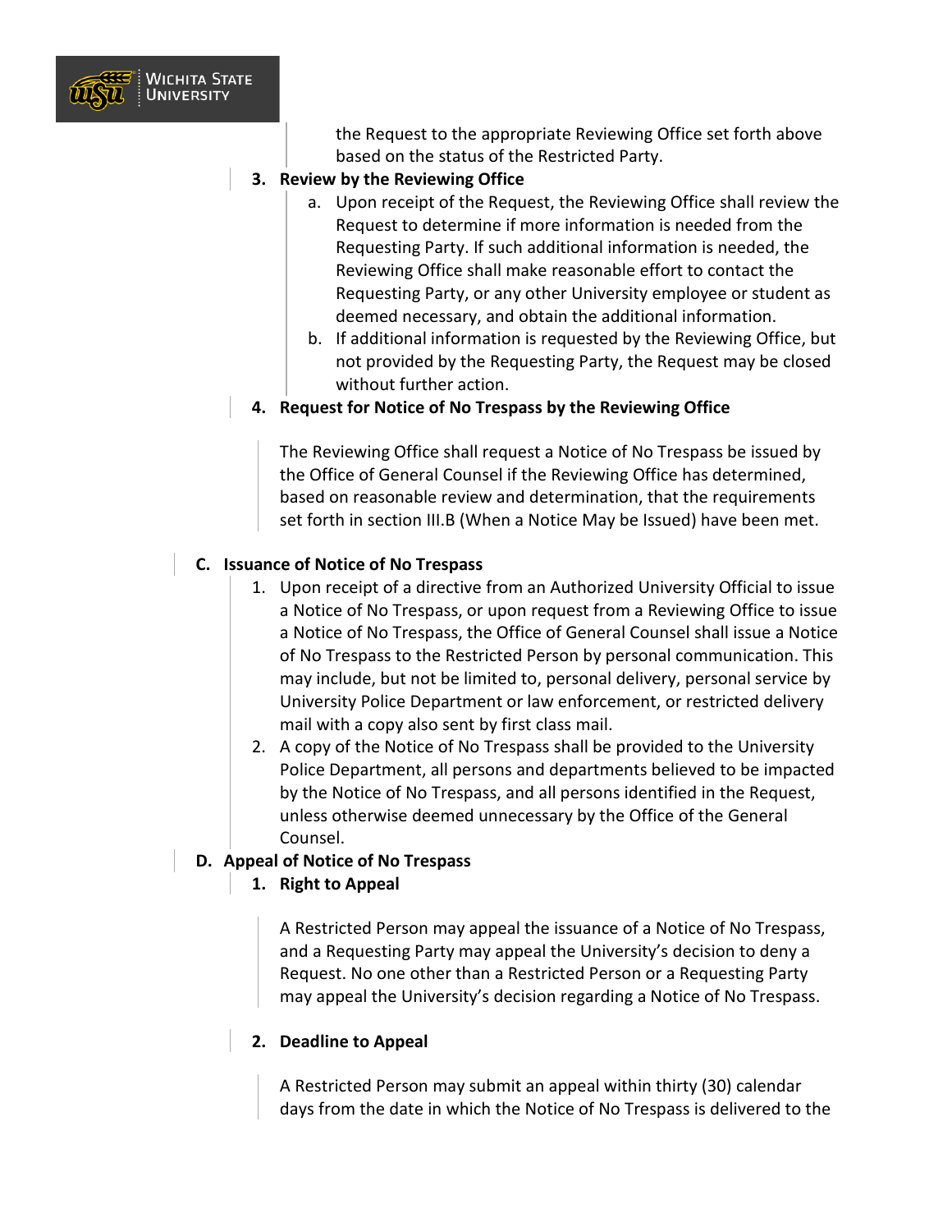the Request to the appropriate Reviewing Office set forth above based on the status of the Restricted Party.

3. **Review by the Reviewing Office**
   a. Upon receipt of the Request, the Reviewing Office shall review the Request to determine if more information is needed from the Requesting Party. If such additional information is needed, the Reviewing Office shall make reasonable effort to contact the Requesting Party, or any other University employee or student as deemed necessary, and obtain the additional information.
   b. If additional information is requested by the Reviewing Office, but not provided by the Requesting Party, the Request may be closed without further action.

4. **Request for Notice of No Trespass by the Reviewing Office**

   The Reviewing Office shall request a Notice of No Trespass be issued by the Office of General Counsel if the Reviewing Office has determined, based on reasonable review and determination, that the requirements set forth in section III.B (When a Notice May be Issued) have been met.

**C. Issuance of Notice of No Trespass**

1. Upon receipt of a directive from an Authorized University Official to issue a Notice of No Trespass, or upon request from a Reviewing Office to issue a Notice of No Trespass, the Office of General Counsel shall issue a Notice of No Trespass to the Restricted Person by personal communication. This may include, but not be limited to, personal delivery, personal service by University Police Department or law enforcement, or restricted delivery mail with a copy also sent by first class mail.
2. A copy of the Notice of No Trespass shall be provided to the University Police Department, all persons and departments believed to be impacted by the Notice of No Trespass, and all persons identified in the Request, unless otherwise deemed unnecessary by the Office of the General Counsel.

**D. Appeal of Notice of No Trespass**

1. **Right to Appeal**

   A Restricted Person may appeal the issuance of a Notice of No Trespass, and a Requesting Party may appeal the University's decision to deny a Request. No one other than a Restricted Person or a Requesting Party may appeal the University's decision regarding a Notice of No Trespass.

2. **Deadline to Appeal**

   A Restricted Person may submit an appeal within thirty (30) calendar days from the date in which the Notice of No Trespass is delivered to the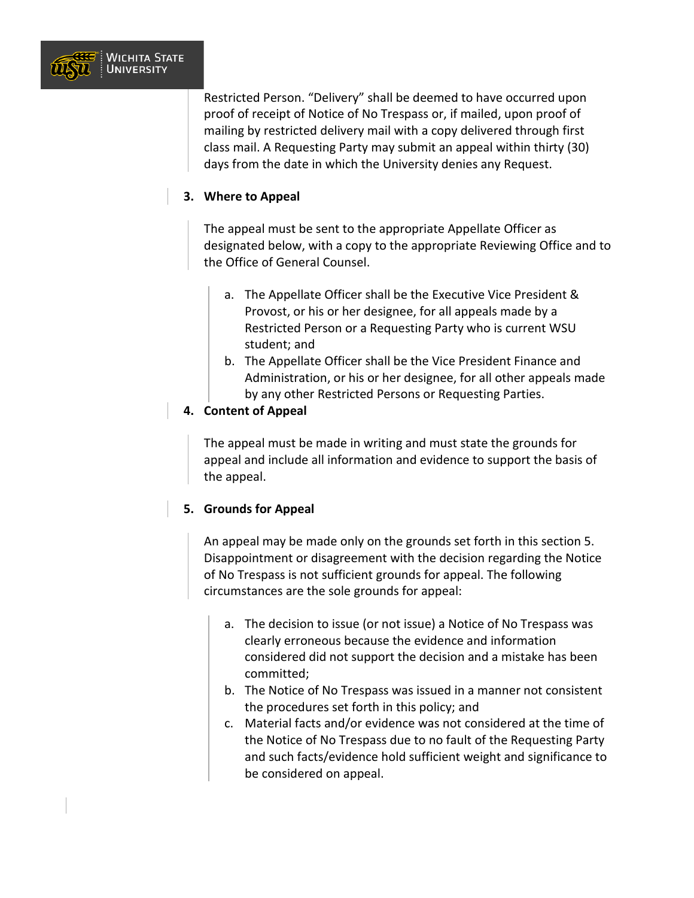Restricted Person. "Delivery" shall be deemed to have occurred upon proof of receipt of Notice of No Trespass or, if mailed, upon proof of mailing by restricted delivery mail with a copy delivered through first class mail. A Requesting Party may submit an appeal within thirty (30) days from the date in which the University denies any Request.

3. **Where to Appeal**

   The appeal must be sent to the appropriate Appellate Officer as designated below, with a copy to the appropriate Reviewing Office and to the Office of General Counsel.

   a. The Appellate Officer shall be the Executive Vice President & Provost, or his or her designee, for all appeals made by a Restricted Person or a Requesting Party who is current WSU student; and
   b. The Appellate Officer shall be the Vice President Finance and Administration, or his or her designee, for all other appeals made by any other Restricted Persons or Requesting Parties.

4. **Content of Appeal**

   The appeal must be made in writing and must state the grounds for appeal and include all information and evidence to support the basis of the appeal.

5. **Grounds for Appeal**

   An appeal may be made only on the grounds set forth in this section 5. Disappointment or disagreement with the decision regarding the Notice of No Trespass is not sufficient grounds for appeal. The following circumstances are the sole grounds for appeal:

   a. The decision to issue (or not issue) a Notice of No Trespass was clearly erroneous because the evidence and information considered did not support the decision and a mistake has been committed;
   b. The Notice of No Trespass was issued in a manner not consistent the procedures set forth in this policy; and
   c. Material facts and/or evidence was not considered at the time of the Notice of No Trespass due to no fault of the Requesting Party and such facts/evidence hold sufficient weight and significance to be considered on appeal.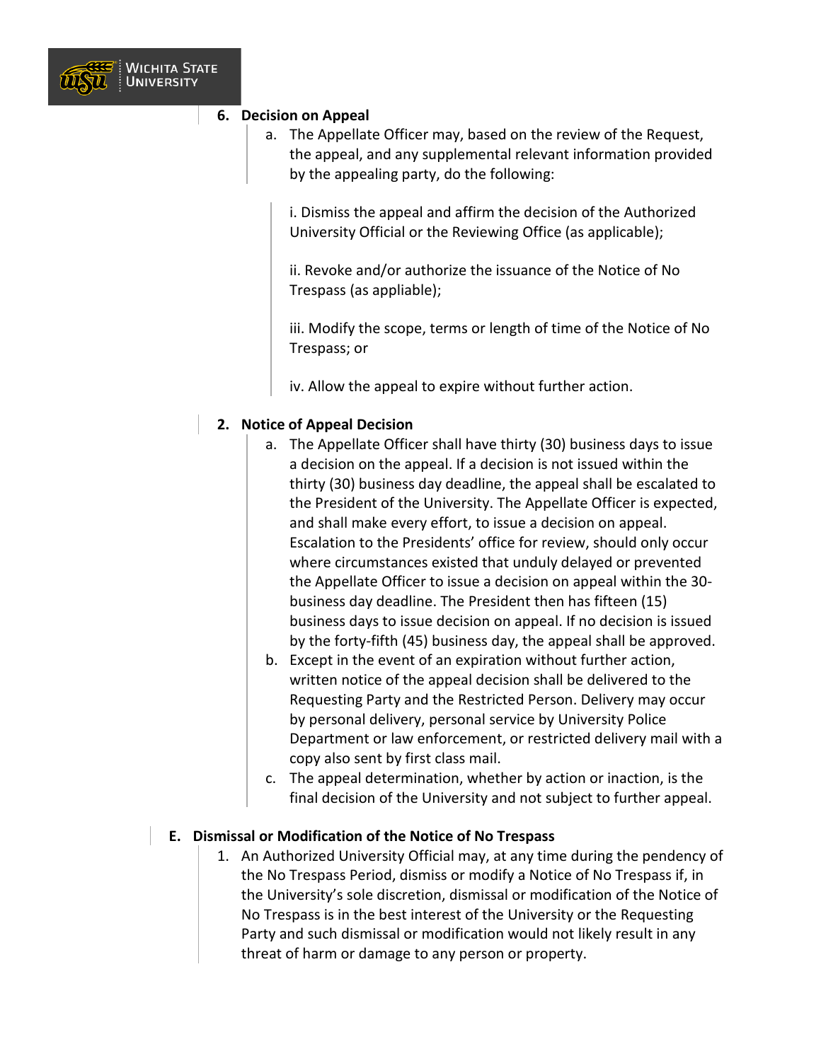6. **Decision on Appeal**

   a. The Appellate Officer may, based on the review of the Request, the appeal, and any supplemental relevant information provided by the appealing party, do the following:

      i. Dismiss the appeal and affirm the decision of the Authorized University Official or the Reviewing Office (as applicable);

      ii. Revoke and/or authorize the issuance of the Notice of No Trespass (as appliable);

      iii. Modify the scope, terms or length of time of the Notice of No Trespass; or

      iv. Allow the appeal to expire without further action.

2. **Notice of Appeal Decision**

   a. The Appellate Officer shall have thirty (30) business days to issue a decision on the appeal. If a decision is not issued within the thirty (30) business day deadline, the appeal shall be escalated to the President of the University. The Appellate Officer is expected, and shall make every effort, to issue a decision on appeal. Escalation to the Presidents' office for review, should only occur where circumstances existed that unduly delayed or prevented the Appellate Officer to issue a decision on appeal within the 30-business day deadline. The President then has fifteen (15) business days to issue decision on appeal. If no decision is issued by the forty-fifth (45) business day, the appeal shall be approved.
   b. Except in the event of an expiration without further action, written notice of the appeal decision shall be delivered to the Requesting Party and the Restricted Person. Delivery may occur by personal delivery, personal service by University Police Department or law enforcement, or restricted delivery mail with a copy also sent by first class mail.
   c. The appeal determination, whether by action or inaction, is the final decision of the University and not subject to further appeal.

**E. Dismissal or Modification of the Notice of No Trespass**

1. An Authorized University Official may, at any time during the pendency of the No Trespass Period, dismiss or modify a Notice of No Trespass if, in the University's sole discretion, dismissal or modification of the Notice of No Trespass is in the best interest of the University or the Requesting Party and such dismissal or modification would not likely result in any threat of harm or damage to any person or property.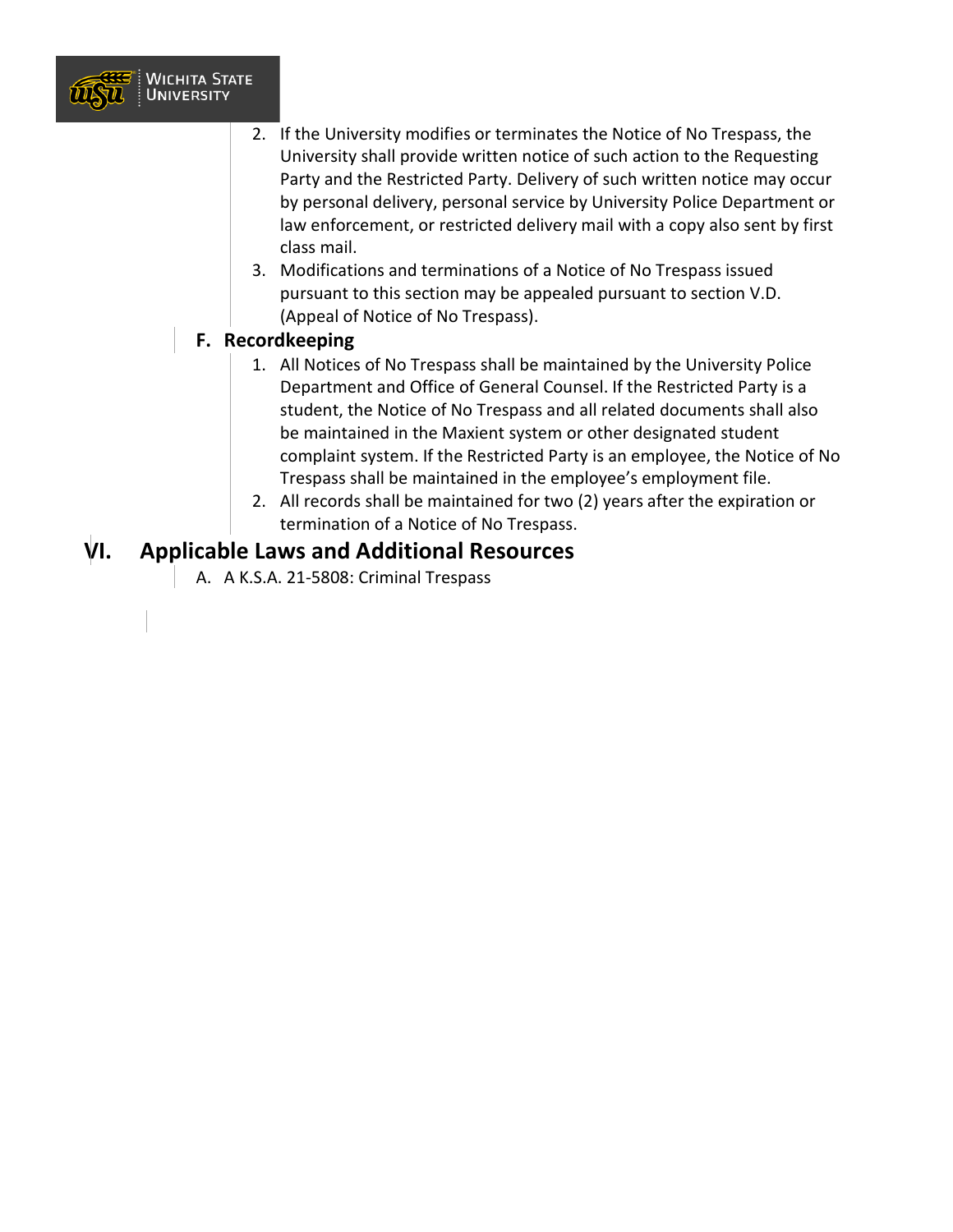2. If the University modifies or terminates the Notice of No Trespass, the University shall provide written notice of such action to the Requesting Party and the Restricted Party. Delivery of such written notice may occur by personal delivery, personal service by University Police Department or law enforcement, or restricted delivery mail with a copy also sent by first class mail.
3. Modifications and terminations of a Notice of No Trespass issued pursuant to this section may be appealed pursuant to section V.D. (Appeal of Notice of No Trespass).

### F. Recordkeeping

1. All Notices of No Trespass shall be maintained by the University Police Department and Office of General Counsel. If the Restricted Party is a student, the Notice of No Trespass and all related documents shall also be maintained in the Maxient system or other designated student complaint system. If the Restricted Party is an employee, the Notice of No Trespass shall be maintained in the employee's employment file.
2. All records shall be maintained for two (2) years after the expiration or termination of a Notice of No Trespass.

## VI. Applicable Laws and Additional Resources

A. A K.S.A. 21-5808: Criminal Trespass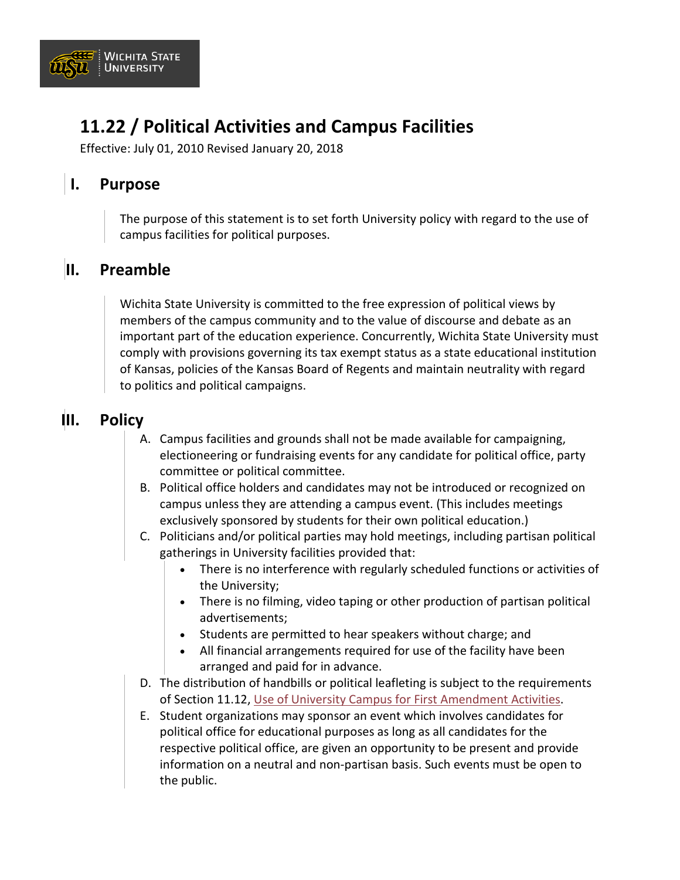# 11.22 / Political Activities and Campus Facilities

Effective: July 01, 2010 Revised January 20, 2018

## I. Purpose

The purpose of this statement is to set forth University policy with regard to the use of campus facilities for political purposes.

## II. Preamble

Wichita State University is committed to the free expression of political views by members of the campus community and to the value of discourse and debate as an important part of the education experience. Concurrently, Wichita State University must comply with provisions governing its tax exempt status as a state educational institution of Kansas, policies of the Kansas Board of Regents and maintain neutrality with regard to politics and political campaigns.

## III. Policy

A. Campus facilities and grounds shall not be made available for campaigning, electioneering or fundraising events for any candidate for political office, party committee or political committee.

B. Political office holders and candidates may not be introduced or recognized on campus unless they are attending a campus event. (This includes meetings exclusively sponsored by students for their own political education.)

C. Politicians and/or political parties may hold meetings, including partisan political gatherings in University facilities provided that:
   - There is no interference with regularly scheduled functions or activities of the University;
   - There is no filming, video taping or other production of partisan political advertisements;
   - Students are permitted to hear speakers without charge; and
   - All financial arrangements required for use of the facility have been arranged and paid for in advance.

D. The distribution of handbills or political leafleting is subject to the requirements of Section 11.12, Use of University Campus for First Amendment Activities.

E. Student organizations may sponsor an event which involves candidates for political office for educational purposes as long as all candidates for the respective political office, are given an opportunity to be present and provide information on a neutral and non-partisan basis. Such events must be open to the public.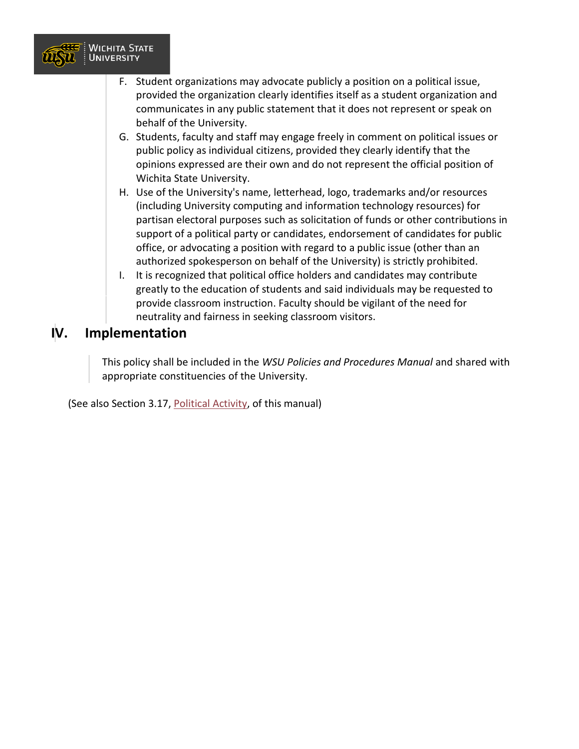F. Student organizations may advocate publicly a position on a political issue, provided the organization clearly identifies itself as a student organization and communicates in any public statement that it does not represent or speak on behalf of the University.
G. Students, faculty and staff may engage freely in comment on political issues or public policy as individual citizens, provided they clearly identify that the opinions expressed are their own and do not represent the official position of Wichita State University.
H. Use of the University's name, letterhead, logo, trademarks and/or resources (including University computing and information technology resources) for partisan electoral purposes such as solicitation of funds or other contributions in support of a political party or candidates, endorsement of candidates for public office, or advocating a position with regard to a public issue (other than an authorized spokesperson on behalf of the University) is strictly prohibited.
I. It is recognized that political office holders and candidates may contribute greatly to the education of students and said individuals may be requested to provide classroom instruction. Faculty should be vigilant of the need for neutrality and fairness in seeking classroom visitors.

## IV. Implementation

This policy shall be included in the *WSU Policies and Procedures Manual* and shared with appropriate constituencies of the University.

(See also Section 3.17, Political Activity, of this manual)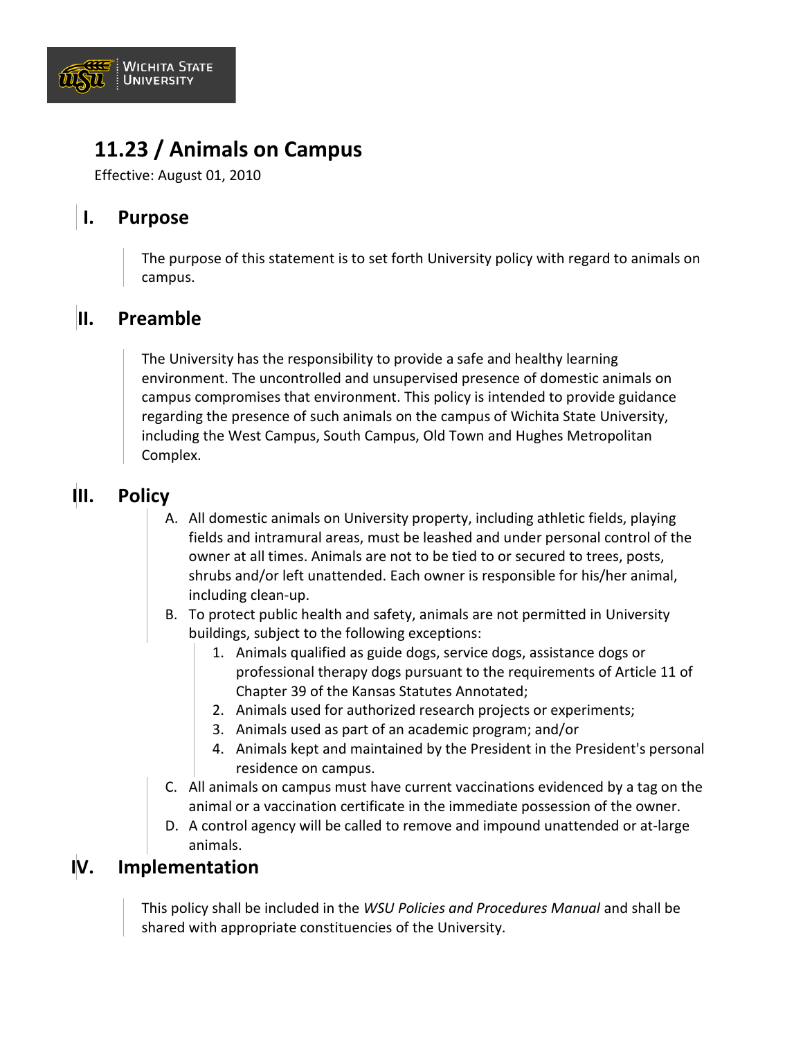# 11.23 / Animals on Campus

Effective: August 01, 2010

## I. Purpose

The purpose of this statement is to set forth University policy with regard to animals on campus.

## II. Preamble

The University has the responsibility to provide a safe and healthy learning environment. The uncontrolled and unsupervised presence of domestic animals on campus compromises that environment. This policy is intended to provide guidance regarding the presence of such animals on the campus of Wichita State University, including the West Campus, South Campus, Old Town and Hughes Metropolitan Complex.

## III. Policy

A. All domestic animals on University property, including athletic fields, playing fields and intramural areas, must be leashed and under personal control of the owner at all times. Animals are not to be tied to or secured to trees, posts, shrubs and/or left unattended. Each owner is responsible for his/her animal, including clean-up.

B. To protect public health and safety, animals are not permitted in University buildings, subject to the following exceptions:

   1. Animals qualified as guide dogs, service dogs, assistance dogs or professional therapy dogs pursuant to the requirements of Article 11 of Chapter 39 of the Kansas Statutes Annotated;
   2. Animals used for authorized research projects or experiments;
   3. Animals used as part of an academic program; and/or
   4. Animals kept and maintained by the President in the President's personal residence on campus.

C. All animals on campus must have current vaccinations evidenced by a tag on the animal or a vaccination certificate in the immediate possession of the owner.

D. A control agency will be called to remove and impound unattended or at-large animals.

## IV. Implementation

This policy shall be included in the *WSU Policies and Procedures Manual* and shall be shared with appropriate constituencies of the University.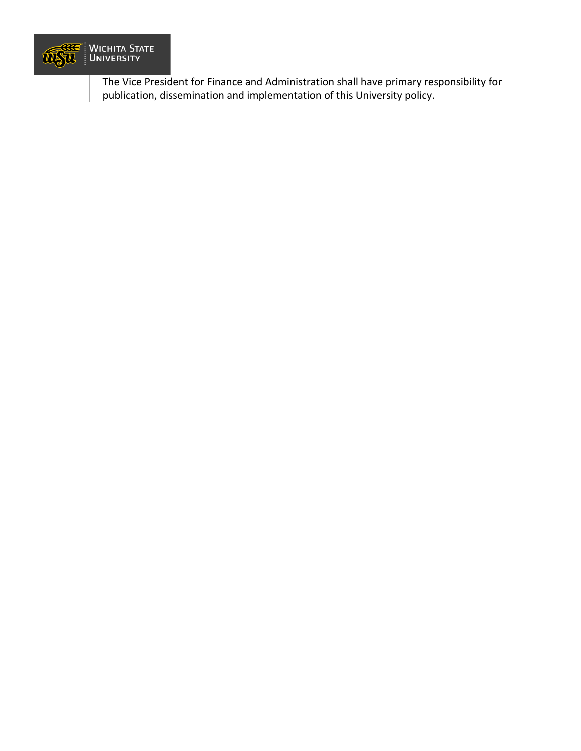The Vice President for Finance and Administration shall have primary responsibility for publication, dissemination and implementation of this University policy.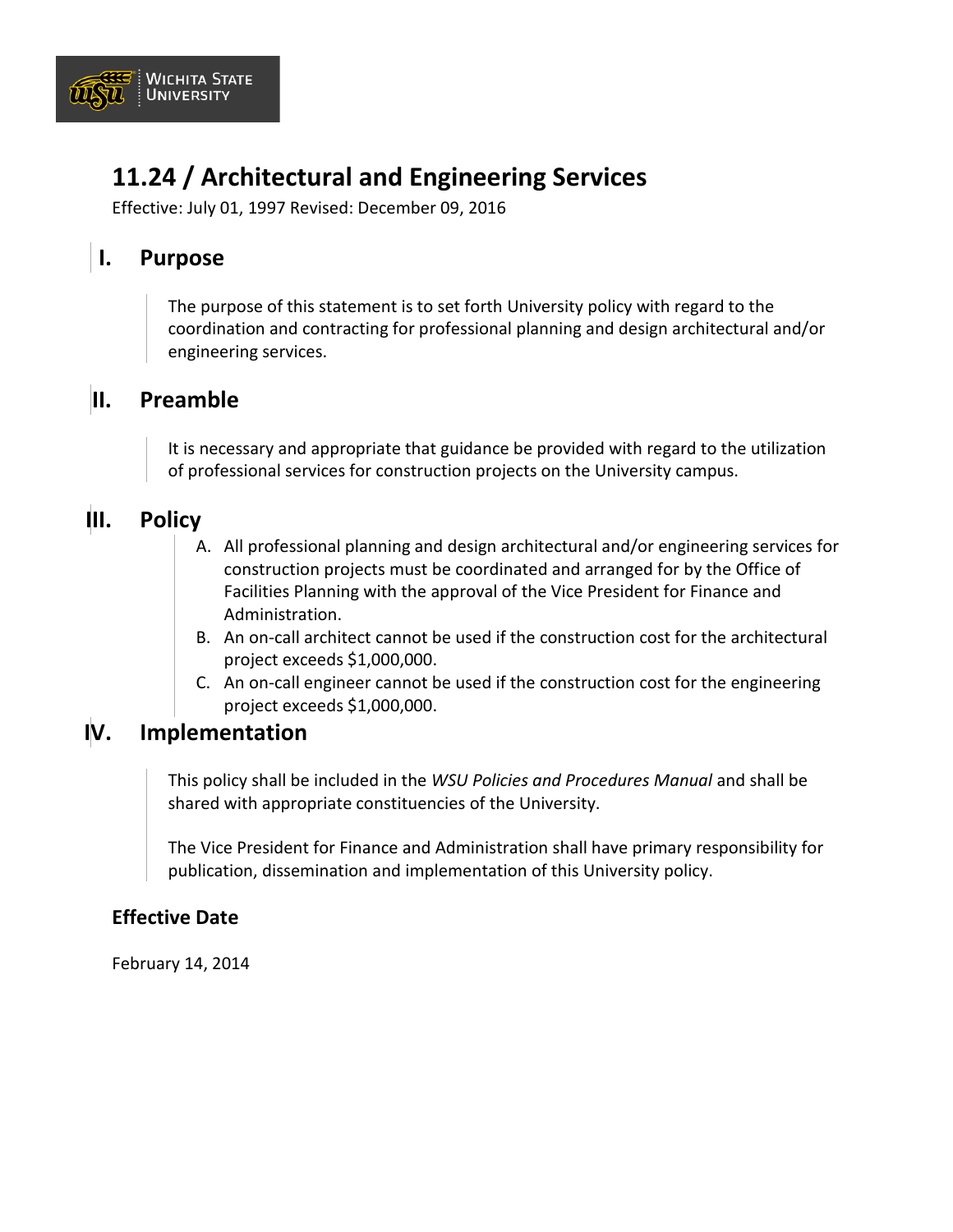# 11.24 / Architectural and Engineering Services

Effective: July 01, 1997 Revised: December 09, 2016

## I. Purpose

The purpose of this statement is to set forth University policy with regard to the coordination and contracting for professional planning and design architectural and/or engineering services.

## II. Preamble

It is necessary and appropriate that guidance be provided with regard to the utilization of professional services for construction projects on the University campus.

## III. Policy

A. All professional planning and design architectural and/or engineering services for construction projects must be coordinated and arranged for by the Office of Facilities Planning with the approval of the Vice President for Finance and Administration.
B. An on-call architect cannot be used if the construction cost for the architectural project exceeds $1,000,000.
C. An on-call engineer cannot be used if the construction cost for the engineering project exceeds $1,000,000.

## IV. Implementation

This policy shall be included in the *WSU Policies and Procedures Manual* and shall be shared with appropriate constituencies of the University.

The Vice President for Finance and Administration shall have primary responsibility for publication, dissemination and implementation of this University policy.

### Effective Date

February 14, 2014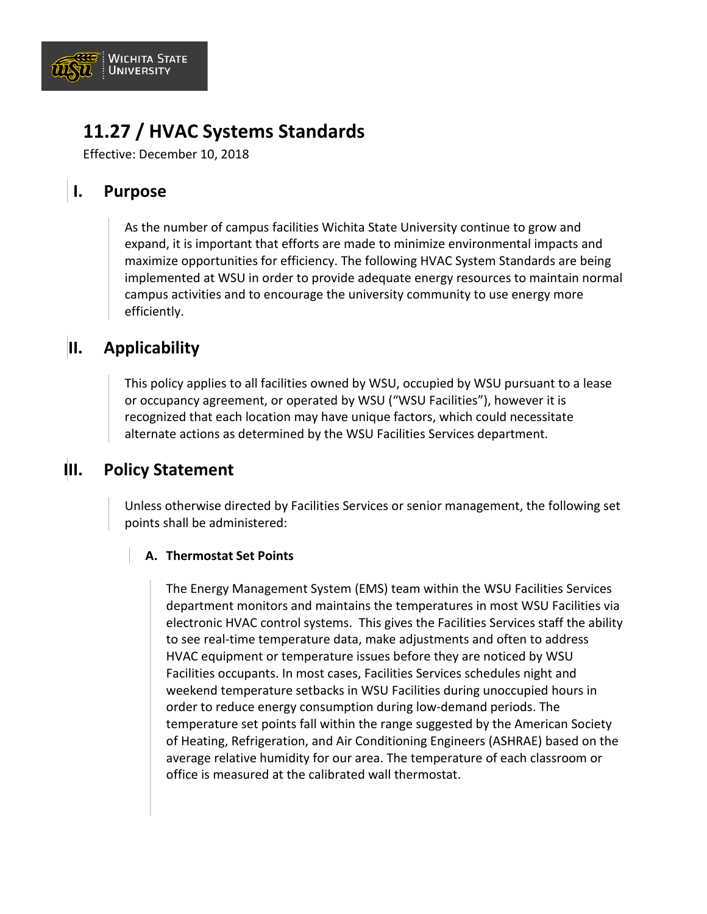# 11.27 / HVAC Systems Standards

Effective: December 10, 2018

## I. Purpose

As the number of campus facilities Wichita State University continue to grow and expand, it is important that efforts are made to minimize environmental impacts and maximize opportunities for efficiency. The following HVAC System Standards are being implemented at WSU in order to provide adequate energy resources to maintain normal campus activities and to encourage the university community to use energy more efficiently.

## II. Applicability

This policy applies to all facilities owned by WSU, occupied by WSU pursuant to a lease or occupancy agreement, or operated by WSU ("WSU Facilities"), however it is recognized that each location may have unique factors, which could necessitate alternate actions as determined by the WSU Facilities Services department.

## III. Policy Statement

Unless otherwise directed by Facilities Services or senior management, the following set points shall be administered:

### A. Thermostat Set Points

The Energy Management System (EMS) team within the WSU Facilities Services department monitors and maintains the temperatures in most WSU Facilities via electronic HVAC control systems. This gives the Facilities Services staff the ability to see real-time temperature data, make adjustments and often to address HVAC equipment or temperature issues before they are noticed by WSU Facilities occupants. In most cases, Facilities Services schedules night and weekend temperature setbacks in WSU Facilities during unoccupied hours in order to reduce energy consumption during low-demand periods. The temperature set points fall within the range suggested by the American Society of Heating, Refrigeration, and Air Conditioning Engineers (ASHRAE) based on the average relative humidity for our area. The temperature of each classroom or office is measured at the calibrated wall thermostat.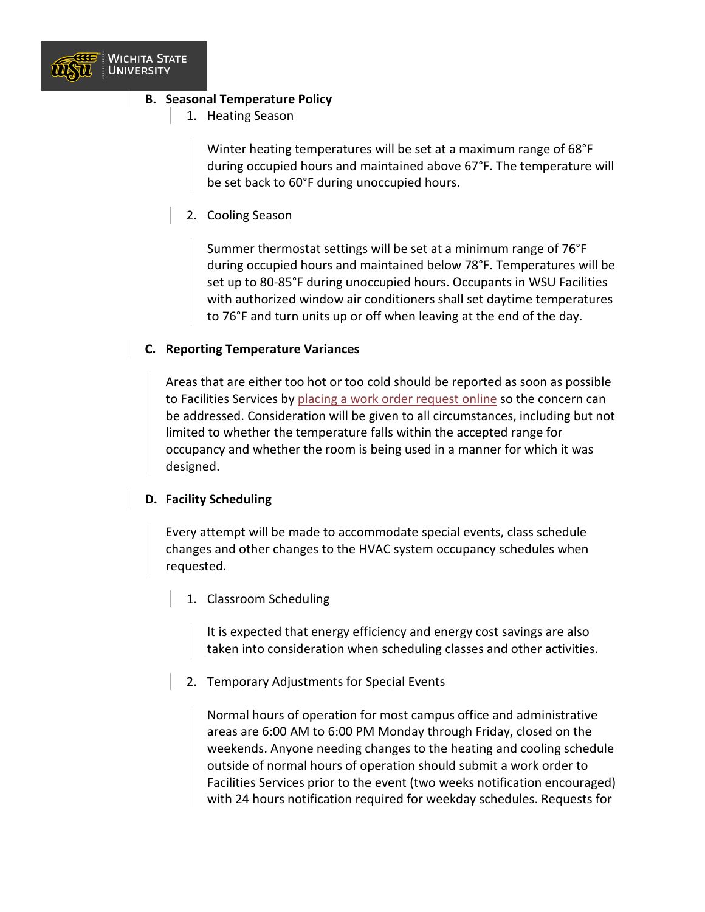**B. Seasonal Temperature Policy**

1. Heating Season

   Winter heating temperatures will be set at a maximum range of 68°F during occupied hours and maintained above 67°F. The temperature will be set back to 60°F during unoccupied hours.

2. Cooling Season

   Summer thermostat settings will be set at a minimum range of 76°F during occupied hours and maintained below 78°F. Temperatures will be set up to 80-85°F during unoccupied hours. Occupants in WSU Facilities with authorized window air conditioners shall set daytime temperatures to 76°F and turn units up or off when leaving at the end of the day.

**C. Reporting Temperature Variances**

Areas that are either too hot or too cold should be reported as soon as possible to Facilities Services by placing a work order request online so the concern can be addressed. Consideration will be given to all circumstances, including but not limited to whether the temperature falls within the accepted range for occupancy and whether the room is being used in a manner for which it was designed.

**D. Facility Scheduling**

Every attempt will be made to accommodate special events, class schedule changes and other changes to the HVAC system occupancy schedules when requested.

1. Classroom Scheduling

   It is expected that energy efficiency and energy cost savings are also taken into consideration when scheduling classes and other activities.

2. Temporary Adjustments for Special Events

   Normal hours of operation for most campus office and administrative areas are 6:00 AM to 6:00 PM Monday through Friday, closed on the weekends. Anyone needing changes to the heating and cooling schedule outside of normal hours of operation should submit a work order to Facilities Services prior to the event (two weeks notification encouraged) with 24 hours notification required for weekday schedules. Requests for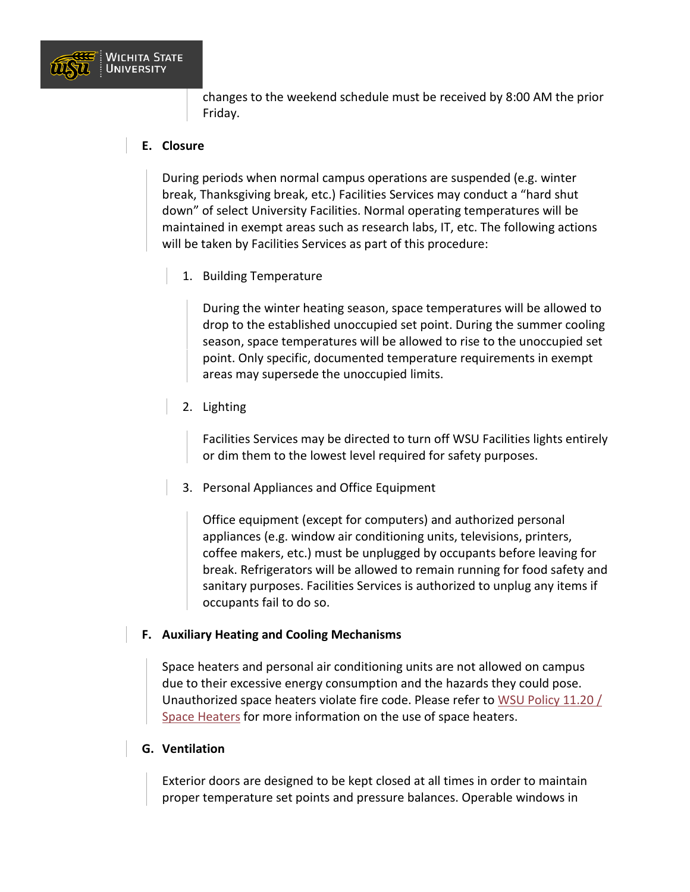changes to the weekend schedule must be received by 8:00 AM the prior Friday.

**E. Closure**

During periods when normal campus operations are suspended (e.g. winter break, Thanksgiving break, etc.) Facilities Services may conduct a "hard shut down" of select University Facilities. Normal operating temperatures will be maintained in exempt areas such as research labs, IT, etc. The following actions will be taken by Facilities Services as part of this procedure:

1. Building Temperature

   During the winter heating season, space temperatures will be allowed to drop to the established unoccupied set point. During the summer cooling season, space temperatures will be allowed to rise to the unoccupied set point. Only specific, documented temperature requirements in exempt areas may supersede the unoccupied limits.

2. Lighting

   Facilities Services may be directed to turn off WSU Facilities lights entirely or dim them to the lowest level required for safety purposes.

3. Personal Appliances and Office Equipment

   Office equipment (except for computers) and authorized personal appliances (e.g. window air conditioning units, televisions, printers, coffee makers, etc.) must be unplugged by occupants before leaving for break. Refrigerators will be allowed to remain running for food safety and sanitary purposes. Facilities Services is authorized to unplug any items if occupants fail to do so.

**F. Auxiliary Heating and Cooling Mechanisms**

Space heaters and personal air conditioning units are not allowed on campus due to their excessive energy consumption and the hazards they could pose. Unauthorized space heaters violate fire code. Please refer to WSU Policy 11.20 / Space Heaters for more information on the use of space heaters.

**G. Ventilation**

Exterior doors are designed to be kept closed at all times in order to maintain proper temperature set points and pressure balances. Operable windows in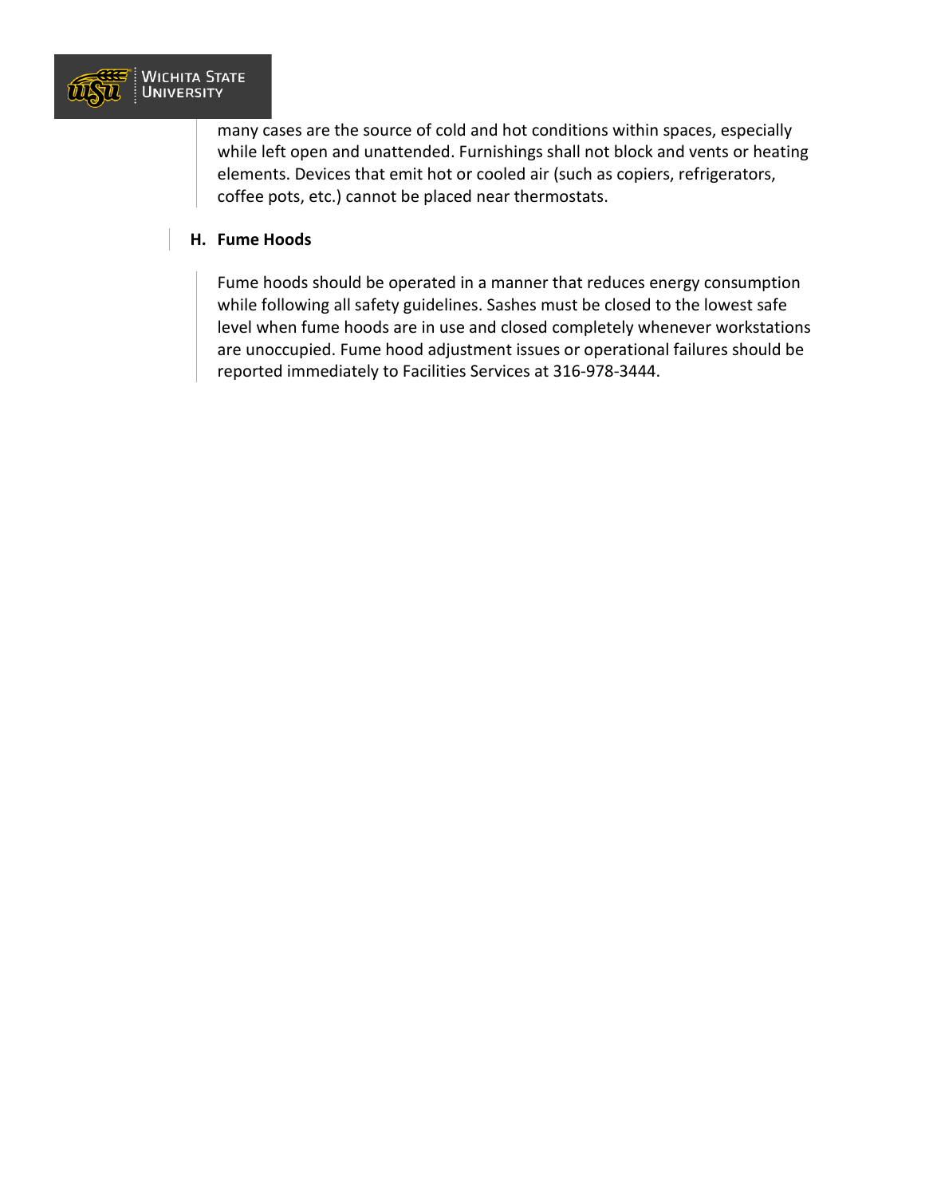many cases are the source of cold and hot conditions within spaces, especially while left open and unattended. Furnishings shall not block and vents or heating elements. Devices that emit hot or cooled air (such as copiers, refrigerators, coffee pots, etc.) cannot be placed near thermostats.

### H. Fume Hoods

Fume hoods should be operated in a manner that reduces energy consumption while following all safety guidelines. Sashes must be closed to the lowest safe level when fume hoods are in use and closed completely whenever workstations are unoccupied. Fume hood adjustment issues or operational failures should be reported immediately to Facilities Services at 316-978-3444.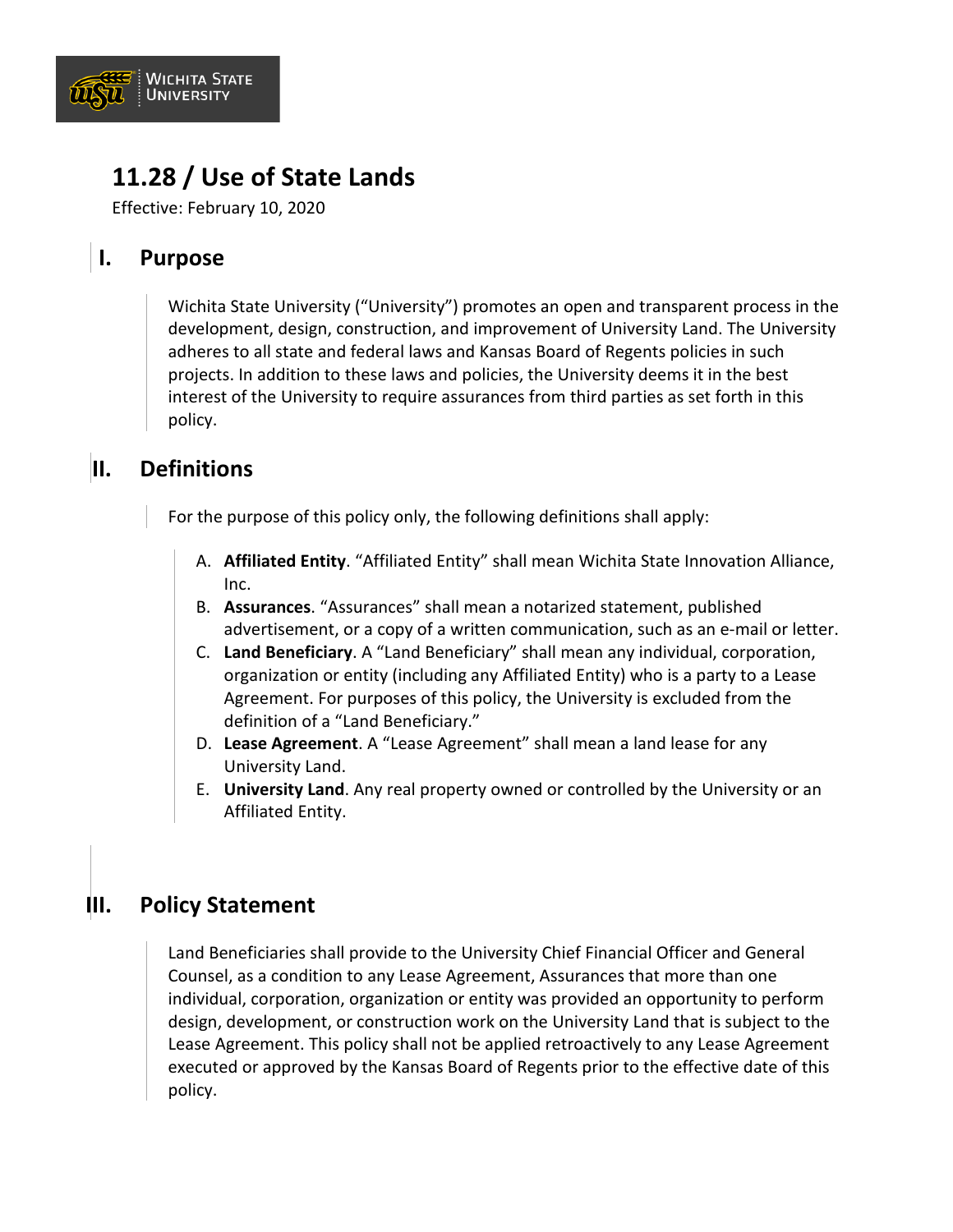# 11.28 / Use of State Lands

Effective: February 10, 2020

## I. Purpose

Wichita State University ("University") promotes an open and transparent process in the development, design, construction, and improvement of University Land. The University adheres to all state and federal laws and Kansas Board of Regents policies in such projects. In addition to these laws and policies, the University deems it in the best interest of the University to require assurances from third parties as set forth in this policy.

## II. Definitions

For the purpose of this policy only, the following definitions shall apply:

A. **Affiliated Entity**. "Affiliated Entity" shall mean Wichita State Innovation Alliance, Inc.
B. **Assurances**. "Assurances" shall mean a notarized statement, published advertisement, or a copy of a written communication, such as an e-mail or letter.
C. **Land Beneficiary**. A "Land Beneficiary" shall mean any individual, corporation, organization or entity (including any Affiliated Entity) who is a party to a Lease Agreement. For purposes of this policy, the University is excluded from the definition of a "Land Beneficiary."
D. **Lease Agreement**. A "Lease Agreement" shall mean a land lease for any University Land.
E. **University Land**. Any real property owned or controlled by the University or an Affiliated Entity.

## III. Policy Statement

Land Beneficiaries shall provide to the University Chief Financial Officer and General Counsel, as a condition to any Lease Agreement, Assurances that more than one individual, corporation, organization or entity was provided an opportunity to perform design, development, or construction work on the University Land that is subject to the Lease Agreement. This policy shall not be applied retroactively to any Lease Agreement executed or approved by the Kansas Board of Regents prior to the effective date of this policy.